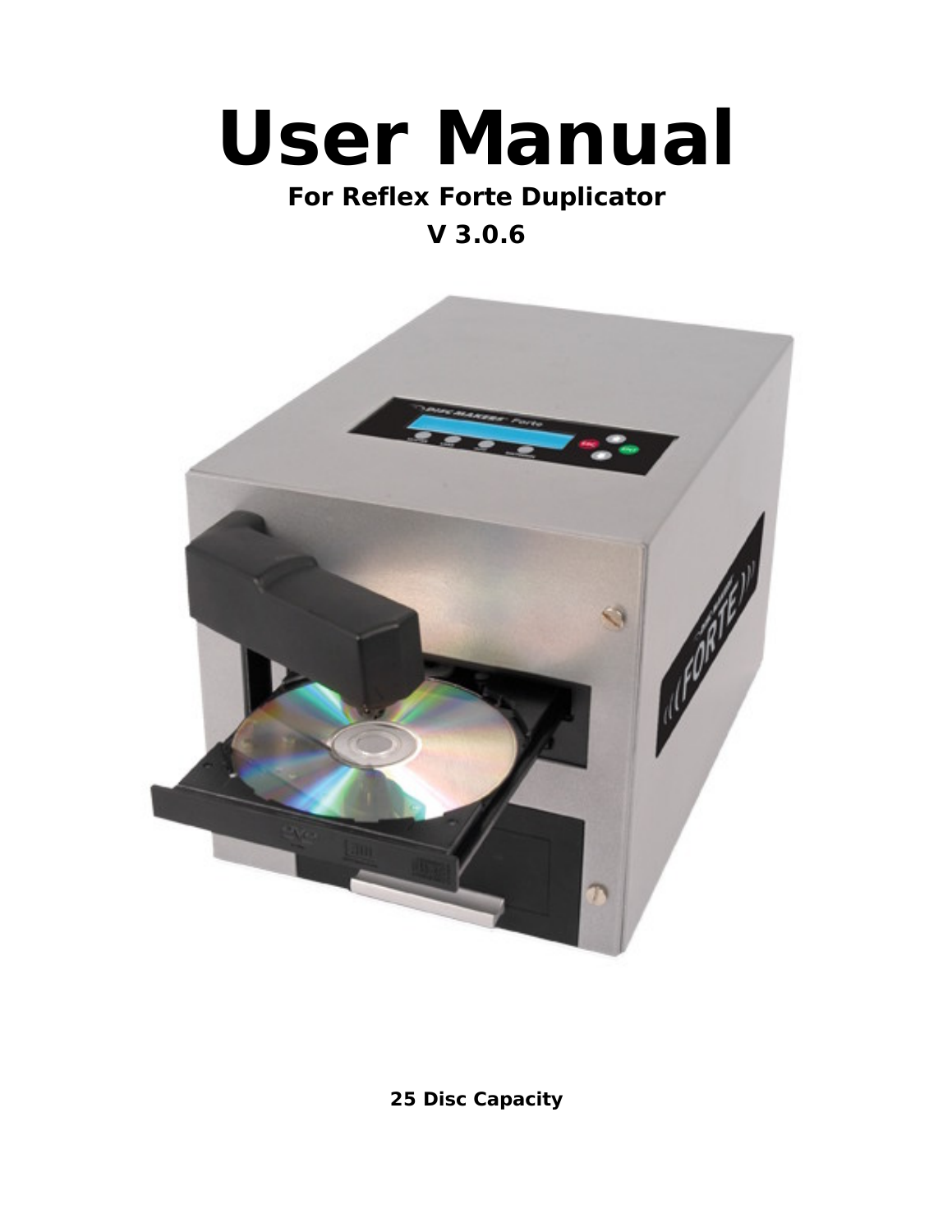# User Manual

**For Reflex Forte Duplicator**

**V 3.0.6**

**25 Disc Capacity**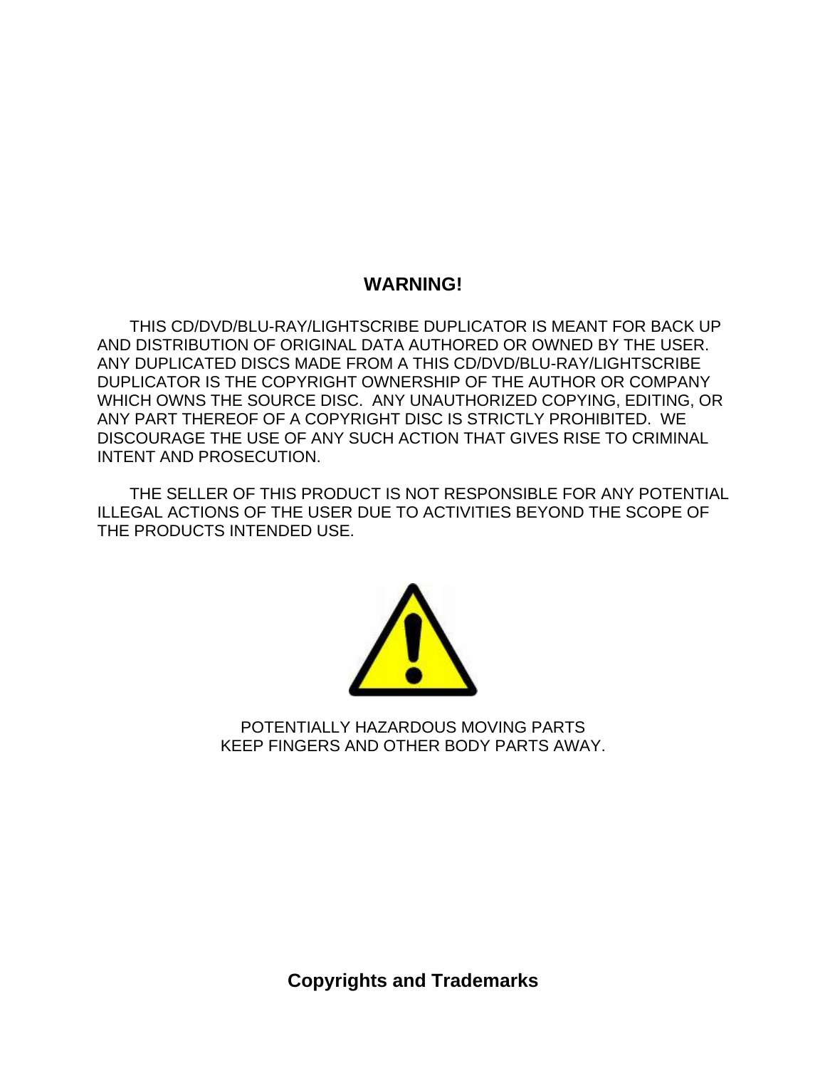## WARNING!

THIS CD/DVD/BLU-RAY/LIGHTSCRIBE DUPLICATOR IS MEANT FOR BACK UP AND DISTRIBUTION OF ORIGINAL DATA AUTHORED OR OWNED BY THE USER. ANY DUPLICATED DISCS MADE FROM A THIS CD/DVD/BLU-RAY/LIGHTSCRIBE DUPLICATOR IS THE COPYRIGHT OWNERSHIP OF THE AUTHOR OR COMPANY WHICH OWNS THE SOURCE DISC. ANY UNAUTHORIZED COPYING, EDITING, OR ANY PART THEREOF OF A COPYRIGHT DISC IS STRICTLY PROHIBITED. WE DISCOURAGE THE USE OF ANY SUCH ACTION THAT GIVES RISE TO CRIMINAL INTENT AND PROSECUTION.

THE SELLER OF THIS PRODUCT IS NOT RESPONSIBLE FOR ANY POTENTIAL ILLEGAL ACTIONS OF THE USER DUE TO ACTIVITIES BEYOND THE SCOPE OF THE PRODUCTS INTENDED USE.

POTENTIALLY HAZARDOUS MOVING PARTS
KEEP FINGERS AND OTHER BODY PARTS AWAY.

## Copyrights and Trademarks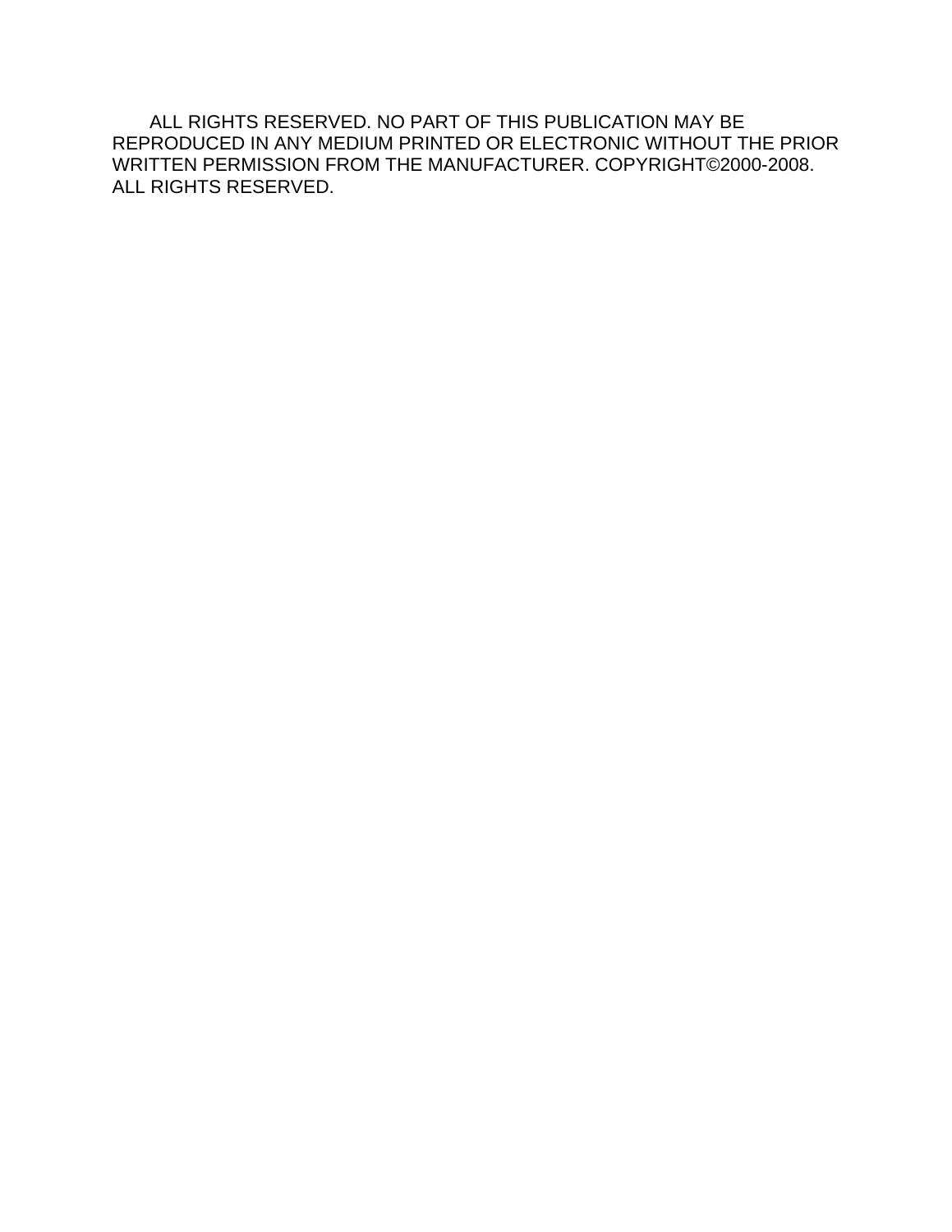ALL RIGHTS RESERVED. NO PART OF THIS PUBLICATION MAY BE REPRODUCED IN ANY MEDIUM PRINTED OR ELECTRONIC WITHOUT THE PRIOR WRITTEN PERMISSION FROM THE MANUFACTURER. COPYRIGHT©2000-2008. ALL RIGHTS RESERVED.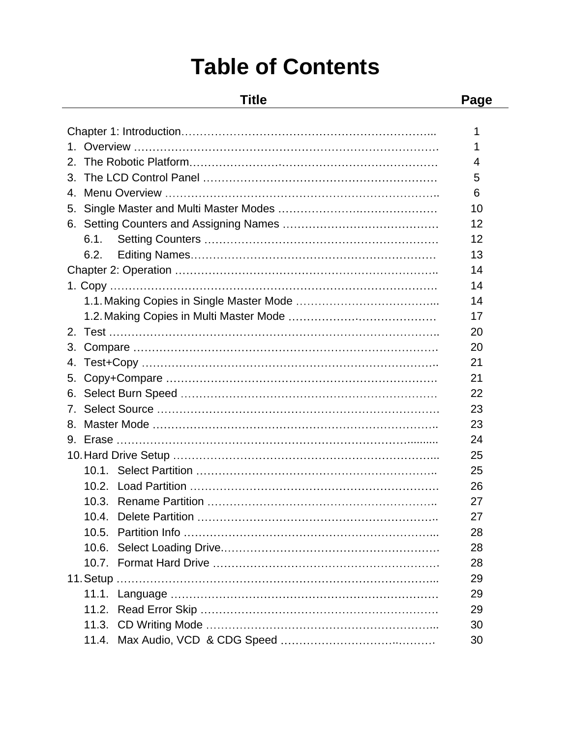# Table of Contents

| Title | Page |
|---|---|
| Chapter 1: Introduction | 1 |
| 1. Overview | 1 |
| 2. The Robotic Platform | 4 |
| 3. The LCD Control Panel | 5 |
| 4. Menu Overview | 6 |
| 5. Single Master and Multi Master Modes | 10 |
| 6. Setting Counters and Assigning Names | 12 |
| 6.1. Setting Counters | 12 |
| 6.2. Editing Names | 13 |
| Chapter 2: Operation | 14 |
| 1. Copy | 14 |
| 1.1. Making Copies in Single Master Mode | 14 |
| 1.2. Making Copies in Multi Master Mode | 17 |
| 2. Test | 20 |
| 3. Compare | 20 |
| 4. Test+Copy | 21 |
| 5. Copy+Compare | 21 |
| 6. Select Burn Speed | 22 |
| 7. Select Source | 23 |
| 8. Master Mode | 23 |
| 9. Erase | 24 |
| 10. Hard Drive Setup | 25 |
| 10.1. Select Partition | 25 |
| 10.2. Load Partition | 26 |
| 10.3. Rename Partition | 27 |
| 10.4. Delete Partition | 27 |
| 10.5. Partition Info | 28 |
| 10.6. Select Loading Drive | 28 |
| 10.7. Format Hard Drive | 28 |
| 11. Setup | 29 |
| 11.1. Language | 29 |
| 11.2. Read Error Skip | 29 |
| 11.3. CD Writing Mode | 30 |
| 11.4. Max Audio, VCD & CDG Speed | 30 |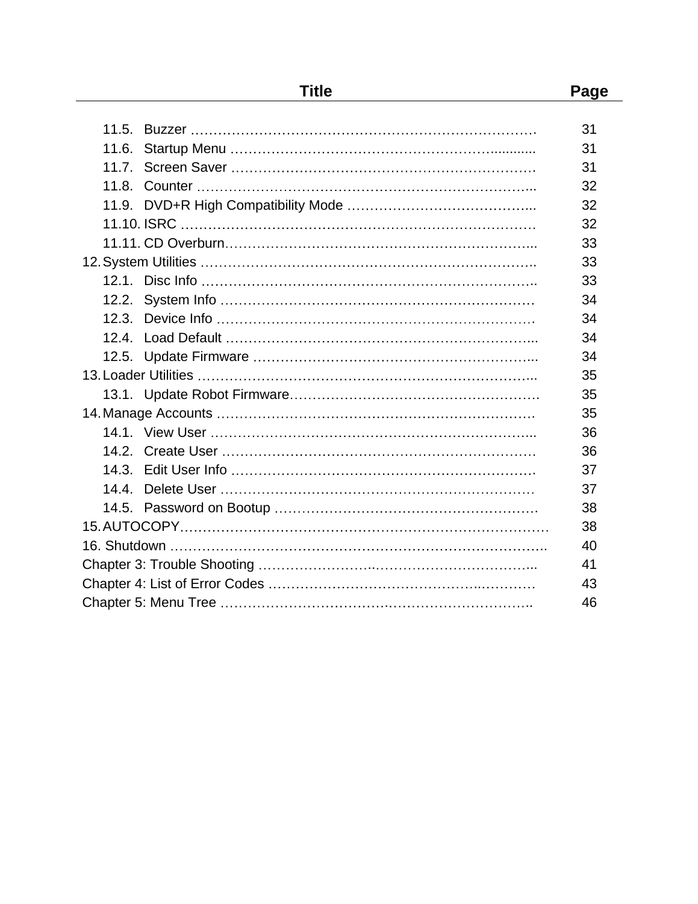| Title | Page |
|---|---|
| 11.5. Buzzer | 31 |
| 11.6. Startup Menu | 31 |
| 11.7. Screen Saver | 31 |
| 11.8. Counter | 32 |
| 11.9. DVD+R High Compatibility Mode | 32 |
| 11.10. ISRC | 32 |
| 11.11. CD Overburn | 33 |
| 12. System Utilities | 33 |
| 12.1. Disc Info | 33 |
| 12.2. System Info | 34 |
| 12.3. Device Info | 34 |
| 12.4. Load Default | 34 |
| 12.5. Update Firmware | 34 |
| 13. Loader Utilities | 35 |
| 13.1. Update Robot Firmware | 35 |
| 14. Manage Accounts | 35 |
| 14.1. View User | 36 |
| 14.2. Create User | 36 |
| 14.3. Edit User Info | 37 |
| 14.4. Delete User | 37 |
| 14.5. Password on Bootup | 38 |
| 15. AUTOCOPY | 38 |
| 16. Shutdown | 40 |
| Chapter 3: Trouble Shooting | 41 |
| Chapter 4: List of Error Codes | 43 |
| Chapter 5: Menu Tree | 46 |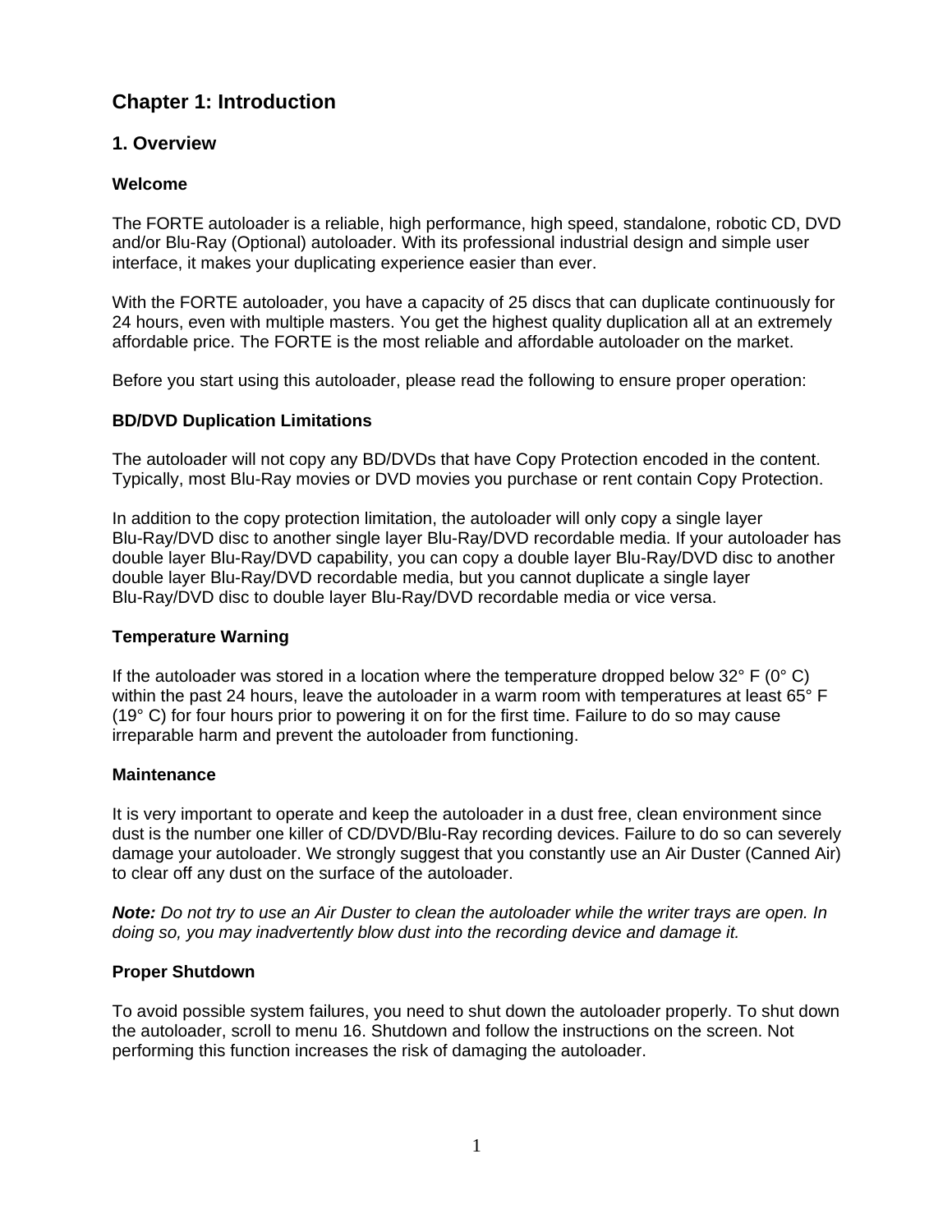# Chapter 1: Introduction

## 1. Overview

### Welcome

The FORTE autoloader is a reliable, high performance, high speed, standalone, robotic CD, DVD and/or Blu-Ray (Optional) autoloader. With its professional industrial design and simple user interface, it makes your duplicating experience easier than ever.

With the FORTE autoloader, you have a capacity of 25 discs that can duplicate continuously for 24 hours, even with multiple masters. You get the highest quality duplication all at an extremely affordable price. The FORTE is the most reliable and affordable autoloader on the market.

Before you start using this autoloader, please read the following to ensure proper operation:

### BD/DVD Duplication Limitations

The autoloader will not copy any BD/DVDs that have Copy Protection encoded in the content. Typically, most Blu-Ray movies or DVD movies you purchase or rent contain Copy Protection.

In addition to the copy protection limitation, the autoloader will only copy a single layer Blu-Ray/DVD disc to another single layer Blu-Ray/DVD recordable media. If your autoloader has double layer Blu-Ray/DVD capability, you can copy a double layer Blu-Ray/DVD disc to another double layer Blu-Ray/DVD recordable media, but you cannot duplicate a single layer Blu-Ray/DVD disc to double layer Blu-Ray/DVD recordable media or vice versa.

### Temperature Warning

If the autoloader was stored in a location where the temperature dropped below 32° F (0° C) within the past 24 hours, leave the autoloader in a warm room with temperatures at least 65° F (19° C) for four hours prior to powering it on for the first time. Failure to do so may cause irreparable harm and prevent the autoloader from functioning.

### Maintenance

It is very important to operate and keep the autoloader in a dust free, clean environment since dust is the number one killer of CD/DVD/Blu-Ray recording devices. Failure to do so can severely damage your autoloader. We strongly suggest that you constantly use an Air Duster (Canned Air) to clear off any dust on the surface of the autoloader.

***Note:*** *Do not try to use an Air Duster to clean the autoloader while the writer trays are open. In doing so, you may inadvertently blow dust into the recording device and damage it.*

### Proper Shutdown

To avoid possible system failures, you need to shut down the autoloader properly. To shut down the autoloader, scroll to menu 16. Shutdown and follow the instructions on the screen. Not performing this function increases the risk of damaging the autoloader.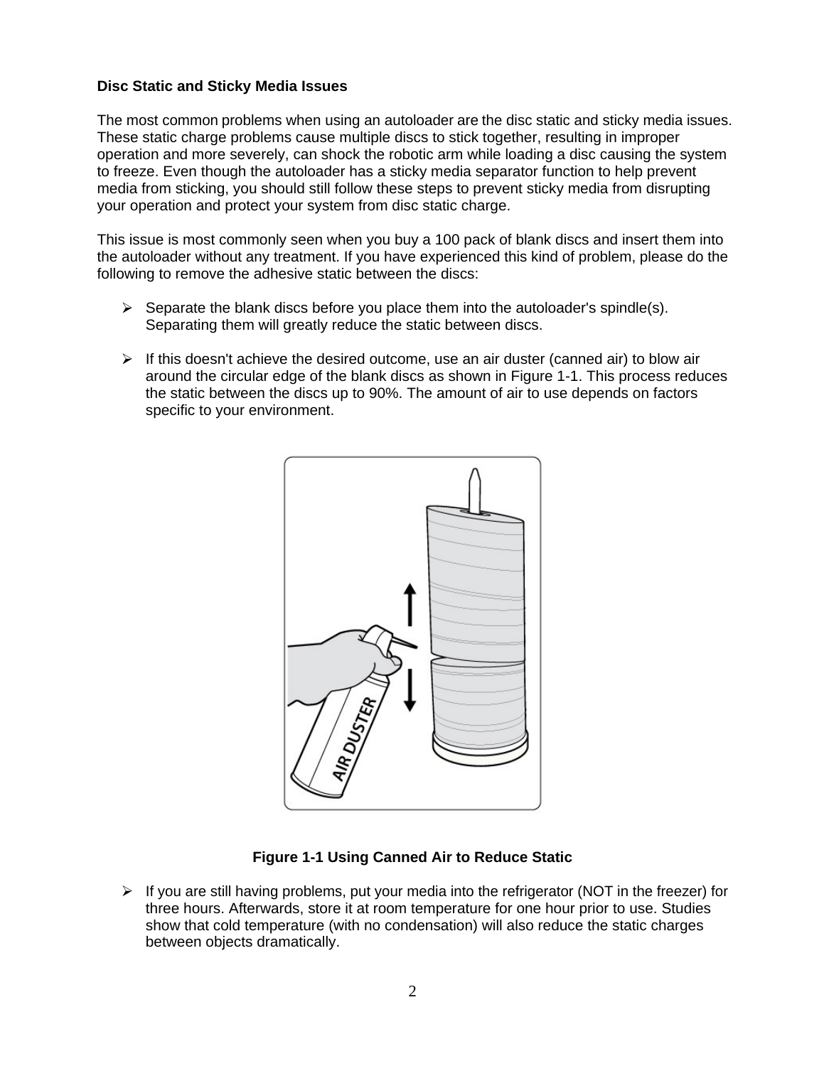**Disc Static and Sticky Media Issues**

The most common problems when using an autoloader are the disc static and sticky media issues. These static charge problems cause multiple discs to stick together, resulting in improper operation and more severely, can shock the robotic arm while loading a disc causing the system to freeze. Even though the autoloader has a sticky media separator function to help prevent media from sticking, you should still follow these steps to prevent sticky media from disrupting your operation and protect your system from disc static charge.

This issue is most commonly seen when you buy a 100 pack of blank discs and insert them into the autoloader without any treatment. If you have experienced this kind of problem, please do the following to remove the adhesive static between the discs:

- Separate the blank discs before you place them into the autoloader's spindle(s). Separating them will greatly reduce the static between discs.

- If this doesn't achieve the desired outcome, use an air duster (canned air) to blow air around the circular edge of the blank discs as shown in Figure 1-1. This process reduces the static between the discs up to 90%. The amount of air to use depends on factors specific to your environment.

**Figure 1-1 Using Canned Air to Reduce Static**

- If you are still having problems, put your media into the refrigerator (NOT in the freezer) for three hours. Afterwards, store it at room temperature for one hour prior to use. Studies show that cold temperature (with no condensation) will also reduce the static charges between objects dramatically.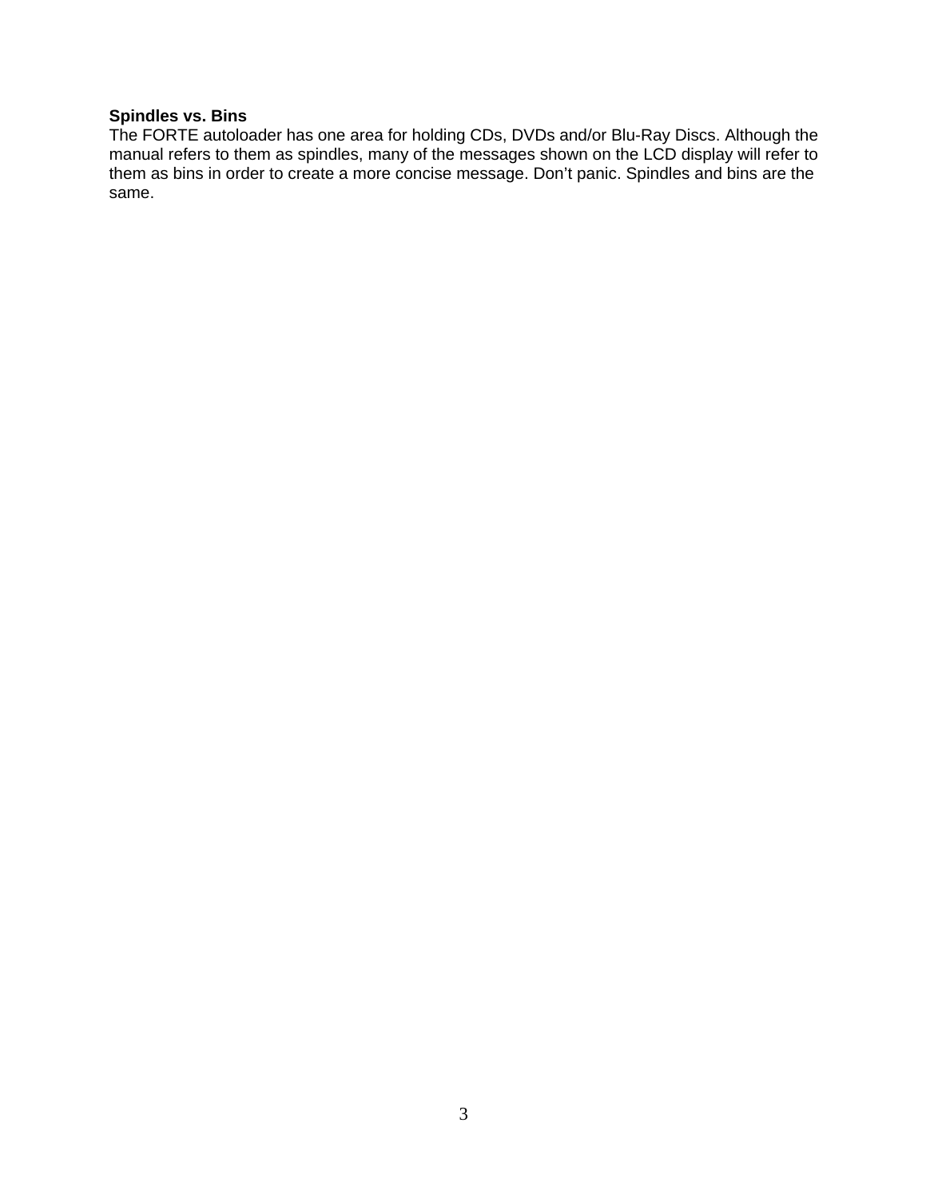**Spindles vs. Bins**

The FORTE autoloader has one area for holding CDs, DVDs and/or Blu-Ray Discs. Although the manual refers to them as spindles, many of the messages shown on the LCD display will refer to them as bins in order to create a more concise message. Don't panic. Spindles and bins are the same.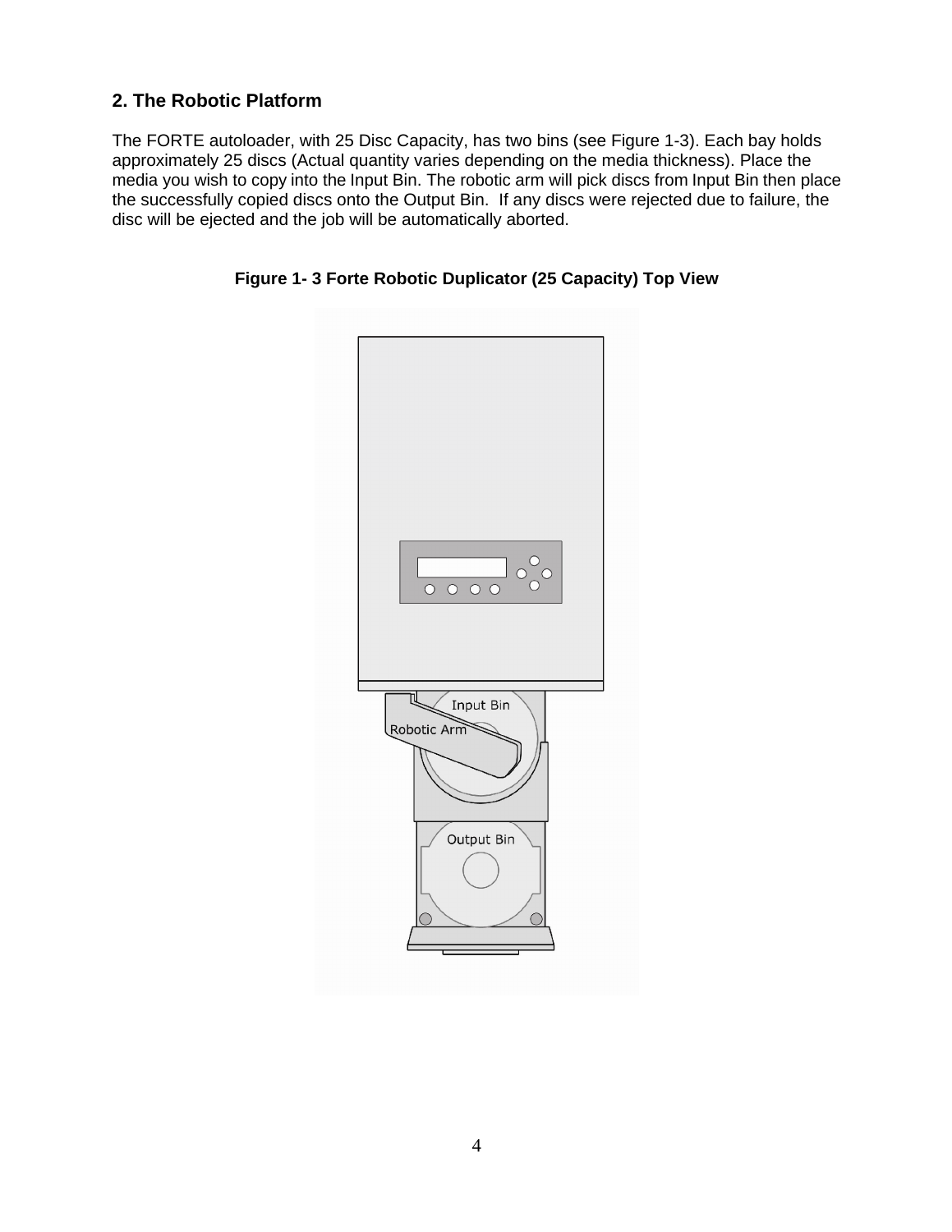## 2. The Robotic Platform

The FORTE autoloader, with 25 Disc Capacity, has two bins (see Figure 1-3). Each bay holds approximately 25 discs (Actual quantity varies depending on the media thickness). Place the media you wish to copy into the Input Bin. The robotic arm will pick discs from Input Bin then place the successfully copied discs onto the Output Bin. If any discs were rejected due to failure, the disc will be ejected and the job will be automatically aborted.

**Figure 1- 3 Forte Robotic Duplicator (25 Capacity) Top View**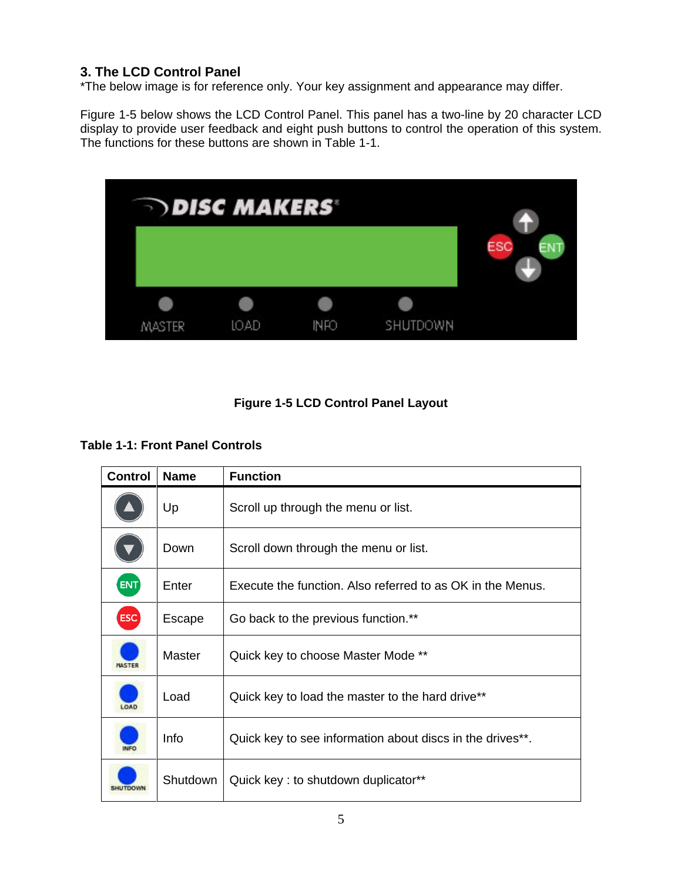## 3. The LCD Control Panel

*The below image is for reference only. Your key assignment and appearance may differ.

Figure 1-5 below shows the LCD Control Panel. This panel has a two-line by 20 character LCD display to provide user feedback and eight push buttons to control the operation of this system. The functions for these buttons are shown in Table 1-1.

**Figure 1-5 LCD Control Panel Layout**

**Table 1-1: Front Panel Controls**

| Control | Name | Function |
|---|---|---|
| ▲ | Up | Scroll up through the menu or list. |
| ▼ | Down | Scroll down through the menu or list. |
| ENT | Enter | Execute the function. Also referred to as OK in the Menus. |
| ESC | Escape | Go back to the previous function.** |
| MASTER | Master | Quick key to choose Master Mode ** |
| LOAD | Load | Quick key to load the master to the hard drive** |
| INFO | Info | Quick key to see information about discs in the drives**. |
| SHUTDOWN | Shutdown | Quick key : to shutdown duplicator** |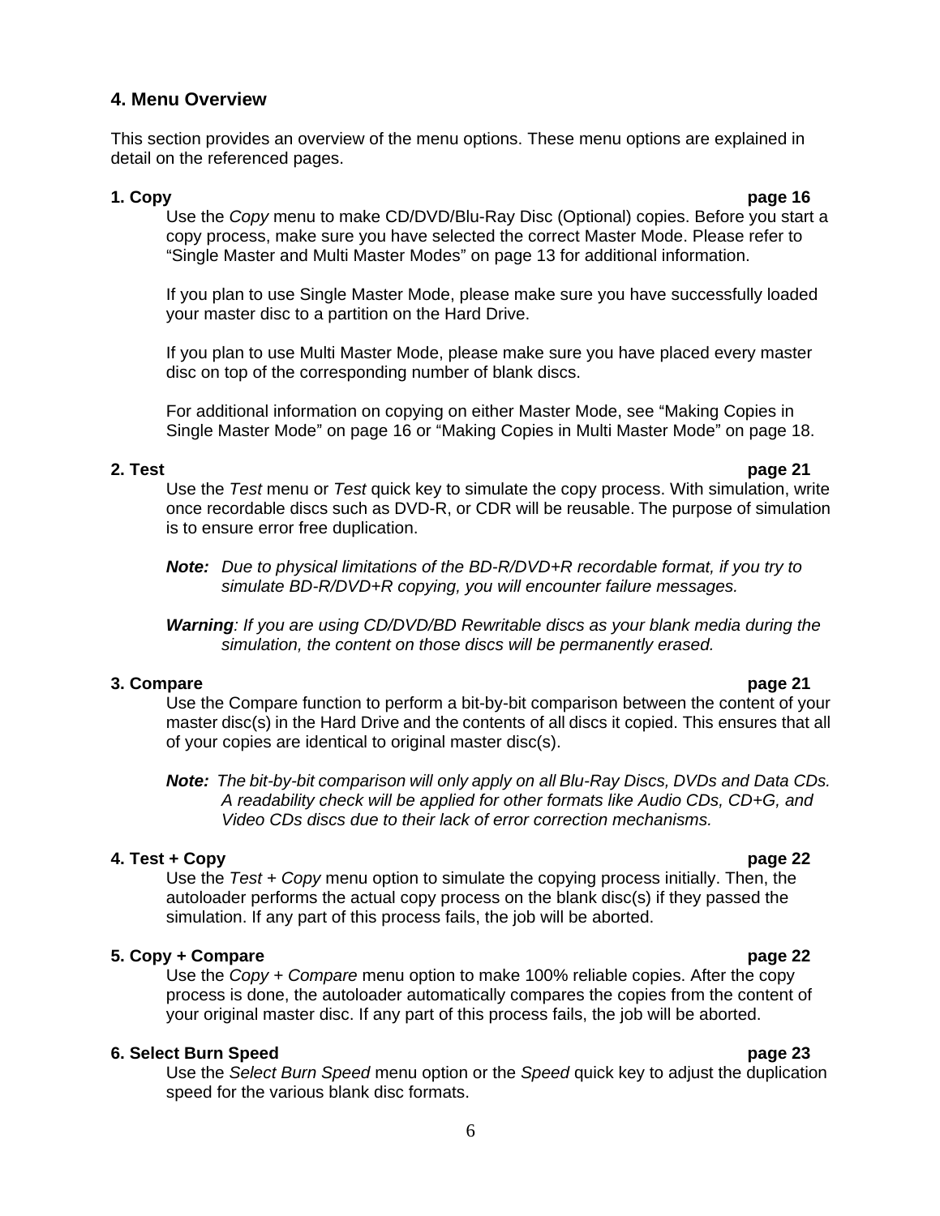## 4. Menu Overview

This section provides an overview of the menu options. These menu options are explained in detail on the referenced pages.

**1. Copy** **page 16**

Use the *Copy* menu to make CD/DVD/Blu-Ray Disc (Optional) copies. Before you start a copy process, make sure you have selected the correct Master Mode. Please refer to "Single Master and Multi Master Modes" on page 13 for additional information.

If you plan to use Single Master Mode, please make sure you have successfully loaded your master disc to a partition on the Hard Drive.

If you plan to use Multi Master Mode, please make sure you have placed every master disc on top of the corresponding number of blank discs.

For additional information on copying on either Master Mode, see "Making Copies in Single Master Mode" on page 16 or "Making Copies in Multi Master Mode" on page 18.

**2. Test** **page 21**

Use the *Test* menu or *Test* quick key to simulate the copy process. With simulation, write once recordable discs such as DVD-R, or CDR will be reusable. The purpose of simulation is to ensure error free duplication.

***Note:*** *Due to physical limitations of the BD-R/DVD+R recordable format, if you try to simulate BD-R/DVD+R copying, you will encounter failure messages.*

***Warning****: If you are using CD/DVD/BD Rewritable discs as your blank media during the simulation, the content on those discs will be permanently erased.*

**3. Compare** **page 21**

Use the Compare function to perform a bit-by-bit comparison between the content of your master disc(s) in the Hard Drive and the contents of all discs it copied. This ensures that all of your copies are identical to original master disc(s).

***Note:*** *The bit-by-bit comparison will only apply on all Blu-Ray Discs, DVDs and Data CDs. A readability check will be applied for other formats like Audio CDs, CD+G, and Video CDs discs due to their lack of error correction mechanisms.*

**4. Test + Copy** **page 22**

Use the *Test + Copy* menu option to simulate the copying process initially. Then, the autoloader performs the actual copy process on the blank disc(s) if they passed the simulation. If any part of this process fails, the job will be aborted.

**5. Copy + Compare** **page 22**

Use the *Copy + Compare* menu option to make 100% reliable copies. After the copy process is done, the autoloader automatically compares the copies from the content of your original master disc. If any part of this process fails, the job will be aborted.

**6. Select Burn Speed** **page 23**

Use the *Select Burn Speed* menu option or the *Speed* quick key to adjust the duplication speed for the various blank disc formats.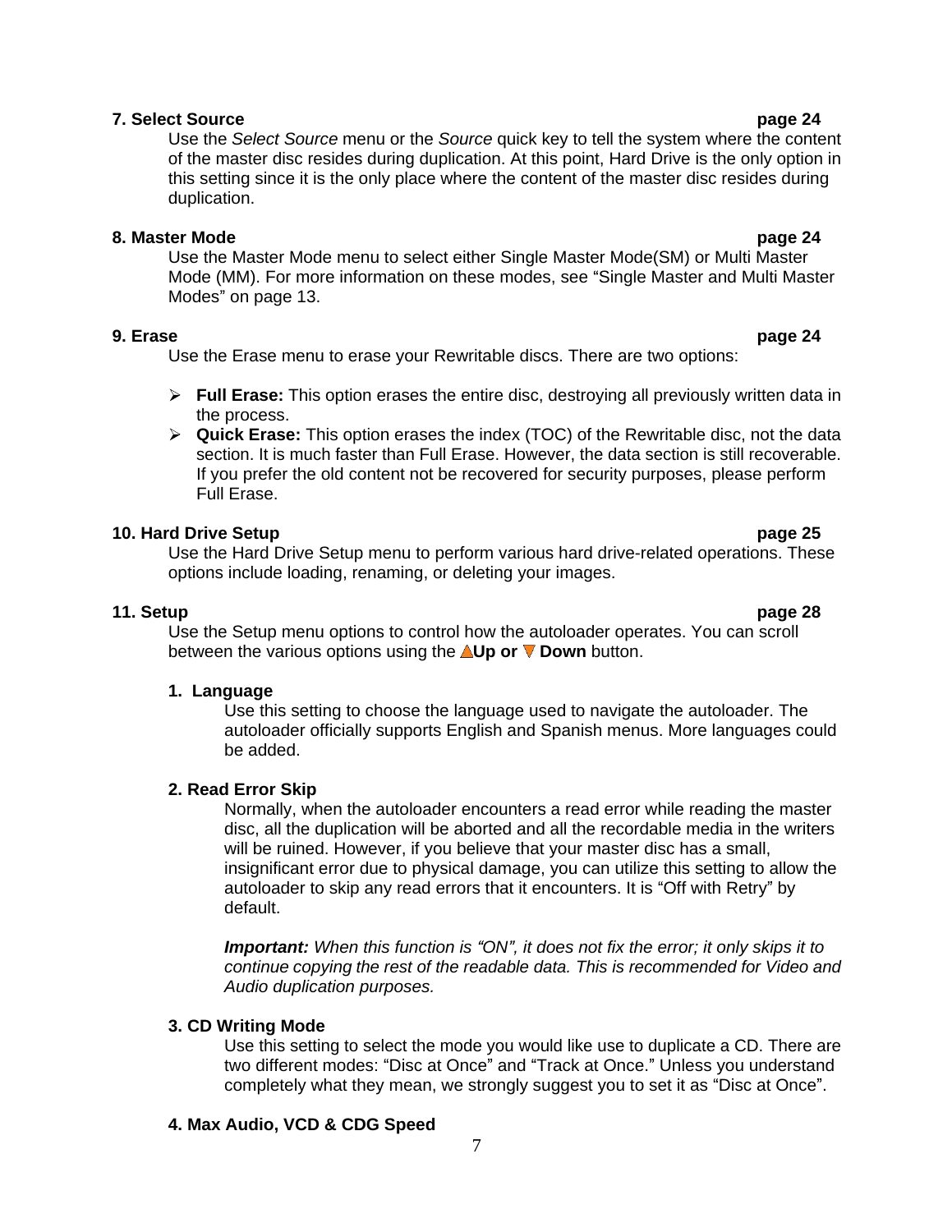**7. Select Source** **page 24**

Use the *Select Source* menu or the *Source* quick key to tell the system where the content of the master disc resides during duplication. At this point, Hard Drive is the only option in this setting since it is the only place where the content of the master disc resides during duplication.

**8. Master Mode** **page 24**

Use the Master Mode menu to select either Single Master Mode(SM) or Multi Master Mode (MM). For more information on these modes, see “Single Master and Multi Master Modes” on page 13.

**9. Erase** **page 24**

Use the Erase menu to erase your Rewritable discs. There are two options:

- **Full Erase:** This option erases the entire disc, destroying all previously written data in the process.
- **Quick Erase:** This option erases the index (TOC) of the Rewritable disc, not the data section. It is much faster than Full Erase. However, the data section is still recoverable. If you prefer the old content not be recovered for security purposes, please perform Full Erase.

**10. Hard Drive Setup** **page 25**

Use the Hard Drive Setup menu to perform various hard drive-related operations. These options include loading, renaming, or deleting your images.

**11. Setup** **page 28**

Use the Setup menu options to control how the autoloader operates. You can scroll between the various options using the ▲**Up or** ▼ **Down** button.

**1. Language**

Use this setting to choose the language used to navigate the autoloader. The autoloader officially supports English and Spanish menus. More languages could be added.

**2. Read Error Skip**

Normally, when the autoloader encounters a read error while reading the master disc, all the duplication will be aborted and all the recordable media in the writers will be ruined. However, if you believe that your master disc has a small, insignificant error due to physical damage, you can utilize this setting to allow the autoloader to skip any read errors that it encounters. It is “Off with Retry” by default.

***Important:*** *When this function is “ON”, it does not fix the error; it only skips it to continue copying the rest of the readable data. This is recommended for Video and Audio duplication purposes.*

**3. CD Writing Mode**

Use this setting to select the mode you would like use to duplicate a CD. There are two different modes: “Disc at Once” and “Track at Once.” Unless you understand completely what they mean, we strongly suggest you to set it as “Disc at Once”.

**4. Max Audio, VCD & CDG Speed**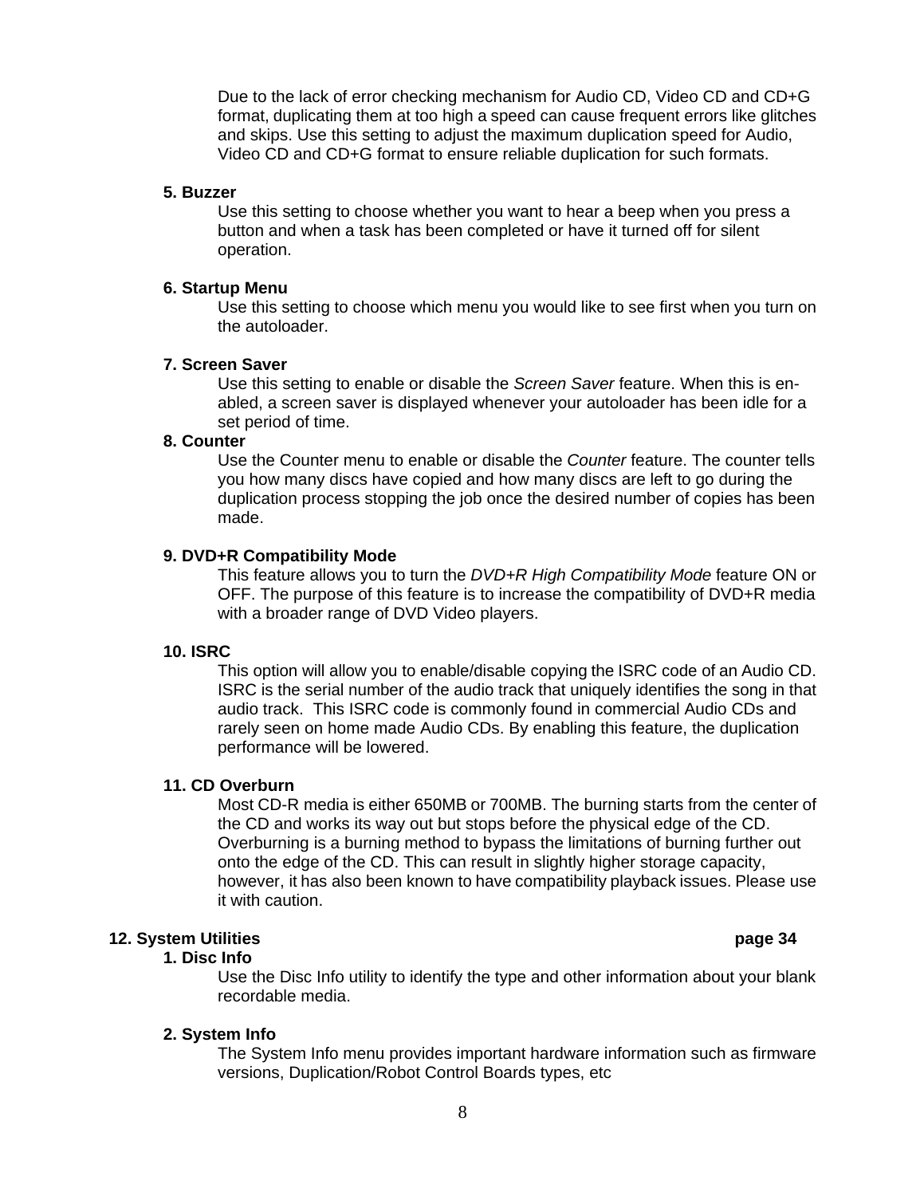Due to the lack of error checking mechanism for Audio CD, Video CD and CD+G format, duplicating them at too high a speed can cause frequent errors like glitches and skips. Use this setting to adjust the maximum duplication speed for Audio, Video CD and CD+G format to ensure reliable duplication for such formats.

**5. Buzzer**

Use this setting to choose whether you want to hear a beep when you press a button and when a task has been completed or have it turned off for silent operation.

**6. Startup Menu**

Use this setting to choose which menu you would like to see first when you turn on the autoloader.

**7. Screen Saver**

Use this setting to enable or disable the *Screen Saver* feature. When this is enabled, a screen saver is displayed whenever your autoloader has been idle for a set period of time.

**8. Counter**

Use the Counter menu to enable or disable the *Counter* feature. The counter tells you how many discs have copied and how many discs are left to go during the duplication process stopping the job once the desired number of copies has been made.

**9. DVD+R Compatibility Mode**

This feature allows you to turn the *DVD+R High Compatibility Mode* feature ON or OFF. The purpose of this feature is to increase the compatibility of DVD+R media with a broader range of DVD Video players.

**10. ISRC**

This option will allow you to enable/disable copying the ISRC code of an Audio CD. ISRC is the serial number of the audio track that uniquely identifies the song in that audio track. This ISRC code is commonly found in commercial Audio CDs and rarely seen on home made Audio CDs. By enabling this feature, the duplication performance will be lowered.

**11. CD Overburn**

Most CD-R media is either 650MB or 700MB. The burning starts from the center of the CD and works its way out but stops before the physical edge of the CD. Overburning is a burning method to bypass the limitations of burning further out onto the edge of the CD. This can result in slightly higher storage capacity, however, it has also been known to have compatibility playback issues. Please use it with caution.

**12. System Utilities** **page 34**

**1. Disc Info**

Use the Disc Info utility to identify the type and other information about your blank recordable media.

**2. System Info**

The System Info menu provides important hardware information such as firmware versions, Duplication/Robot Control Boards types, etc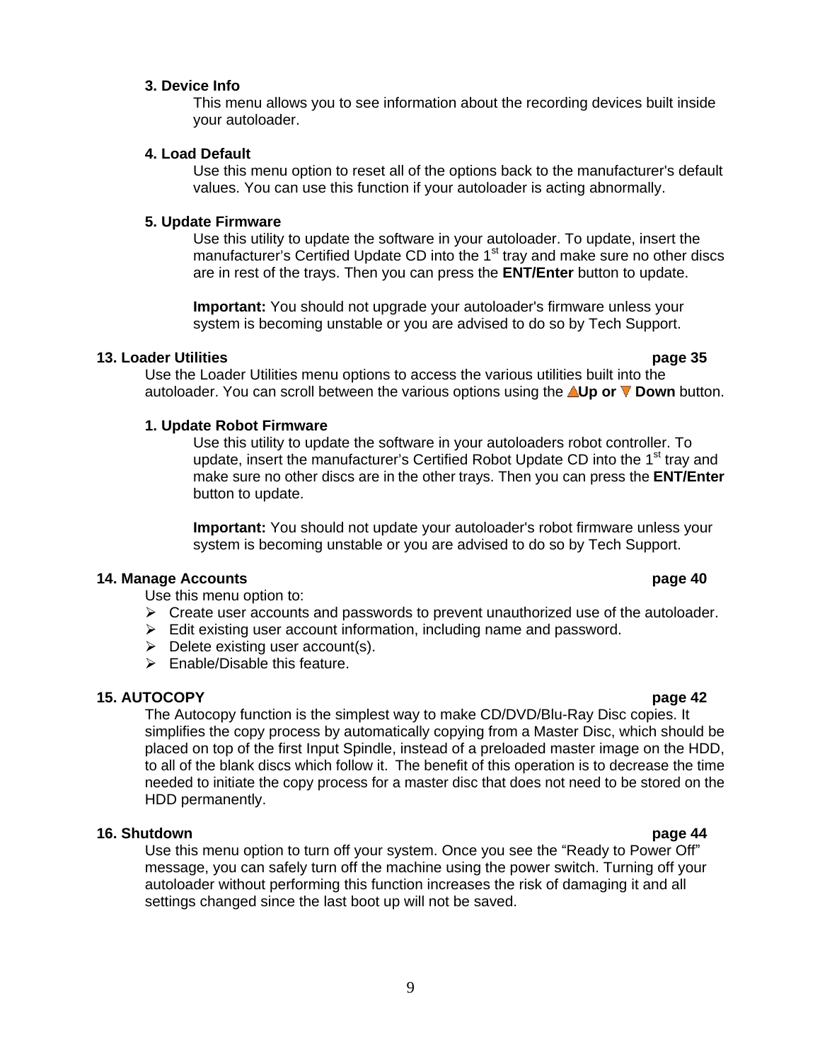**3. Device Info**

This menu allows you to see information about the recording devices built inside your autoloader.

**4. Load Default**

Use this menu option to reset all of the options back to the manufacturer's default values. You can use this function if your autoloader is acting abnormally.

**5. Update Firmware**

Use this utility to update the software in your autoloader. To update, insert the manufacturer's Certified Update CD into the 1st tray and make sure no other discs are in rest of the trays. Then you can press the **ENT/Enter** button to update.

**Important:** You should not upgrade your autoloader's firmware unless your system is becoming unstable or you are advised to do so by Tech Support.

## 13. Loader Utilities page 35

Use the Loader Utilities menu options to access the various utilities built into the autoloader. You can scroll between the various options using the **Up or Down** button.

**1. Update Robot Firmware**

Use this utility to update the software in your autoloaders robot controller. To update, insert the manufacturer's Certified Robot Update CD into the 1st tray and make sure no other discs are in the other trays. Then you can press the **ENT/Enter** button to update.

**Important:** You should not update your autoloader's robot firmware unless your system is becoming unstable or you are advised to do so by Tech Support.

## 14. Manage Accounts page 40

Use this menu option to:

- Create user accounts and passwords to prevent unauthorized use of the autoloader.
- Edit existing user account information, including name and password.
- Delete existing user account(s).
- Enable/Disable this feature.

## 15. AUTOCOPY page 42

The Autocopy function is the simplest way to make CD/DVD/Blu-Ray Disc copies. It simplifies the copy process by automatically copying from a Master Disc, which should be placed on top of the first Input Spindle, instead of a preloaded master image on the HDD, to all of the blank discs which follow it. The benefit of this operation is to decrease the time needed to initiate the copy process for a master disc that does not need to be stored on the HDD permanently.

## 16. Shutdown page 44

Use this menu option to turn off your system. Once you see the "Ready to Power Off" message, you can safely turn off the machine using the power switch. Turning off your autoloader without performing this function increases the risk of damaging it and all settings changed since the last boot up will not be saved.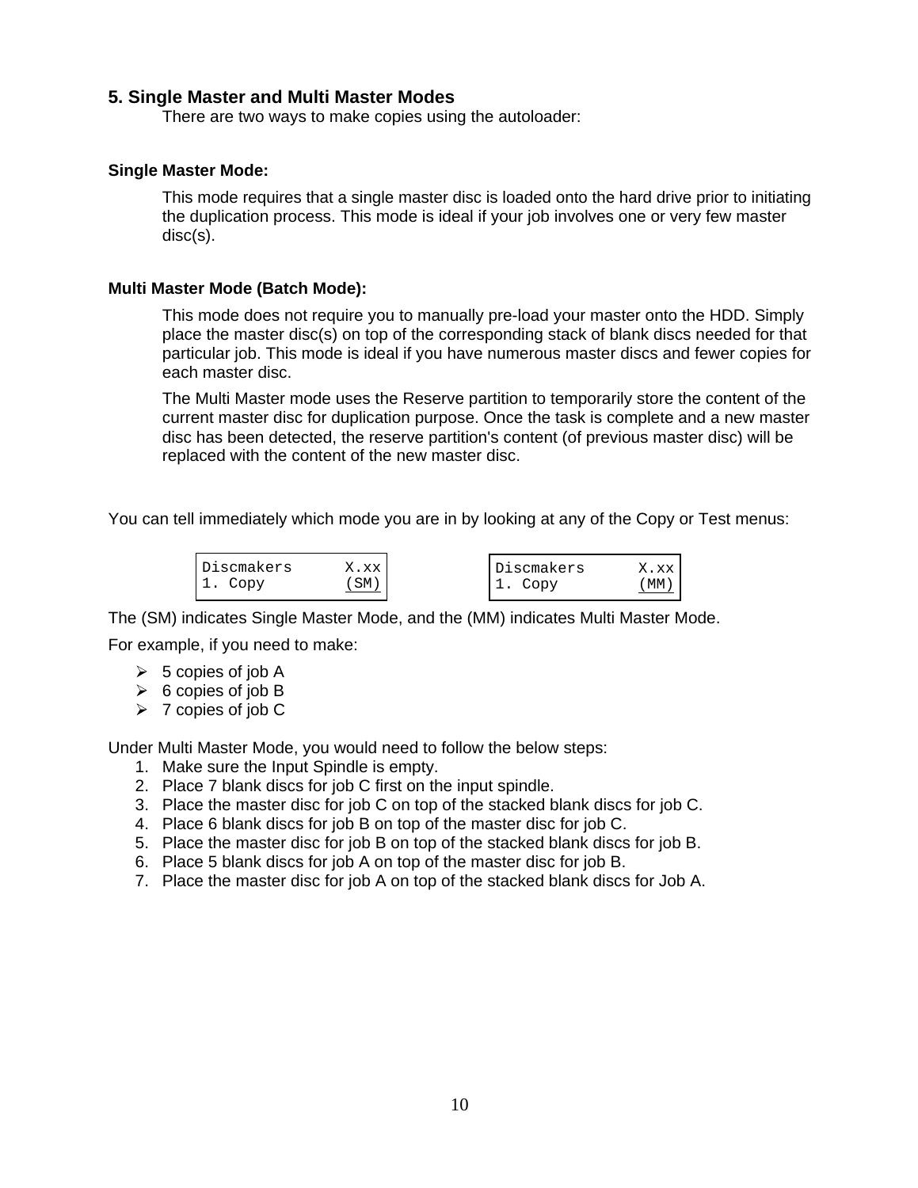## 5. Single Master and Multi Master Modes

There are two ways to make copies using the autoloader:

### Single Master Mode:

This mode requires that a single master disc is loaded onto the hard drive prior to initiating the duplication process. This mode is ideal if your job involves one or very few master disc(s).

### Multi Master Mode (Batch Mode):

This mode does not require you to manually pre-load your master onto the HDD. Simply place the master disc(s) on top of the corresponding stack of blank discs needed for that particular job. This mode is ideal if you have numerous master discs and fewer copies for each master disc.

The Multi Master mode uses the Reserve partition to temporarily store the content of the current master disc for duplication purpose. Once the task is complete and a new master disc has been detected, the reserve partition's content (of previous master disc) will be replaced with the content of the new master disc.

You can tell immediately which mode you are in by looking at any of the Copy or Test menus:

```
Discmakers      X.xx
1. Copy         (SM)
```

```
Discmakers      X.xx
1. Copy         (MM)
```

The (SM) indicates Single Master Mode, and the (MM) indicates Multi Master Mode.

For example, if you need to make:

- 5 copies of job A
- 6 copies of job B
- 7 copies of job C

Under Multi Master Mode, you would need to follow the below steps:

1. Make sure the Input Spindle is empty.
2. Place 7 blank discs for job C first on the input spindle.
3. Place the master disc for job C on top of the stacked blank discs for job C.
4. Place 6 blank discs for job B on top of the master disc for job C.
5. Place the master disc for job B on top of the stacked blank discs for job B.
6. Place 5 blank discs for job A on top of the master disc for job B.
7. Place the master disc for job A on top of the stacked blank discs for Job A.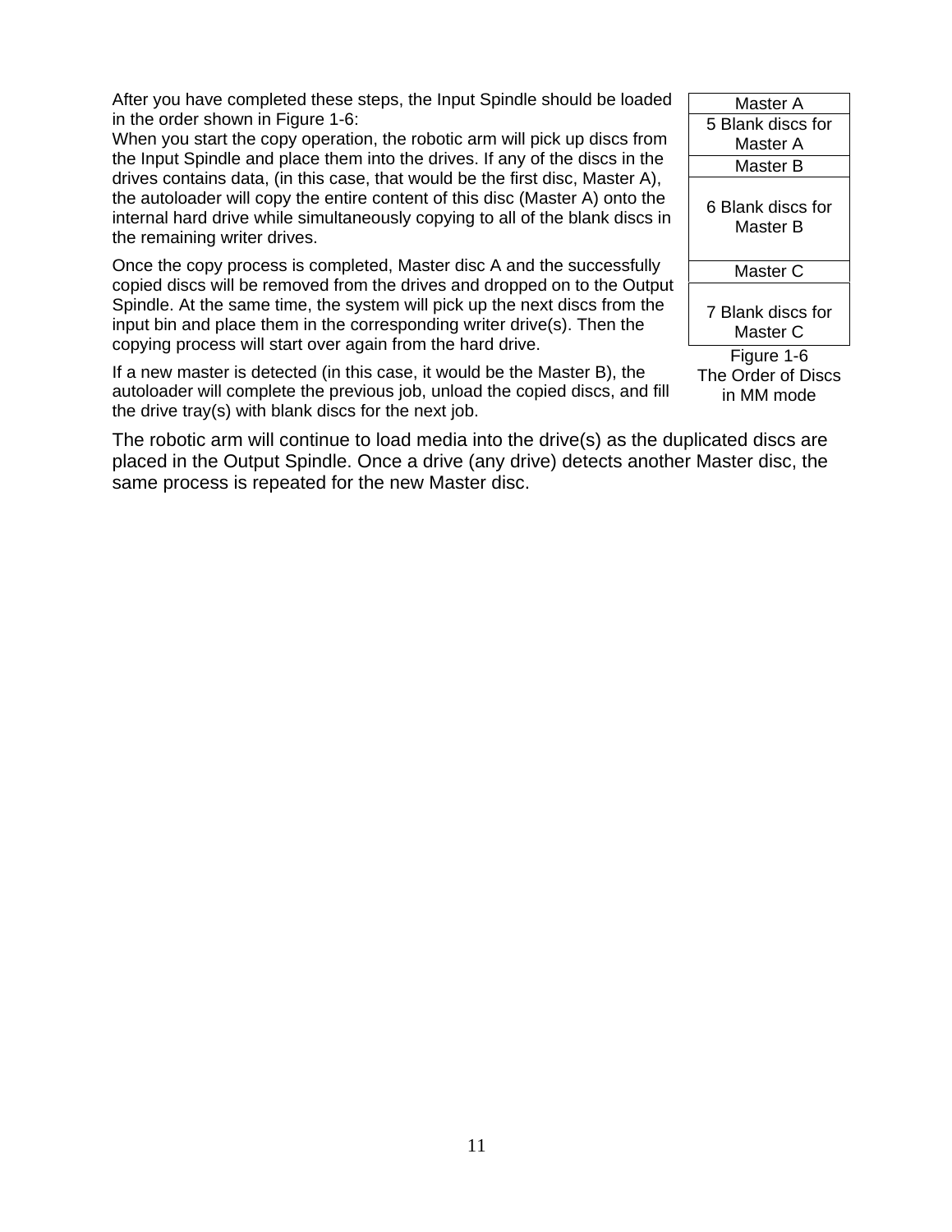After you have completed these steps, the Input Spindle should be loaded in the order shown in Figure 1-6:

When you start the copy operation, the robotic arm will pick up discs from the Input Spindle and place them into the drives. If any of the discs in the drives contains data, (in this case, that would be the first disc, Master A), the autoloader will copy the entire content of this disc (Master A) onto the internal hard drive while simultaneously copying to all of the blank discs in the remaining writer drives.

Once the copy process is completed, Master disc A and the successfully copied discs will be removed from the drives and dropped on to the Output Spindle. At the same time, the system will pick up the next discs from the input bin and place them in the corresponding writer drive(s). Then the copying process will start over again from the hard drive.

If a new master is detected (in this case, it would be the Master B), the autoloader will complete the previous job, unload the copied discs, and fill the drive tray(s) with blank discs for the next job.

| Master A |
|---|
| 5 Blank discs for Master A |
| Master B |
| 6 Blank discs for Master B |
| Master C |
| 7 Blank discs for Master C |

Figure 1-6
The Order of Discs in MM mode

The robotic arm will continue to load media into the drive(s) as the duplicated discs are placed in the Output Spindle. Once a drive (any drive) detects another Master disc, the same process is repeated for the new Master disc.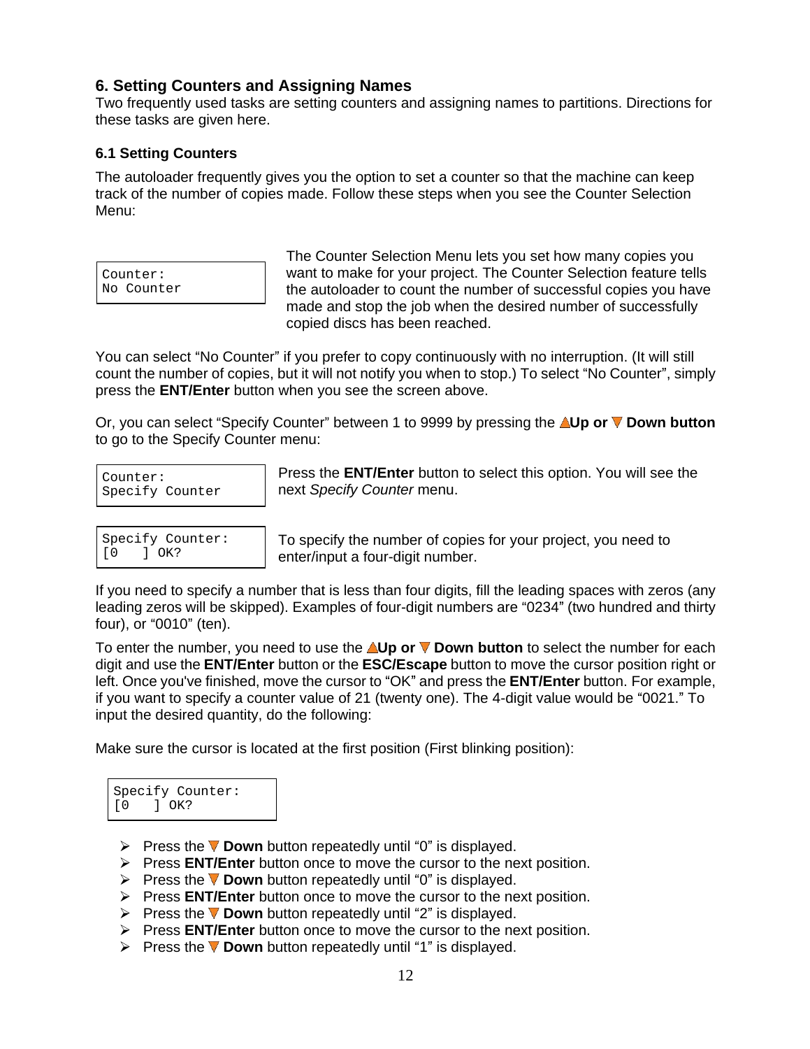## 6. Setting Counters and Assigning Names

Two frequently used tasks are setting counters and assigning names to partitions. Directions for these tasks are given here.

### 6.1 Setting Counters

The autoloader frequently gives you the option to set a counter so that the machine can keep track of the number of copies made. Follow these steps when you see the Counter Selection Menu:

```
Counter:
No Counter
```

The Counter Selection Menu lets you set how many copies you want to make for your project. The Counter Selection feature tells the autoloader to count the number of successful copies you have made and stop the job when the desired number of successfully copied discs has been reached.

You can select “No Counter” if you prefer to copy continuously with no interruption. (It will still count the number of copies, but it will not notify you when to stop.) To select “No Counter”, simply press the **ENT/Enter** button when you see the screen above.

Or, you can select “Specify Counter” between 1 to 9999 by pressing the ▲**Up or** ▼ **Down button** to go to the Specify Counter menu:

```
Counter:
Specify Counter
```

Press the **ENT/Enter** button to select this option. You will see the next *Specify Counter* menu.

```
Specify Counter:
[0   ] OK?
```

To specify the number of copies for your project, you need to enter/input a four-digit number.

If you need to specify a number that is less than four digits, fill the leading spaces with zeros (any leading zeros will be skipped). Examples of four-digit numbers are “0234” (two hundred and thirty four), or “0010” (ten).

To enter the number, you need to use the ▲**Up or** ▼ **Down button** to select the number for each digit and use the **ENT/Enter** button or the **ESC/Escape** button to move the cursor position right or left. Once you've finished, move the cursor to “OK” and press the **ENT/Enter** button. For example, if you want to specify a counter value of 21 (twenty one). The 4-digit value would be “0021.” To input the desired quantity, do the following:

Make sure the cursor is located at the first position (First blinking position):

```
Specify Counter:
[0   ] OK?
```

- Press the ▼ **Down** button repeatedly until “0” is displayed.
- Press **ENT/Enter** button once to move the cursor to the next position.
- Press the ▼ **Down** button repeatedly until “0” is displayed.
- Press **ENT/Enter** button once to move the cursor to the next position.
- Press the ▼ **Down** button repeatedly until “2” is displayed.
- Press **ENT/Enter** button once to move the cursor to the next position.
- Press the ▼ **Down** button repeatedly until “1” is displayed.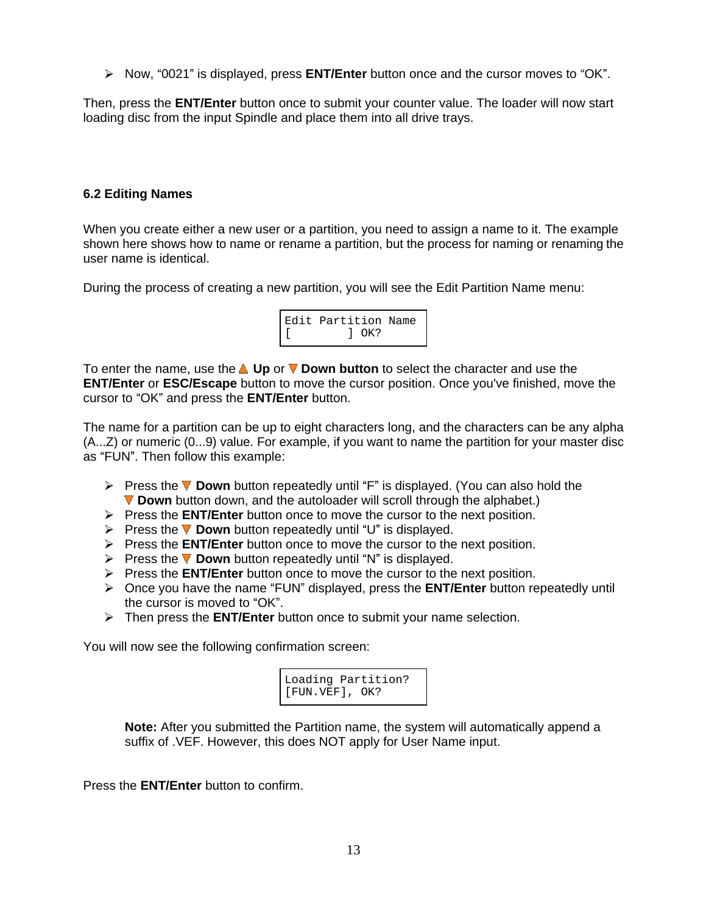- Now, “0021” is displayed, press **ENT/Enter** button once and the cursor moves to “OK”.

Then, press the **ENT/Enter** button once to submit your counter value. The loader will now start loading disc from the input Spindle and place them into all drive trays.

### 6.2 Editing Names

When you create either a new user or a partition, you need to assign a name to it. The example shown here shows how to name or rename a partition, but the process for naming or renaming the user name is identical.

During the process of creating a new partition, you will see the Edit Partition Name menu:

```
Edit Partition Name
[        ] OK?
```

To enter the name, use the **Up** or **Down button** to select the character and use the **ENT/Enter** or **ESC/Escape** button to move the cursor position. Once you've finished, move the cursor to “OK” and press the **ENT/Enter** button.

The name for a partition can be up to eight characters long, and the characters can be any alpha (A...Z) or numeric (0...9) value. For example, if you want to name the partition for your master disc as “FUN”. Then follow this example:

- Press the **Down** button repeatedly until “F” is displayed. (You can also hold the **Down** button down, and the autoloader will scroll through the alphabet.)
- Press the **ENT/Enter** button once to move the cursor to the next position.
- Press the **Down** button repeatedly until “U” is displayed.
- Press the **ENT/Enter** button once to move the cursor to the next position.
- Press the **Down** button repeatedly until “N” is displayed.
- Press the **ENT/Enter** button once to move the cursor to the next position.
- Once you have the name “FUN” displayed, press the **ENT/Enter** button repeatedly until the cursor is moved to “OK”.
- Then press the **ENT/Enter** button once to submit your name selection.

You will now see the following confirmation screen:

```
Loading Partition?
[FUN.VEF], OK?
```

> **Note:** After you submitted the Partition name, the system will automatically append a suffix of .VEF. However, this does NOT apply for User Name input.

Press the **ENT/Enter** button to confirm.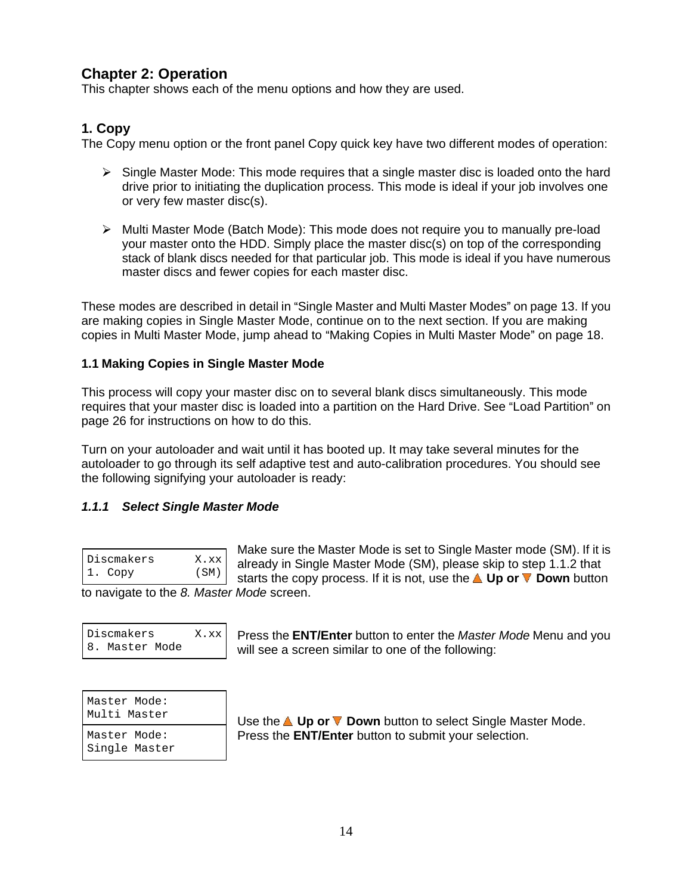# Chapter 2: Operation

This chapter shows each of the menu options and how they are used.

## 1. Copy

The Copy menu option or the front panel Copy quick key have two different modes of operation:

- Single Master Mode: This mode requires that a single master disc is loaded onto the hard drive prior to initiating the duplication process. This mode is ideal if your job involves one or very few master disc(s).
- Multi Master Mode (Batch Mode): This mode does not require you to manually pre-load your master onto the HDD. Simply place the master disc(s) on top of the corresponding stack of blank discs needed for that particular job. This mode is ideal if you have numerous master discs and fewer copies for each master disc.

These modes are described in detail in “Single Master and Multi Master Modes” on page 13. If you are making copies in Single Master Mode, continue on to the next section. If you are making copies in Multi Master Mode, jump ahead to “Making Copies in Multi Master Mode” on page 18.

### 1.1 Making Copies in Single Master Mode

This process will copy your master disc on to several blank discs simultaneously. This mode requires that your master disc is loaded into a partition on the Hard Drive. See “Load Partition” on page 26 for instructions on how to do this.

Turn on your autoloader and wait until it has booted up. It may take several minutes for the autoloader to go through its self adaptive test and auto-calibration procedures. You should see the following signifying your autoloader is ready:

#### *1.1.1 Select Single Master Mode*

```
Discmakers      X.xx
1. Copy         (SM)
```

Make sure the Master Mode is set to Single Master mode (SM). If it is already in Single Master Mode (SM), please skip to step 1.1.2 that starts the copy process. If it is not, use the ▲ **Up or** ▼ **Down** button to navigate to the *8. Master Mode* screen.

```
Discmakers      X.xx
8. Master Mode
```

Press the **ENT/Enter** button to enter the *Master Mode* Menu and you will see a screen similar to one of the following:

```
Master Mode:
Multi Master
```

```
Master Mode:
Single Master
```

Use the ▲ **Up or** ▼ **Down** button to select Single Master Mode. Press the **ENT/Enter** button to submit your selection.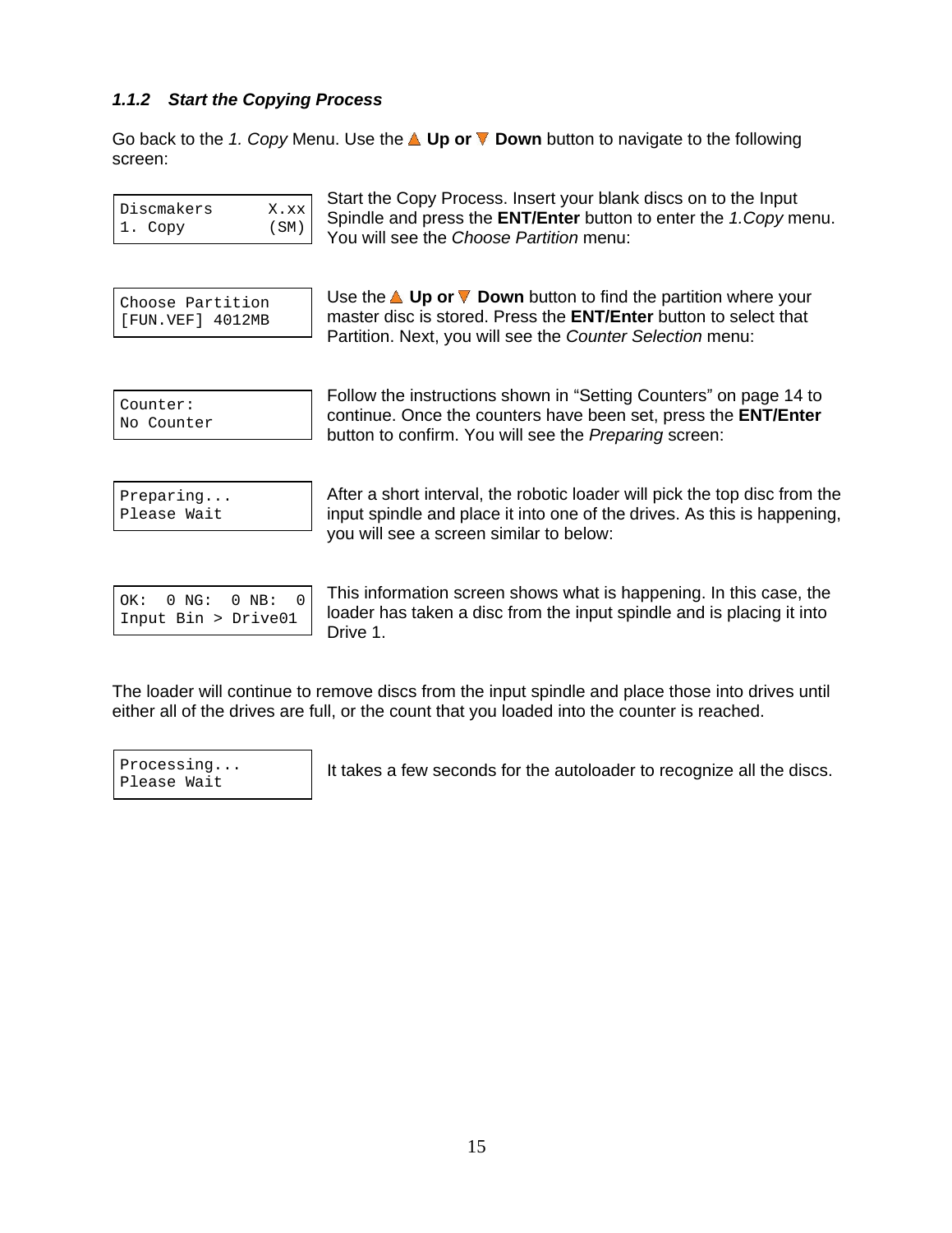### *1.1.2 Start the Copying Process*

Go back to the *1. Copy* Menu. Use the ▲ **Up or** ▼ **Down** button to navigate to the following screen:

```
Discmakers      X.xx
1. Copy         (SM)
```

Start the Copy Process. Insert your blank discs on to the Input Spindle and press the **ENT/Enter** button to enter the *1.Copy* menu. You will see the *Choose Partition* menu:

```
Choose Partition
[FUN.VEF] 4012MB
```

Use the ▲ **Up or** ▼ **Down** button to find the partition where your master disc is stored. Press the **ENT/Enter** button to select that Partition. Next, you will see the *Counter Selection* menu:

```
Counter:
No Counter
```

Follow the instructions shown in "Setting Counters" on page 14 to continue. Once the counters have been set, press the **ENT/Enter** button to confirm. You will see the *Preparing* screen:

```
Preparing...
Please Wait
```

After a short interval, the robotic loader will pick the top disc from the input spindle and place it into one of the drives. As this is happening, you will see a screen similar to below:

```
OK:  0 NG:  0 NB:  0
Input Bin > Drive01
```

This information screen shows what is happening. In this case, the loader has taken a disc from the input spindle and is placing it into Drive 1.

The loader will continue to remove discs from the input spindle and place those into drives until either all of the drives are full, or the count that you loaded into the counter is reached.

```
Processing...
Please Wait
```

It takes a few seconds for the autoloader to recognize all the discs.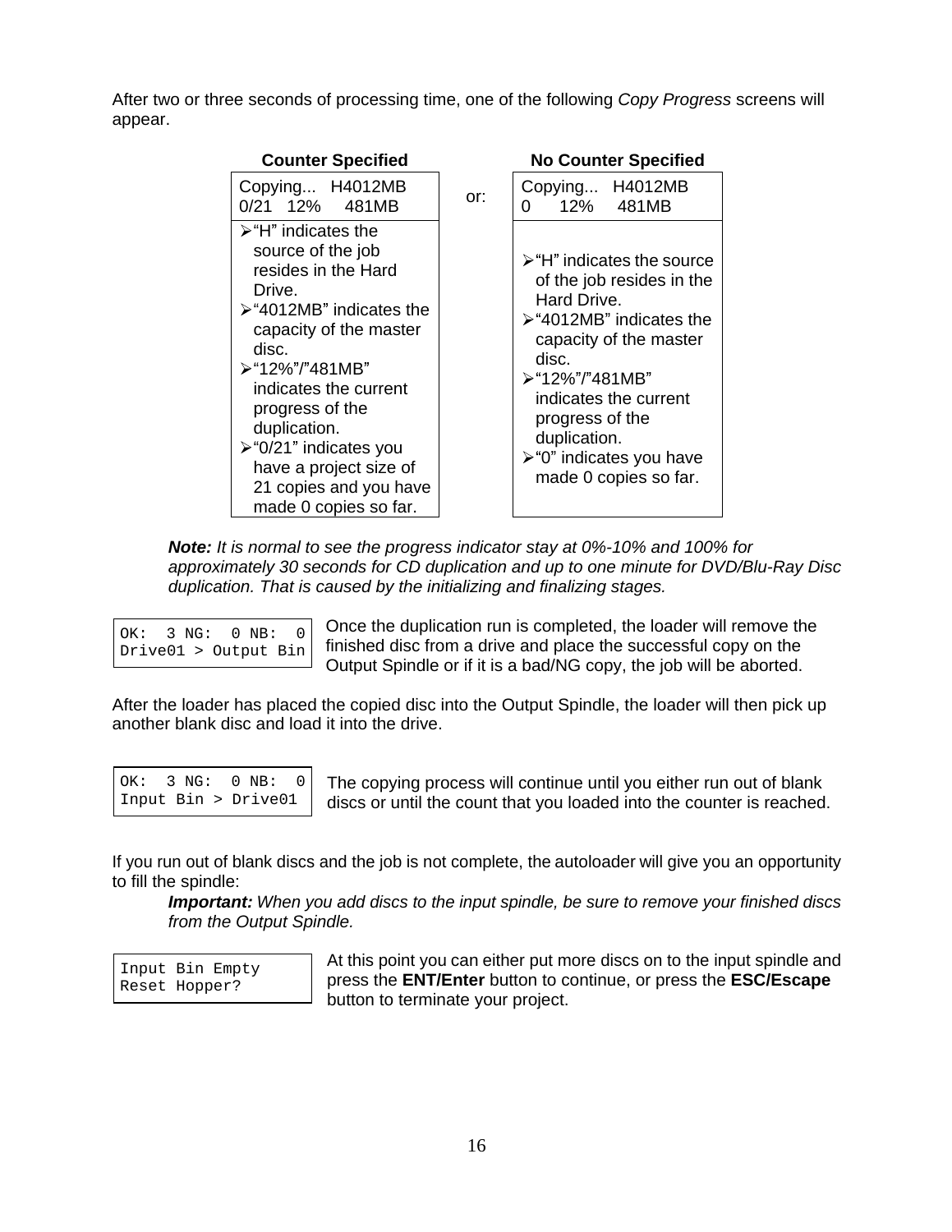After two or three seconds of processing time, one of the following *Copy Progress* screens will appear.

| Counter Specified | | No Counter Specified |
|---|---|---|
| Copying... H4012MB<br>0/21 12% 481MB | or: | Copying... H4012MB<br>0 12% 481MB |
| ➢ "H" indicates the source of the job resides in the Hard Drive.<br>➢ "4012MB" indicates the capacity of the master disc.<br>➢ "12%"/"481MB" indicates the current progress of the duplication.<br>➢ "0/21" indicates you have a project size of 21 copies and you have made 0 copies so far. | | ➢ "H" indicates the source of the job resides in the Hard Drive.<br>➢ "4012MB" indicates the capacity of the master disc.<br>➢ "12%"/"481MB" indicates the current progress of the duplication.<br>➢ "0" indicates you have made 0 copies so far. |

> ***Note:*** *It is normal to see the progress indicator stay at 0%-10% and 100% for approximately 30 seconds for CD duplication and up to one minute for DVD/Blu-Ray Disc duplication. That is caused by the initializing and finalizing stages.*

```
OK:  3 NG:  0 NB:  0
Drive01 > Output Bin
```

Once the duplication run is completed, the loader will remove the finished disc from a drive and place the successful copy on the Output Spindle or if it is a bad/NG copy, the job will be aborted.

After the loader has placed the copied disc into the Output Spindle, the loader will then pick up another blank disc and load it into the drive.

```
OK:  3 NG:  0 NB:  0
Input Bin > Drive01
```

The copying process will continue until you either run out of blank discs or until the count that you loaded into the counter is reached.

If you run out of blank discs and the job is not complete, the autoloader will give you an opportunity to fill the spindle:

> ***Important:*** *When you add discs to the input spindle, be sure to remove your finished discs from the Output Spindle.*

```
Input Bin Empty
Reset Hopper?
```

At this point you can either put more discs on to the input spindle and press the **ENT/Enter** button to continue, or press the **ESC/Escape** button to terminate your project.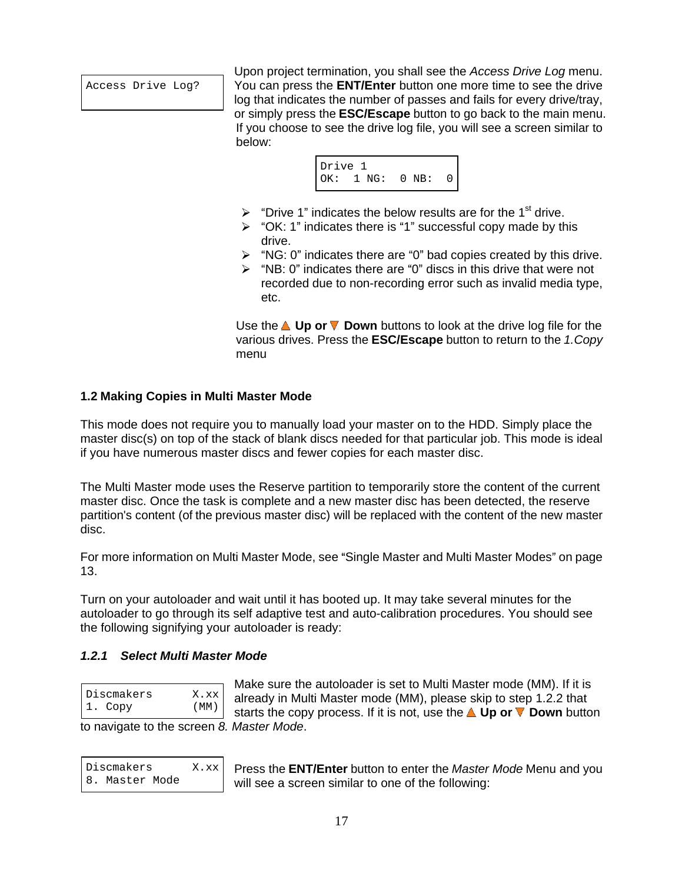```
Access Drive Log?
```

Upon project termination, you shall see the *Access Drive Log* menu. You can press the **ENT/Enter** button one more time to see the drive log that indicates the number of passes and fails for every drive/tray, or simply press the **ESC/Escape** button to go back to the main menu. If you choose to see the drive log file, you will see a screen similar to below:

```
Drive 1
OK:  1 NG:  0 NB:  0
```

- "Drive 1" indicates the below results are for the 1st drive.
- "OK: 1" indicates there is "1" successful copy made by this drive.
- "NG: 0" indicates there are "0" bad copies created by this drive.
- "NB: 0" indicates there are "0" discs in this drive that were not recorded due to non-recording error such as invalid media type, etc.

Use the ▲ **Up or** ▼ **Down** buttons to look at the drive log file for the various drives. Press the **ESC/Escape** button to return to the *1.Copy* menu

### 1.2 Making Copies in Multi Master Mode

This mode does not require you to manually load your master on to the HDD. Simply place the master disc(s) on top of the stack of blank discs needed for that particular job. This mode is ideal if you have numerous master discs and fewer copies for each master disc.

The Multi Master mode uses the Reserve partition to temporarily store the content of the current master disc. Once the task is complete and a new master disc has been detected, the reserve partition's content (of the previous master disc) will be replaced with the content of the new master disc.

For more information on Multi Master Mode, see "Single Master and Multi Master Modes" on page 13.

Turn on your autoloader and wait until it has booted up. It may take several minutes for the autoloader to go through its self adaptive test and auto-calibration procedures. You should see the following signifying your autoloader is ready:

#### *1.2.1 Select Multi Master Mode*

```
Discmakers      X.xx
1. Copy         (MM)
```

Make sure the autoloader is set to Multi Master mode (MM). If it is already in Multi Master mode (MM), please skip to step 1.2.2 that starts the copy process. If it is not, use the ▲ **Up or** ▼ **Down** button to navigate to the screen *8. Master Mode*.

```
Discmakers      X.xx
8. Master Mode
```

Press the **ENT/Enter** button to enter the *Master Mode* Menu and you will see a screen similar to one of the following: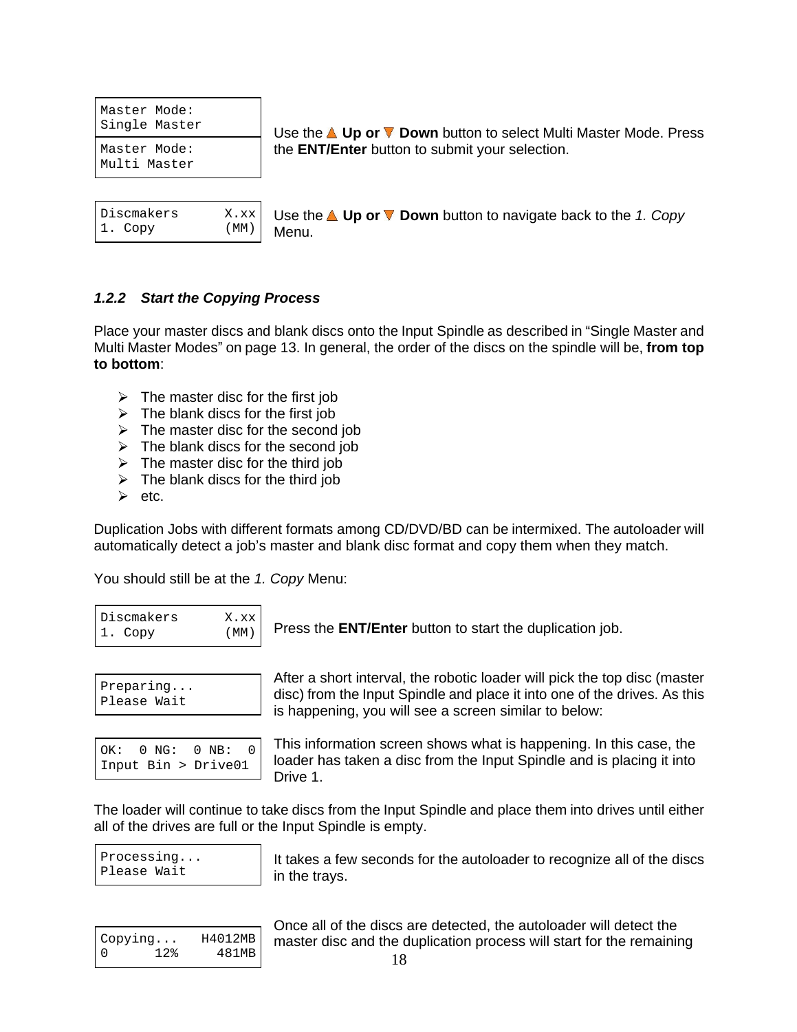```
Master Mode:
Single Master
```

```
Master Mode:
Multi Master
```

Use the ▲ **Up or** ▼ **Down** button to select Multi Master Mode. Press the **ENT/Enter** button to submit your selection.

```
Discmakers      X.xx
1. Copy         (MM)
```

Use the ▲ **Up or** ▼ **Down** button to navigate back to the *1. Copy* Menu.

### *1.2.2 Start the Copying Process*

Place your master discs and blank discs onto the Input Spindle as described in “Single Master and Multi Master Modes” on page 13. In general, the order of the discs on the spindle will be, **from top to bottom**:

- The master disc for the first job
- The blank discs for the first job
- The master disc for the second job
- The blank discs for the second job
- The master disc for the third job
- The blank discs for the third job
- etc.

Duplication Jobs with different formats among CD/DVD/BD can be intermixed. The autoloader will automatically detect a job’s master and blank disc format and copy them when they match.

You should still be at the *1. Copy* Menu:

```
Discmakers      X.xx
1. Copy         (MM)
```

Press the **ENT/Enter** button to start the duplication job.

```
Preparing...
Please Wait
```

After a short interval, the robotic loader will pick the top disc (master disc) from the Input Spindle and place it into one of the drives. As this is happening, you will see a screen similar to below:

```
OK:  0 NG:  0 NB:  0
Input Bin > Drive01
```

This information screen shows what is happening. In this case, the loader has taken a disc from the Input Spindle and is placing it into Drive 1.

The loader will continue to take discs from the Input Spindle and place them into drives until either all of the drives are full or the Input Spindle is empty.

```
Processing...
Please Wait
```

It takes a few seconds for the autoloader to recognize all of the discs in the trays.

```
Copying...   H4012MB
0      12%     481MB
```

Once all of the discs are detected, the autoloader will detect the master disc and the duplication process will start for the remaining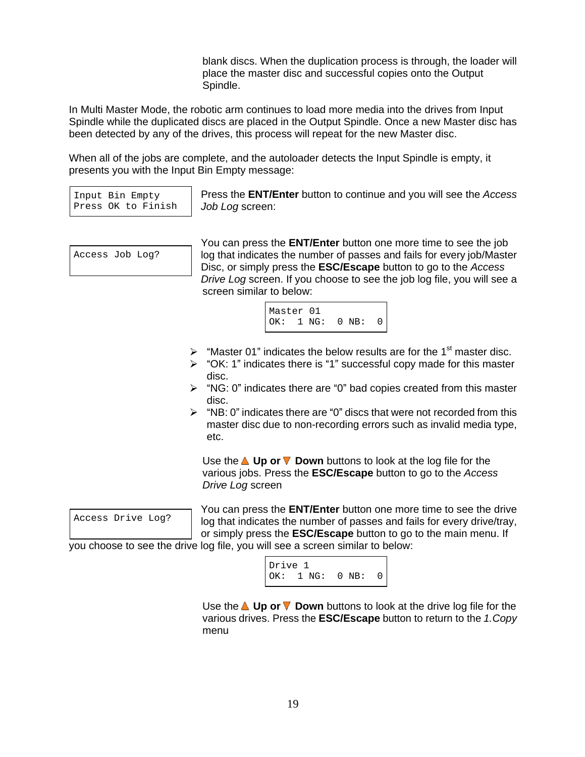blank discs. When the duplication process is through, the loader will place the master disc and successful copies onto the Output Spindle.

In Multi Master Mode, the robotic arm continues to load more media into the drives from Input Spindle while the duplicated discs are placed in the Output Spindle. Once a new Master disc has been detected by any of the drives, this process will repeat for the new Master disc.

When all of the jobs are complete, and the autoloader detects the Input Spindle is empty, it presents you with the Input Bin Empty message:

```
Input Bin Empty
Press OK to Finish
```

Press the **ENT/Enter** button to continue and you will see the *Access Job Log* screen:

```
Access Job Log?
```

You can press the **ENT/Enter** button one more time to see the job log that indicates the number of passes and fails for every job/Master Disc, or simply press the **ESC/Escape** button to go to the *Access Drive Log* screen. If you choose to see the job log file, you will see a screen similar to below:

```
Master 01
OK:  1 NG:  0 NB:  0
```

- "Master 01" indicates the below results are for the 1st master disc.
- "OK: 1" indicates there is "1" successful copy made for this master disc.
- "NG: 0" indicates there are "0" bad copies created from this master disc.
- "NB: 0" indicates there are "0" discs that were not recorded from this master disc due to non-recording errors such as invalid media type, etc.

Use the ▲ **Up or** ▼ **Down** buttons to look at the log file for the various jobs. Press the **ESC/Escape** button to go to the *Access Drive Log* screen

```
Access Drive Log?
```

You can press the **ENT/Enter** button one more time to see the drive log that indicates the number of passes and fails for every drive/tray, or simply press the **ESC/Escape** button to go to the main menu. If you choose to see the drive log file, you will see a screen similar to below:

```
Drive 1
OK:  1 NG:  0 NB:  0
```

Use the ▲ **Up or** ▼ **Down** buttons to look at the drive log file for the various drives. Press the **ESC/Escape** button to return to the *1.Copy* menu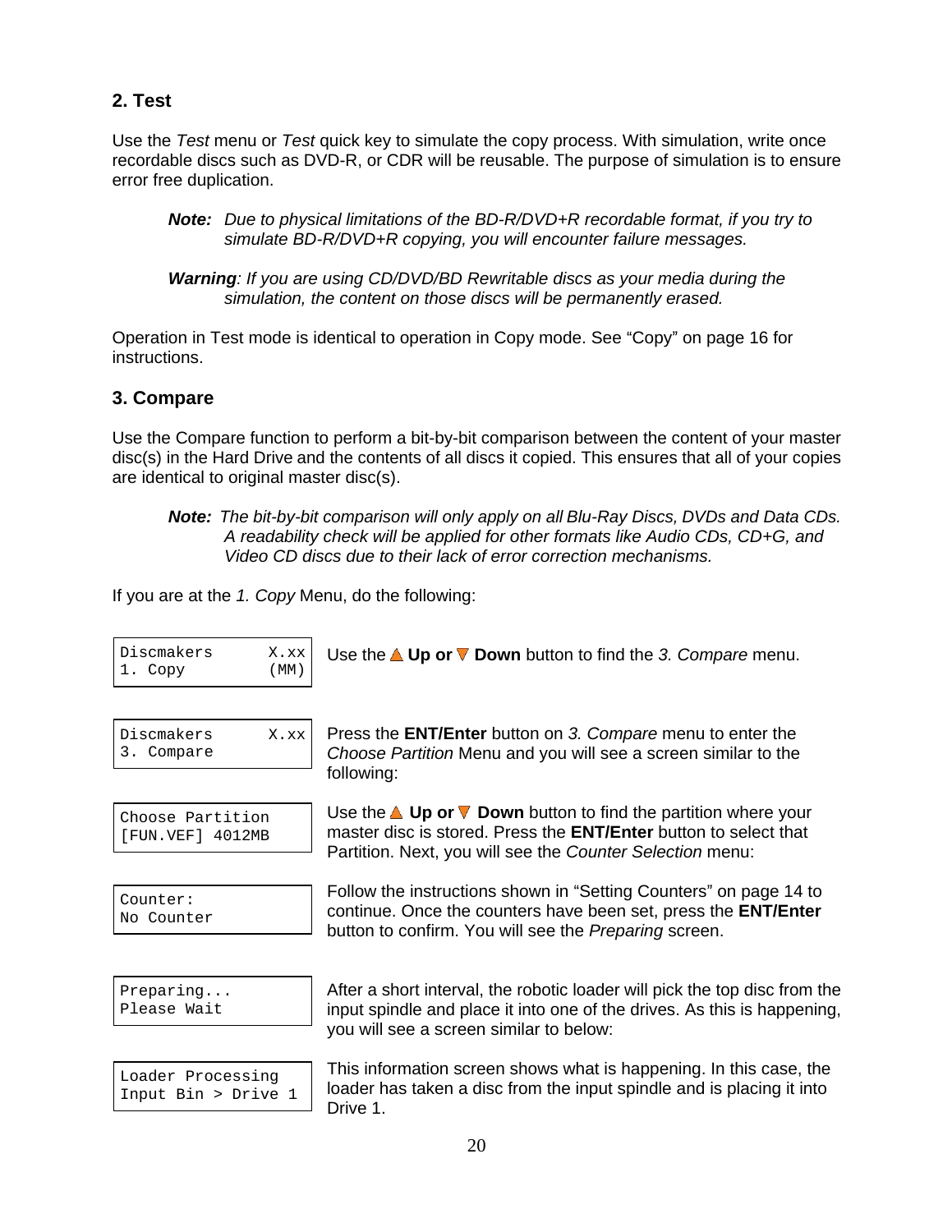## 2. Test

Use the *Test* menu or *Test* quick key to simulate the copy process. With simulation, write once recordable discs such as DVD-R, or CDR will be reusable. The purpose of simulation is to ensure error free duplication.

> ***Note:*** *Due to physical limitations of the BD-R/DVD+R recordable format, if you try to simulate BD-R/DVD+R copying, you will encounter failure messages.*

> ***Warning****: If you are using CD/DVD/BD Rewritable discs as your media during the simulation, the content on those discs will be permanently erased.*

Operation in Test mode is identical to operation in Copy mode. See “Copy” on page 16 for instructions.

## 3. Compare

Use the Compare function to perform a bit-by-bit comparison between the content of your master disc(s) in the Hard Drive and the contents of all discs it copied. This ensures that all of your copies are identical to original master disc(s).

> ***Note:*** *The bit-by-bit comparison will only apply on all Blu-Ray Discs, DVDs and Data CDs. A readability check will be applied for other formats like Audio CDs, CD+G, and Video CD discs due to their lack of error correction mechanisms.*

If you are at the *1. Copy* Menu, do the following:

```
Discmakers      X.xx
1. Copy         (MM)
```

Use the ▲ **Up or** ▼ **Down** button to find the *3. Compare* menu.

```
Discmakers      X.xx
3. Compare
```

Press the **ENT/Enter** button on *3. Compare* menu to enter the *Choose Partition* Menu and you will see a screen similar to the following:

```
Choose Partition
[FUN.VEF] 4012MB
```

Use the ▲ **Up or** ▼ **Down** button to find the partition where your master disc is stored. Press the **ENT/Enter** button to select that Partition. Next, you will see the *Counter Selection* menu:

```
Counter:
No Counter
```

Follow the instructions shown in “Setting Counters” on page 14 to continue. Once the counters have been set, press the **ENT/Enter** button to confirm. You will see the *Preparing* screen.

```
Preparing...
Please Wait
```

After a short interval, the robotic loader will pick the top disc from the input spindle and place it into one of the drives. As this is happening, you will see a screen similar to below:

```
Loader Processing
Input Bin > Drive 1
```

This information screen shows what is happening. In this case, the loader has taken a disc from the input spindle and is placing it into Drive 1.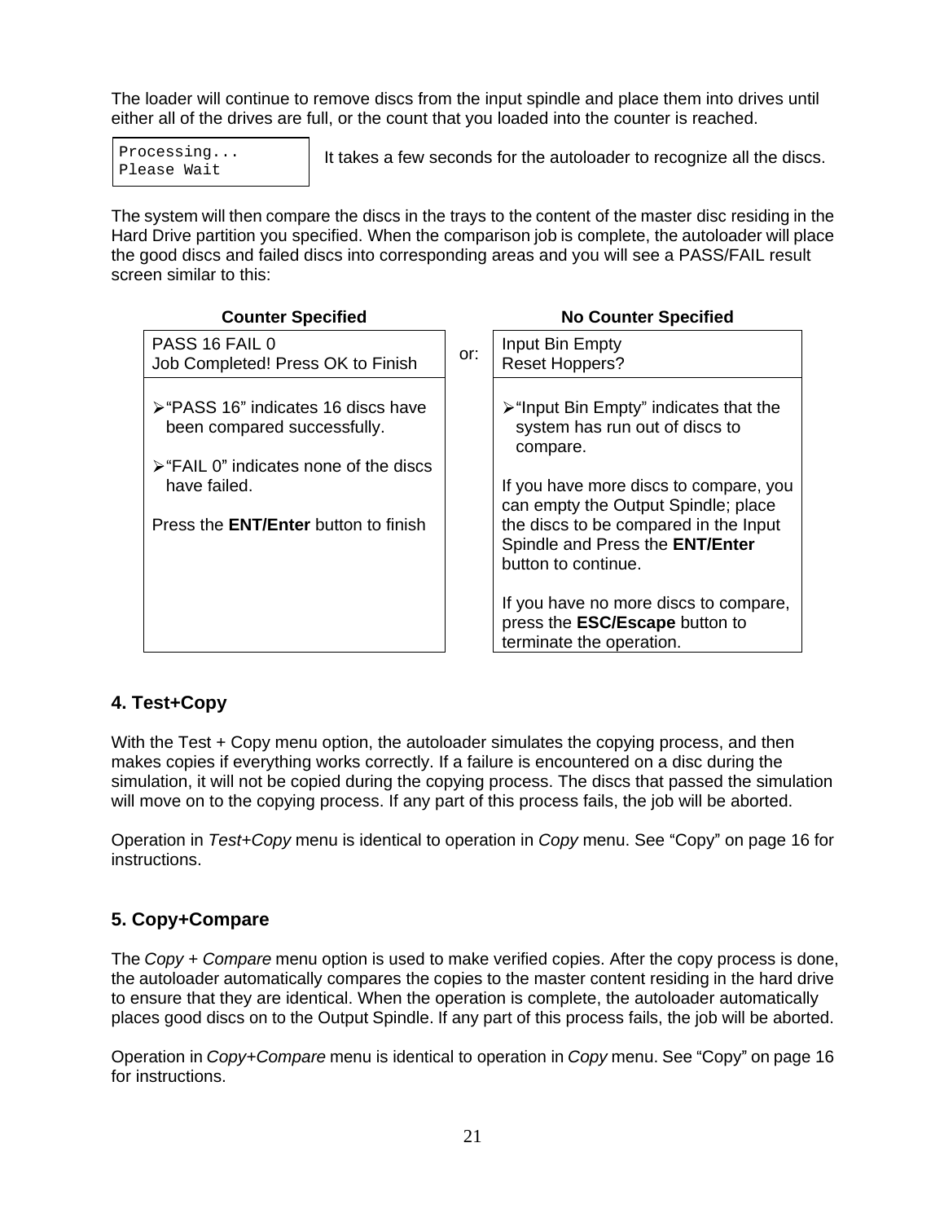The loader will continue to remove discs from the input spindle and place them into drives until either all of the drives are full, or the count that you loaded into the counter is reached.

```
Processing...
Please Wait
```

It takes a few seconds for the autoloader to recognize all the discs.

The system will then compare the discs in the trays to the content of the master disc residing in the Hard Drive partition you specified. When the comparison job is complete, the autoloader will place the good discs and failed discs into corresponding areas and you will see a PASS/FAIL result screen similar to this:

| Counter Specified | | No Counter Specified |
|---|---|---|
| PASS 16 FAIL 0<br>Job Completed! Press OK to Finish | or: | Input Bin Empty<br>Reset Hoppers? |
| ➢"PASS 16" indicates 16 discs have been compared successfully.<br><br>➢"FAIL 0" indicates none of the discs have failed.<br><br>Press the **ENT/Enter** button to finish | | ➢"Input Bin Empty" indicates that the system has run out of discs to compare.<br><br>If you have more discs to compare, you can empty the Output Spindle; place the discs to be compared in the Input Spindle and Press the **ENT/Enter** button to continue.<br><br>If you have no more discs to compare, press the **ESC/Escape** button to terminate the operation. |

## 4. Test+Copy

With the Test + Copy menu option, the autoloader simulates the copying process, and then makes copies if everything works correctly. If a failure is encountered on a disc during the simulation, it will not be copied during the copying process. The discs that passed the simulation will move on to the copying process. If any part of this process fails, the job will be aborted.

Operation in *Test+Copy* menu is identical to operation in *Copy* menu. See "Copy" on page 16 for instructions.

## 5. Copy+Compare

The *Copy + Compare* menu option is used to make verified copies. After the copy process is done, the autoloader automatically compares the copies to the master content residing in the hard drive to ensure that they are identical. When the operation is complete, the autoloader automatically places good discs on to the Output Spindle. If any part of this process fails, the job will be aborted.

Operation in *Copy+Compare* menu is identical to operation in *Copy* menu. See "Copy" on page 16 for instructions.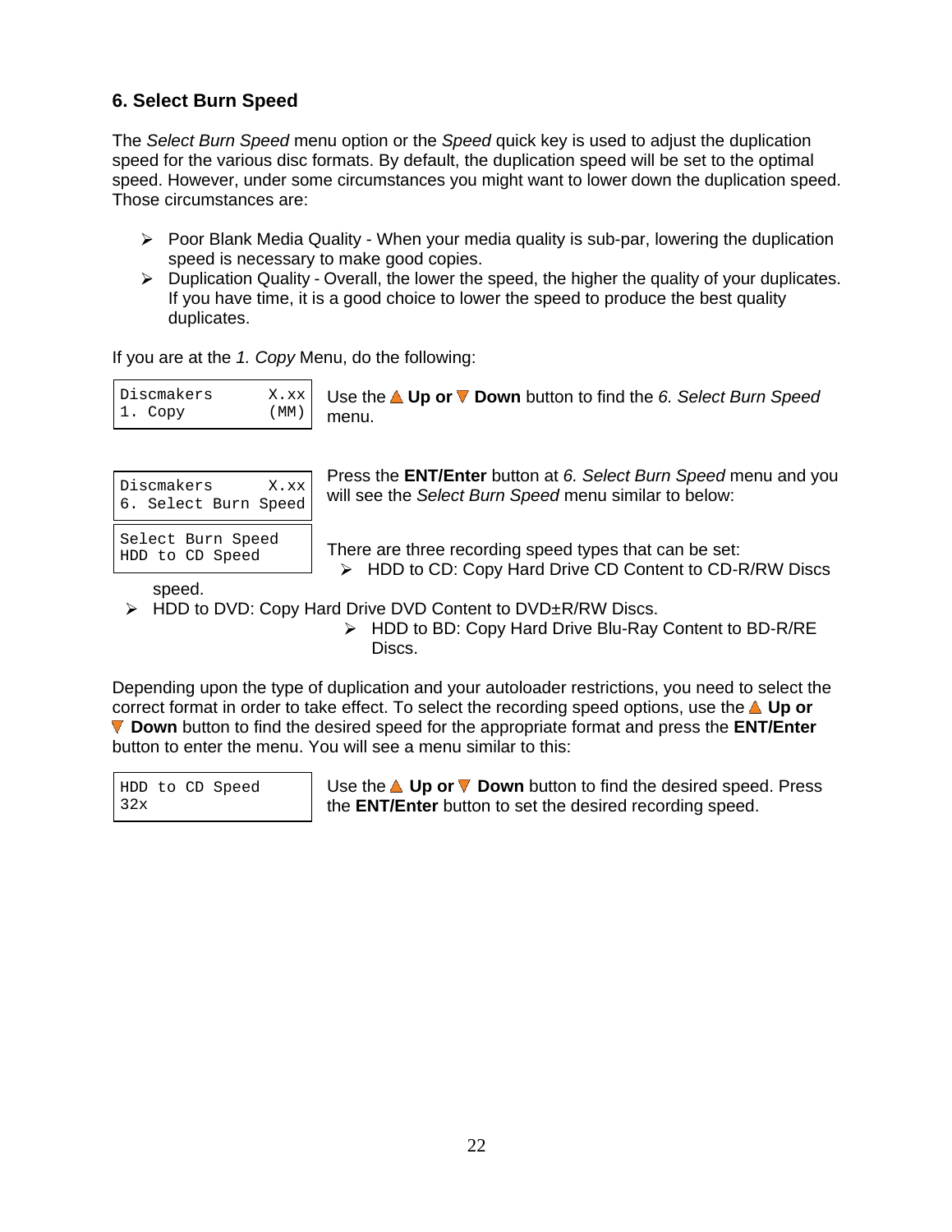## 6. Select Burn Speed

The *Select Burn Speed* menu option or the *Speed* quick key is used to adjust the duplication speed for the various disc formats. By default, the duplication speed will be set to the optimal speed. However, under some circumstances you might want to lower down the duplication speed. Those circumstances are:

- Poor Blank Media Quality - When your media quality is sub-par, lowering the duplication speed is necessary to make good copies.
- Duplication Quality - Overall, the lower the speed, the higher the quality of your duplicates. If you have time, it is a good choice to lower the speed to produce the best quality duplicates.

If you are at the *1. Copy* Menu, do the following:

```
Discmakers      X.xx
1. Copy         (MM)
```

Use the ▲ **Up or** ▼ **Down** button to find the *6. Select Burn Speed* menu.

```
Discmakers      X.xx
6. Select Burn Speed
```

Press the **ENT/Enter** button at *6. Select Burn Speed* menu and you will see the *Select Burn Speed* menu similar to below:

```
Select Burn Speed
HDD to CD Speed
```

There are three recording speed types that can be set:

- HDD to CD: Copy Hard Drive CD Content to CD-R/RW Discs speed.
- HDD to DVD: Copy Hard Drive DVD Content to DVD±R/RW Discs.
- HDD to BD: Copy Hard Drive Blu-Ray Content to BD-R/RE Discs.

Depending upon the type of duplication and your autoloader restrictions, you need to select the correct format in order to take effect. To select the recording speed options, use the ▲ **Up or** ▼ **Down** button to find the desired speed for the appropriate format and press the **ENT/Enter** button to enter the menu. You will see a menu similar to this:

```
HDD to CD Speed
32x
```

Use the ▲ **Up or** ▼ **Down** button to find the desired speed. Press the **ENT/Enter** button to set the desired recording speed.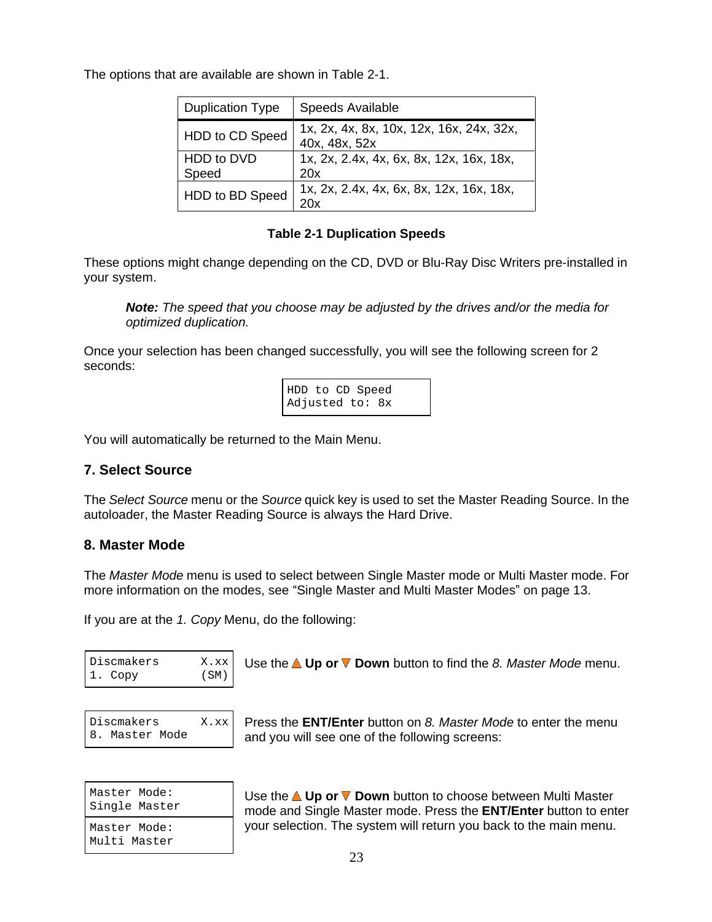The options that are available are shown in Table 2-1.

| Duplication Type | Speeds Available |
|---|---|
| HDD to CD Speed | 1x, 2x, 4x, 8x, 10x, 12x, 16x, 24x, 32x, 40x, 48x, 52x |
| HDD to DVD Speed | 1x, 2x, 2.4x, 4x, 6x, 8x, 12x, 16x, 18x, 20x |
| HDD to BD Speed | 1x, 2x, 2.4x, 4x, 6x, 8x, 12x, 16x, 18x, 20x |

**Table 2-1 Duplication Speeds**

These options might change depending on the CD, DVD or Blu-Ray Disc Writers pre-installed in your system.

> ***Note:*** *The speed that you choose may be adjusted by the drives and/or the media for optimized duplication.*

Once your selection has been changed successfully, you will see the following screen for 2 seconds:

```
HDD to CD Speed
Adjusted to: 8x
```

You will automatically be returned to the Main Menu.

### 7. Select Source

The *Select Source* menu or the *Source* quick key is used to set the Master Reading Source. In the autoloader, the Master Reading Source is always the Hard Drive.

### 8. Master Mode

The *Master Mode* menu is used to select between Single Master mode or Multi Master mode. For more information on the modes, see “Single Master and Multi Master Modes” on page 13.

If you are at the *1. Copy* Menu, do the following:

```
Discmakers      X.xx
1. Copy         (SM)
```

Use the **Up or Down** button to find the *8. Master Mode* menu.

```
Discmakers      X.xx
8. Master Mode
```

Press the **ENT/Enter** button on *8. Master Mode* to enter the menu and you will see one of the following screens:

```
Master Mode:
Single Master
```

```
Master Mode:
Multi Master
```

Use the **Up or Down** button to choose between Multi Master mode and Single Master mode. Press the **ENT/Enter** button to enter your selection. The system will return you back to the main menu.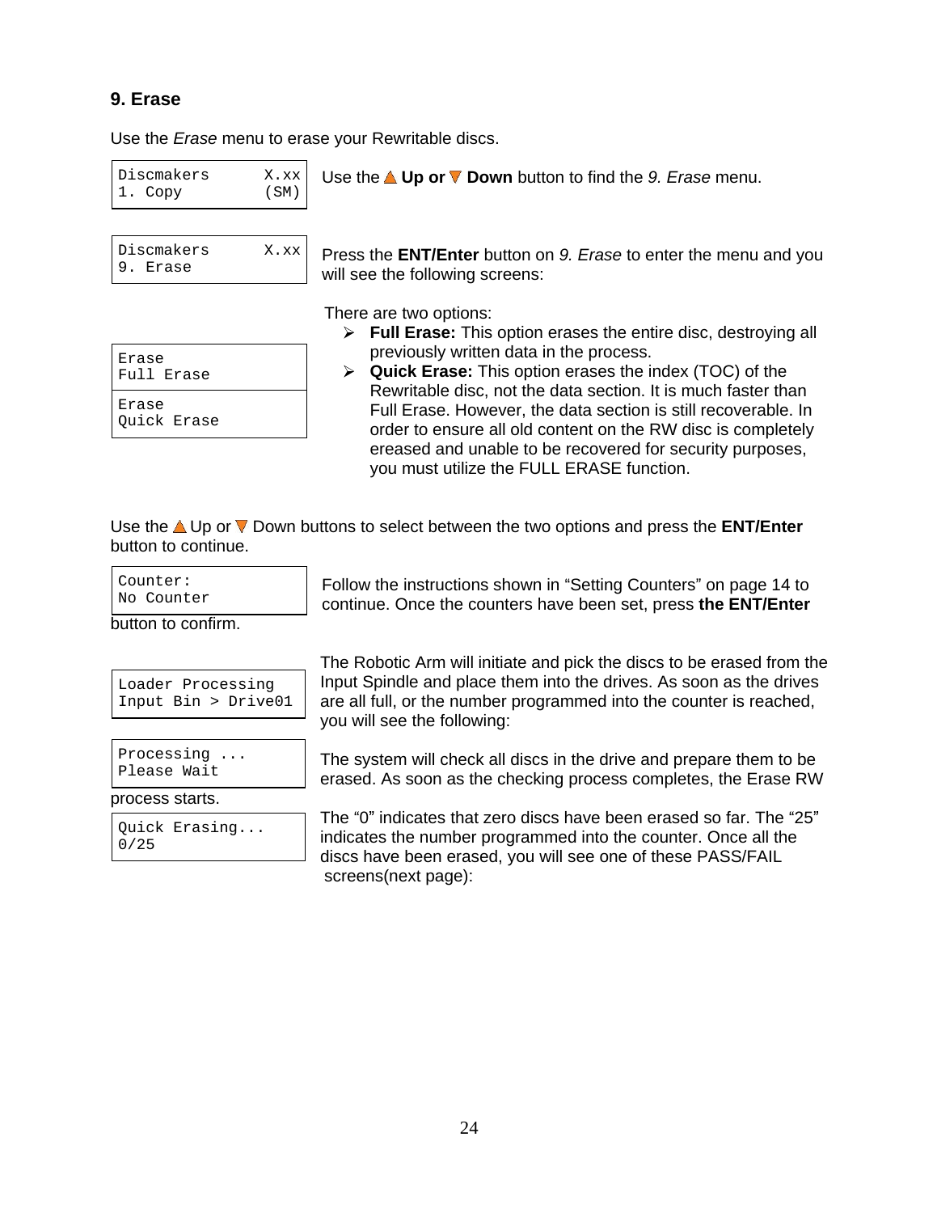## 9. Erase

Use the *Erase* menu to erase your Rewritable discs.

```
Discmakers      X.xx
1. Copy         (SM)
```

Use the ▲ **Up or** ▼ **Down** button to find the *9. Erase* menu.

```
Discmakers      X.xx
9. Erase
```

Press the **ENT/Enter** button on *9. Erase* to enter the menu and you will see the following screens:

```
Erase
Full Erase
```

```
Erase
Quick Erase
```

There are two options:

- **Full Erase:** This option erases the entire disc, destroying all previously written data in the process.
- **Quick Erase:** This option erases the index (TOC) of the Rewritable disc, not the data section. It is much faster than Full Erase. However, the data section is still recoverable. In order to ensure all old content on the RW disc is completely ereased and unable to be recovered for security purposes, you must utilize the FULL ERASE function.

Use the ▲ Up or ▼ Down buttons to select between the two options and press the **ENT/Enter** button to continue.

```
Counter:
No Counter
```

Follow the instructions shown in "Setting Counters" on page 14 to continue. Once the counters have been set, press **the ENT/Enter** button to confirm.

```
Loader Processing
Input Bin > Drive01
```

The Robotic Arm will initiate and pick the discs to be erased from the Input Spindle and place them into the drives. As soon as the drives are all full, or the number programmed into the counter is reached, you will see the following:

```
Processing ...
Please Wait
```

The system will check all discs in the drive and prepare them to be erased. As soon as the checking process completes, the Erase RW process starts.

```
Quick Erasing...
0/25
```

The "0" indicates that zero discs have been erased so far. The "25" indicates the number programmed into the counter. Once all the discs have been erased, you will see one of these PASS/FAIL screens(next page):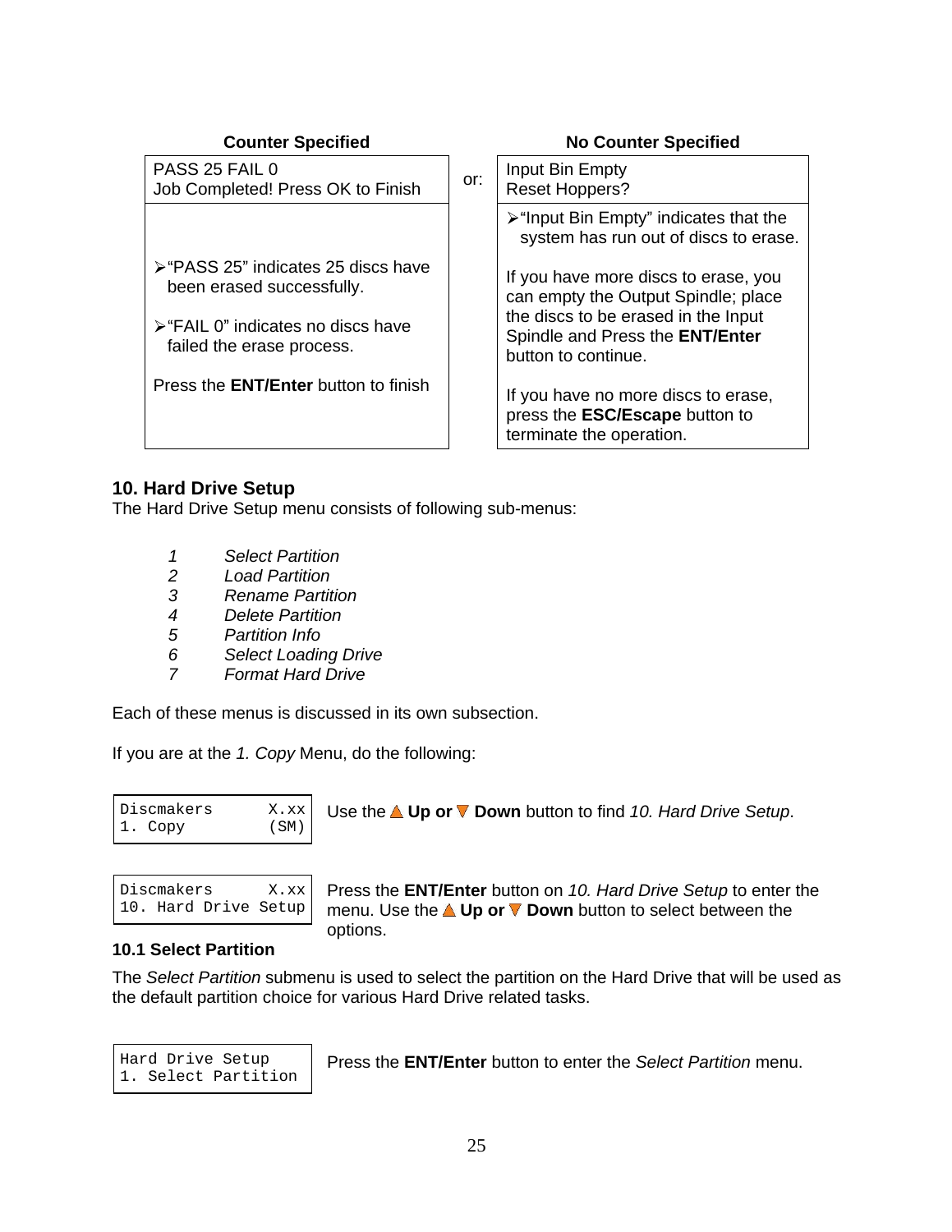| Counter Specified | | No Counter Specified |
|---|---|---|
| PASS 25 FAIL 0<br>Job Completed! Press OK to Finish | or: | Input Bin Empty<br>Reset Hoppers? |
| ➢“PASS 25” indicates 25 discs have been erased successfully.<br><br>➢“FAIL 0” indicates no discs have failed the erase process.<br><br>Press the **ENT/Enter** button to finish | | ➢“Input Bin Empty” indicates that the system has run out of discs to erase.<br><br>If you have more discs to erase, you can empty the Output Spindle; place the discs to be erased in the Input Spindle and Press the **ENT/Enter** button to continue.<br><br>If you have no more discs to erase, press the **ESC/Escape** button to terminate the operation. |

## 10. Hard Drive Setup

The Hard Drive Setup menu consists of following sub-menus:

1. *Select Partition*
2. *Load Partition*
3. *Rename Partition*
4. *Delete Partition*
5. *Partition Info*
6. *Select Loading Drive*
7. *Format Hard Drive*

Each of these menus is discussed in its own subsection.

If you are at the *1. Copy* Menu, do the following:

```
Discmakers      X.xx
1. Copy         (SM)
```

Use the ▲ **Up or** ▼ **Down** button to find *10. Hard Drive Setup*.

```
Discmakers      X.xx
10. Hard Drive Setup
```

Press the **ENT/Enter** button on *10. Hard Drive Setup* to enter the menu. Use the ▲ **Up or** ▼ **Down** button to select between the options.

### 10.1 Select Partition

The *Select Partition* submenu is used to select the partition on the Hard Drive that will be used as the default partition choice for various Hard Drive related tasks.

```
Hard Drive Setup
1. Select Partition
```

Press the **ENT/Enter** button to enter the *Select Partition* menu.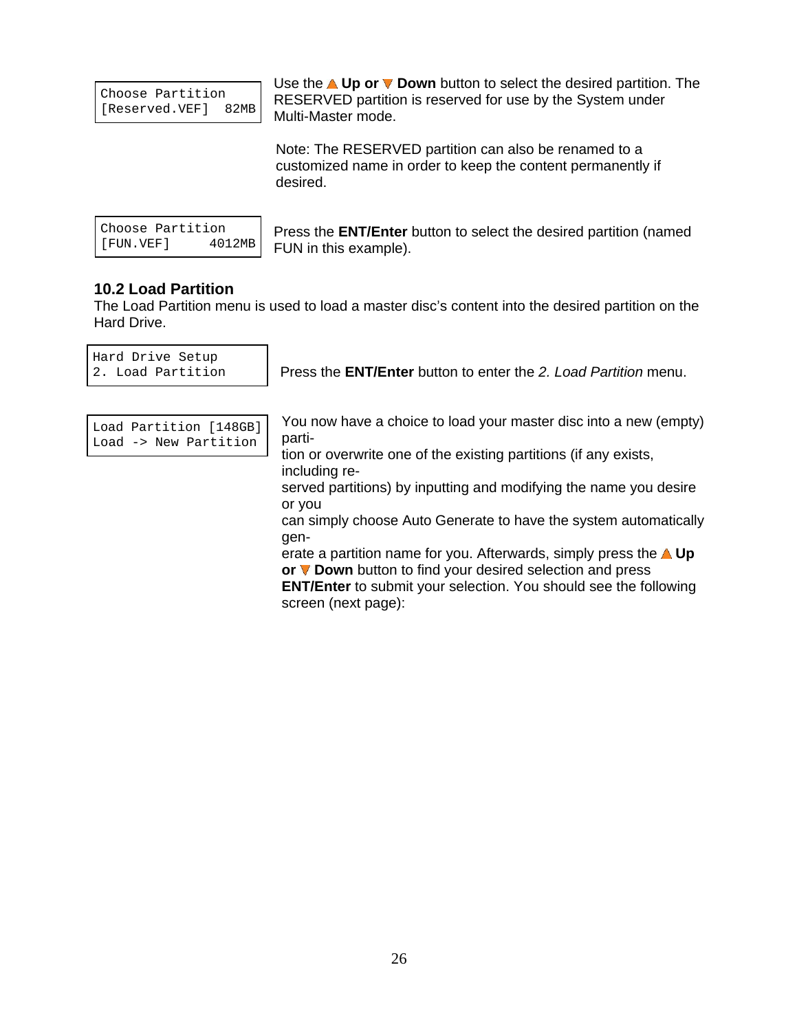```
Choose Partition
[Reserved.VEF]  82MB
```

Use the ▲ **Up or** ▼ **Down** button to select the desired partition. The RESERVED partition is reserved for use by the System under Multi-Master mode.

Note: The RESERVED partition can also be renamed to a customized name in order to keep the content permanently if desired.

```
Choose Partition
[FUN.VEF]     4012MB
```

Press the **ENT/Enter** button to select the desired partition (named FUN in this example).

### 10.2 Load Partition

The Load Partition menu is used to load a master disc's content into the desired partition on the Hard Drive.

```
Hard Drive Setup
2. Load Partition
```

Press the **ENT/Enter** button to enter the *2. Load Partition* menu.

```
Load Partition [148GB]
Load -> New Partition
```

You now have a choice to load your master disc into a new (empty) parti-
tion or overwrite one of the existing partitions (if any exists, including re-
served partitions) by inputting and modifying the name you desire or you
can simply choose Auto Generate to have the system automatically gen-
erate a partition name for you. Afterwards, simply press the ▲ **Up or** ▼ **Down** button to find your desired selection and press **ENT/Enter** to submit your selection. You should see the following screen (next page):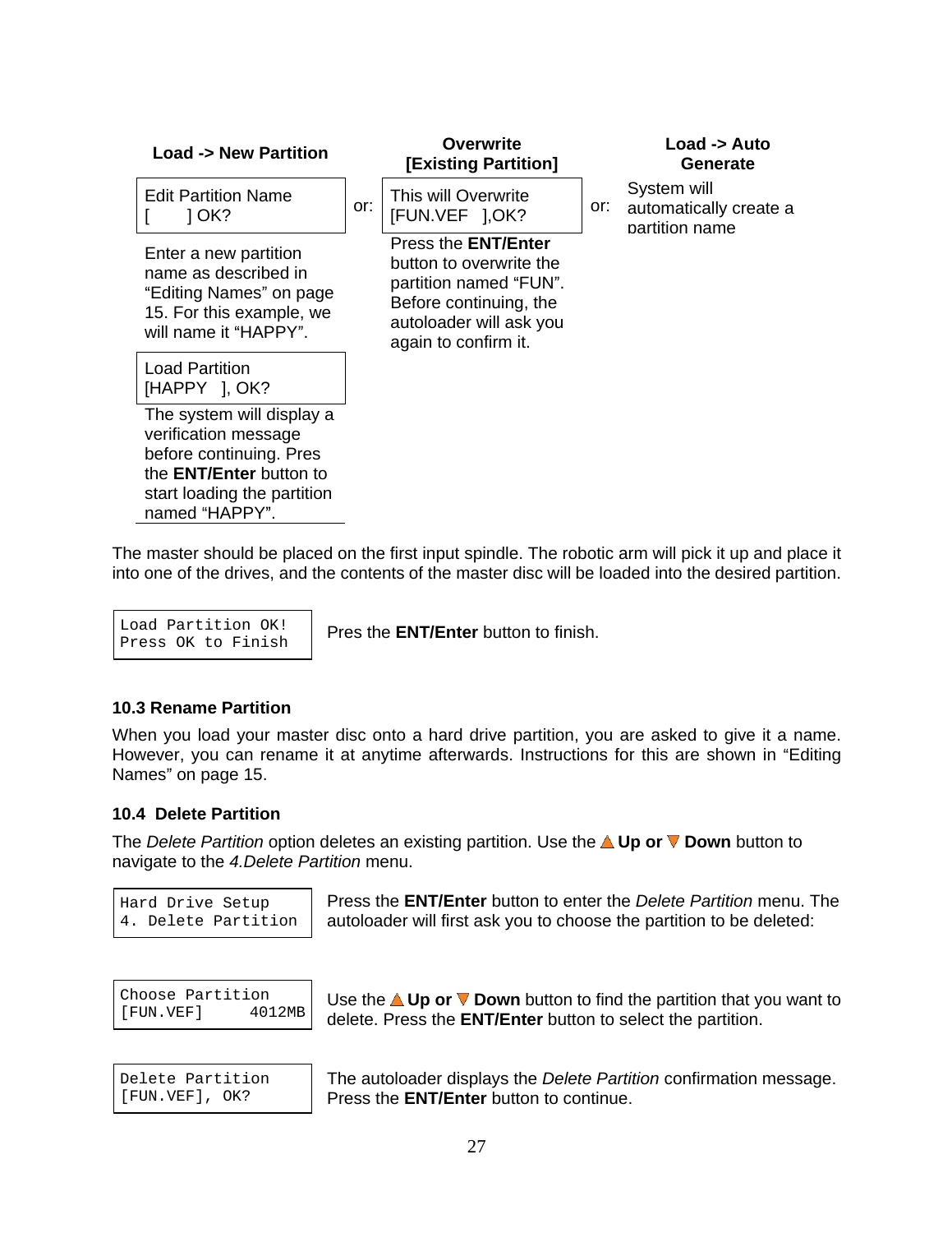| Load -> New Partition | | Overwrite [Existing Partition] | | Load -> Auto Generate |
|---|---|---|---|---|
| Edit Partition Name<br>[ ] OK? | or: | This will Overwrite<br>[FUN.VEF ],OK? | or: | System will automatically create a partition name |
| Enter a new partition name as described in “Editing Names” on page 15. For this example, we will name it “HAPPY”. | | Press the **ENT/Enter** button to overwrite the partition named “FUN”. Before continuing, the autoloader will ask you again to confirm it. | | |
| Load Partition<br>[HAPPY ], OK? | | | | |
| The system will display a verification message before continuing. Pres the **ENT/Enter** button to start loading the partition named “HAPPY”. | | | | |

The master should be placed on the first input spindle. The robotic arm will pick it up and place it into one of the drives, and the contents of the master disc will be loaded into the desired partition.

```
Load Partition OK!
Press OK to Finish
```

Pres the **ENT/Enter** button to finish.

### 10.3 Rename Partition

When you load your master disc onto a hard drive partition, you are asked to give it a name. However, you can rename it at anytime afterwards. Instructions for this are shown in “Editing Names” on page 15.

### 10.4 Delete Partition

The *Delete Partition* option deletes an existing partition. Use the ▲ **Up or** ▼ **Down** button to navigate to the *4.Delete Partition* menu.

```
Hard Drive Setup
4. Delete Partition
```

Press the **ENT/Enter** button to enter the *Delete Partition* menu. The autoloader will first ask you to choose the partition to be deleted:

```
Choose Partition
[FUN.VEF]     4012MB
```

Use the ▲ **Up or** ▼ **Down** button to find the partition that you want to delete. Press the **ENT/Enter** button to select the partition.

```
Delete Partition
[FUN.VEF], OK?
```

The autoloader displays the *Delete Partition* confirmation message. Press the **ENT/Enter** button to continue.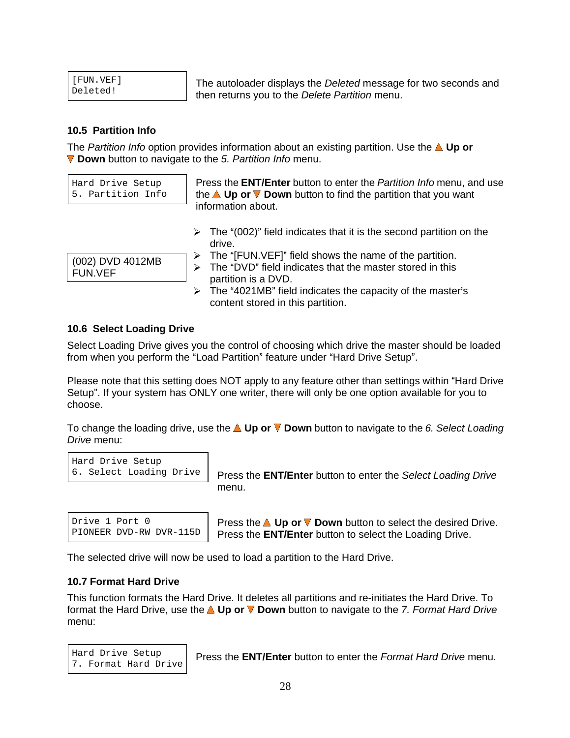```
[FUN.VEF]
Deleted!
```

The autoloader displays the *Deleted* message for two seconds and then returns you to the *Delete Partition* menu.

### 10.5 Partition Info

The *Partition Info* option provides information about an existing partition. Use the ▲ **Up or** ▼ **Down** button to navigate to the *5. Partition Info* menu.

```
Hard Drive Setup
5. Partition Info
```

Press the **ENT/Enter** button to enter the *Partition Info* menu, and use the ▲ **Up or** ▼ **Down** button to find the partition that you want information about.

```
(002) DVD 4012MB
FUN.VEF
```

- The "(002)" field indicates that it is the second partition on the drive.
- The "[FUN.VEF]" field shows the name of the partition.
- The "DVD" field indicates that the master stored in this partition is a DVD.
- The "4021MB" field indicates the capacity of the master's content stored in this partition.

### 10.6 Select Loading Drive

Select Loading Drive gives you the control of choosing which drive the master should be loaded from when you perform the "Load Partition" feature under "Hard Drive Setup".

Please note that this setting does NOT apply to any feature other than settings within "Hard Drive Setup". If your system has ONLY one writer, there will only be one option available for you to choose.

To change the loading drive, use the ▲ **Up or** ▼ **Down** button to navigate to the *6. Select Loading Drive* menu:

```
Hard Drive Setup
6. Select Loading Drive
```

Press the **ENT/Enter** button to enter the *Select Loading Drive* menu.

```
Drive 1 Port 0
PIONEER DVD-RW DVR-115D
```

Press the ▲ **Up or** ▼ **Down** button to select the desired Drive. Press the **ENT/Enter** button to select the Loading Drive.

The selected drive will now be used to load a partition to the Hard Drive.

### 10.7 Format Hard Drive

This function formats the Hard Drive. It deletes all partitions and re-initiates the Hard Drive. To format the Hard Drive, use the ▲ **Up or** ▼ **Down** button to navigate to the *7. Format Hard Drive* menu:

```
Hard Drive Setup
7. Format Hard Drive
```

Press the **ENT/Enter** button to enter the *Format Hard Drive* menu.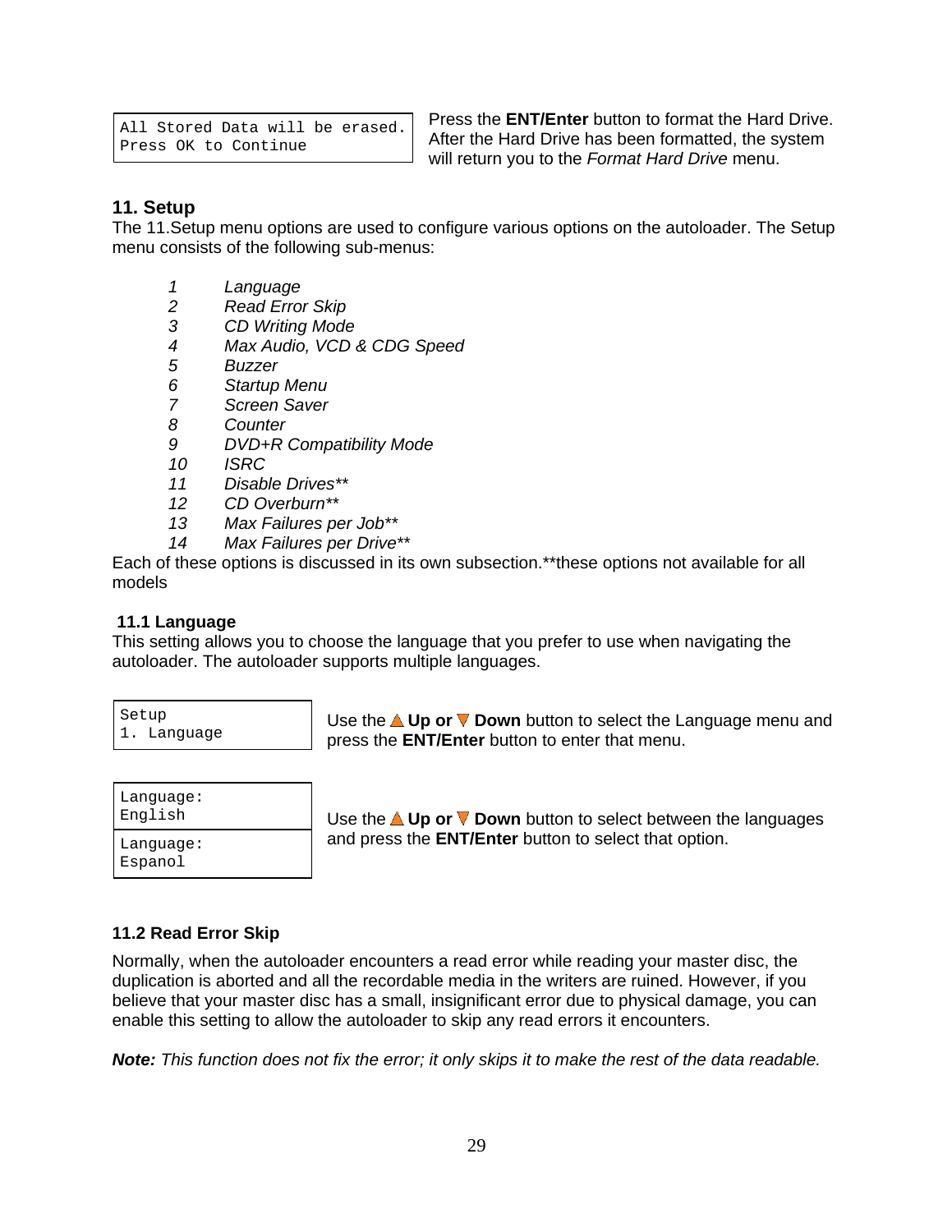```
All Stored Data will be erased.
Press OK to Continue
```

Press the **ENT/Enter** button to format the Hard Drive. After the Hard Drive has been formatted, the system will return you to the *Format Hard Drive* menu.

## 11. Setup

The 11.Setup menu options are used to configure various options on the autoloader. The Setup menu consists of the following sub-menus:

1 *Language*
2 *Read Error Skip*
3 *CD Writing Mode*
4 *Max Audio, VCD & CDG Speed*
5 *Buzzer*
6 *Startup Menu*
7 *Screen Saver*
8 *Counter*
9 *DVD+R Compatibility Mode*
10 *ISRC*
11 *Disable Drives***
12 *CD Overburn***
13 *Max Failures per Job***
14 *Max Failures per Drive***

Each of these options is discussed in its own subsection.**these options not available for all models

### 11.1 Language

This setting allows you to choose the language that you prefer to use when navigating the autoloader. The autoloader supports multiple languages.

```
Setup
1. Language
```

Use the ▲ **Up or** ▼ **Down** button to select the Language menu and press the **ENT/Enter** button to enter that menu.

```
Language:
English
```

```
Language:
Espanol
```

Use the ▲ **Up or** ▼ **Down** button to select between the languages and press the **ENT/Enter** button to select that option.

### 11.2 Read Error Skip

Normally, when the autoloader encounters a read error while reading your master disc, the duplication is aborted and all the recordable media in the writers are ruined. However, if you believe that your master disc has a small, insignificant error due to physical damage, you can enable this setting to allow the autoloader to skip any read errors it encounters.

***Note:*** *This function does not fix the error; it only skips it to make the rest of the data readable.*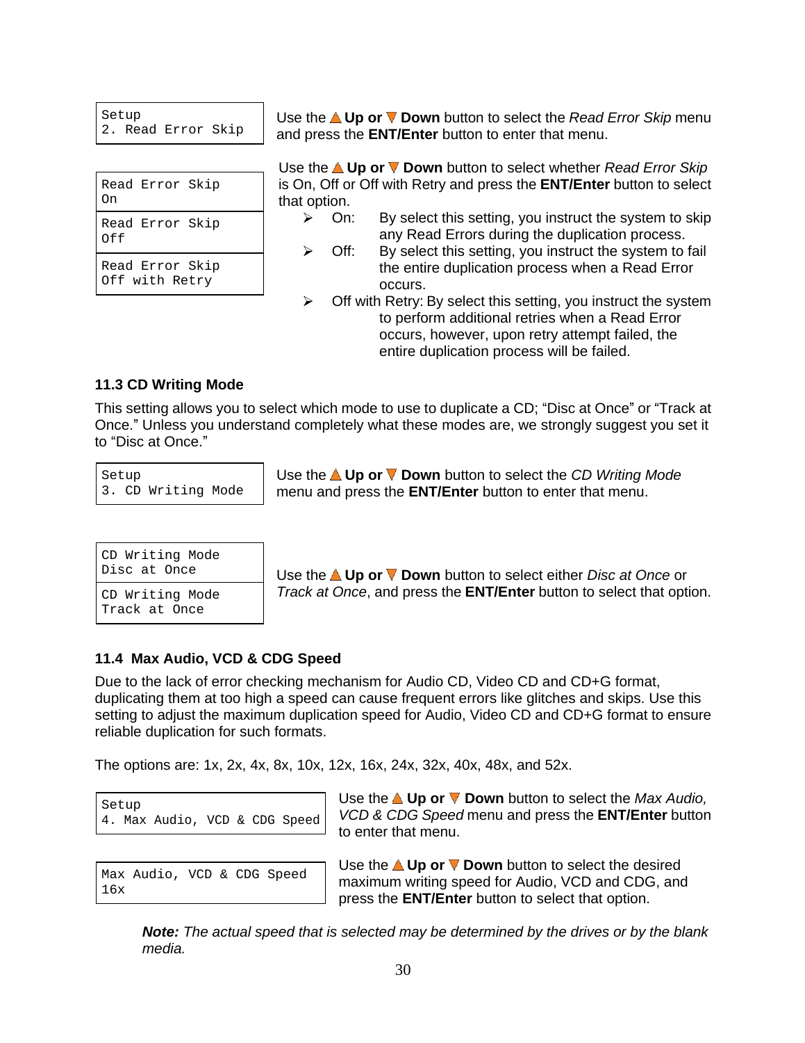```
Setup
2. Read Error Skip
```

Use the ▲ **Up or** ▼ **Down** button to select the *Read Error Skip* menu and press the **ENT/Enter** button to enter that menu.

```
Read Error Skip
On
```

```
Read Error Skip
Off
```

```
Read Error Skip
Off with Retry
```

Use the ▲ **Up or** ▼ **Down** button to select whether *Read Error Skip* is On, Off or Off with Retry and press the **ENT/Enter** button to select that option.

- On: By select this setting, you instruct the system to skip any Read Errors during the duplication process.
- Off: By select this setting, you instruct the system to fail the entire duplication process when a Read Error occurs.
- Off with Retry: By select this setting, you instruct the system to perform additional retries when a Read Error occurs, however, upon retry attempt failed, the entire duplication process will be failed.

### 11.3 CD Writing Mode

This setting allows you to select which mode to use to duplicate a CD; "Disc at Once" or "Track at Once." Unless you understand completely what these modes are, we strongly suggest you set it to "Disc at Once."

```
Setup
3. CD Writing Mode
```

Use the ▲ **Up or** ▼ **Down** button to select the *CD Writing Mode* menu and press the **ENT/Enter** button to enter that menu.

```
CD Writing Mode
Disc at Once
```

```
CD Writing Mode
Track at Once
```

Use the ▲ **Up or** ▼ **Down** button to select either *Disc at Once* or *Track at Once*, and press the **ENT/Enter** button to select that option.

### 11.4 Max Audio, VCD & CDG Speed

Due to the lack of error checking mechanism for Audio CD, Video CD and CD+G format, duplicating them at too high a speed can cause frequent errors like glitches and skips. Use this setting to adjust the maximum duplication speed for Audio, Video CD and CD+G format to ensure reliable duplication for such formats.

The options are: 1x, 2x, 4x, 8x, 10x, 12x, 16x, 24x, 32x, 40x, 48x, and 52x.

```
Setup
4. Max Audio, VCD & CDG Speed
```

Use the ▲ **Up or** ▼ **Down** button to select the *Max Audio, VCD & CDG Speed* menu and press the **ENT/Enter** button to enter that menu.

```
Max Audio, VCD & CDG Speed
16x
```

Use the ▲ **Up or** ▼ **Down** button to select the desired maximum writing speed for Audio, VCD and CDG, and press the **ENT/Enter** button to select that option.

***Note:*** *The actual speed that is selected may be determined by the drives or by the blank media.*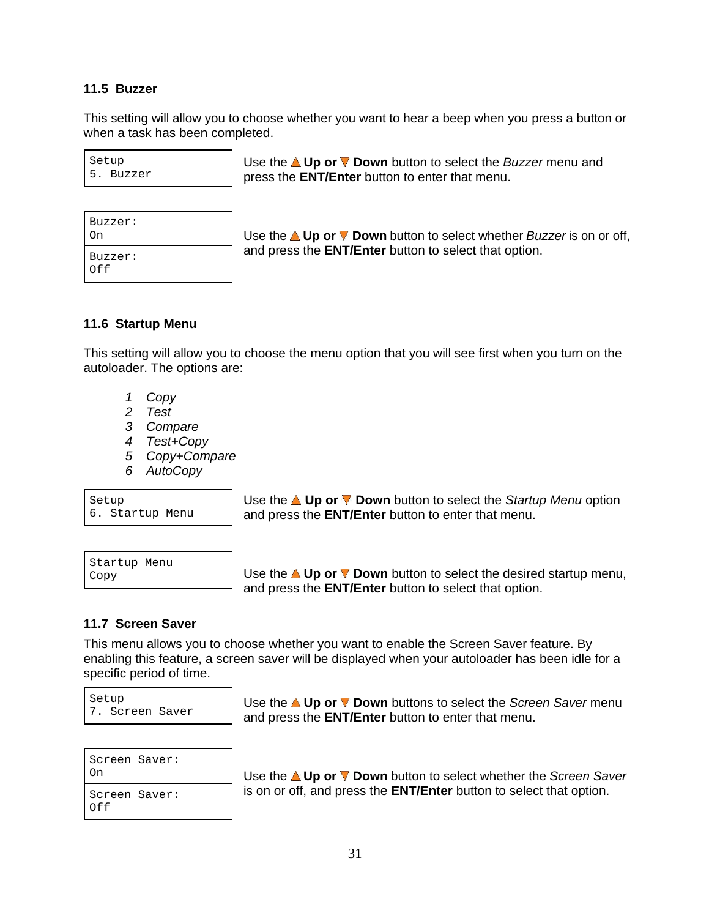### 11.5 Buzzer

This setting will allow you to choose whether you want to hear a beep when you press a button or when a task has been completed.

```
Setup
5. Buzzer
```

Use the ▲ **Up or** ▼ **Down** button to select the *Buzzer* menu and press the **ENT/Enter** button to enter that menu.

```
Buzzer:
On
```

```
Buzzer:
Off
```

Use the ▲ **Up or** ▼ **Down** button to select whether *Buzzer* is on or off, and press the **ENT/Enter** button to select that option.

### 11.6 Startup Menu

This setting will allow you to choose the menu option that you will see first when you turn on the autoloader. The options are:

1. *Copy*
2. *Test*
3. *Compare*
4. *Test+Copy*
5. *Copy+Compare*
6. *AutoCopy*

```
Setup
6. Startup Menu
```

Use the ▲ **Up or** ▼ **Down** button to select the *Startup Menu* option and press the **ENT/Enter** button to enter that menu.

```
Startup Menu
Copy
```

Use the ▲ **Up or** ▼ **Down** button to select the desired startup menu, and press the **ENT/Enter** button to select that option.

### 11.7 Screen Saver

This menu allows you to choose whether you want to enable the Screen Saver feature. By enabling this feature, a screen saver will be displayed when your autoloader has been idle for a specific period of time.

```
Setup
7. Screen Saver
```

Use the ▲ **Up or** ▼ **Down** buttons to select the *Screen Saver* menu and press the **ENT/Enter** button to enter that menu.

```
Screen Saver:
On
```

```
Screen Saver:
Off
```

Use the ▲ **Up or** ▼ **Down** button to select whether the *Screen Saver* is on or off, and press the **ENT/Enter** button to select that option.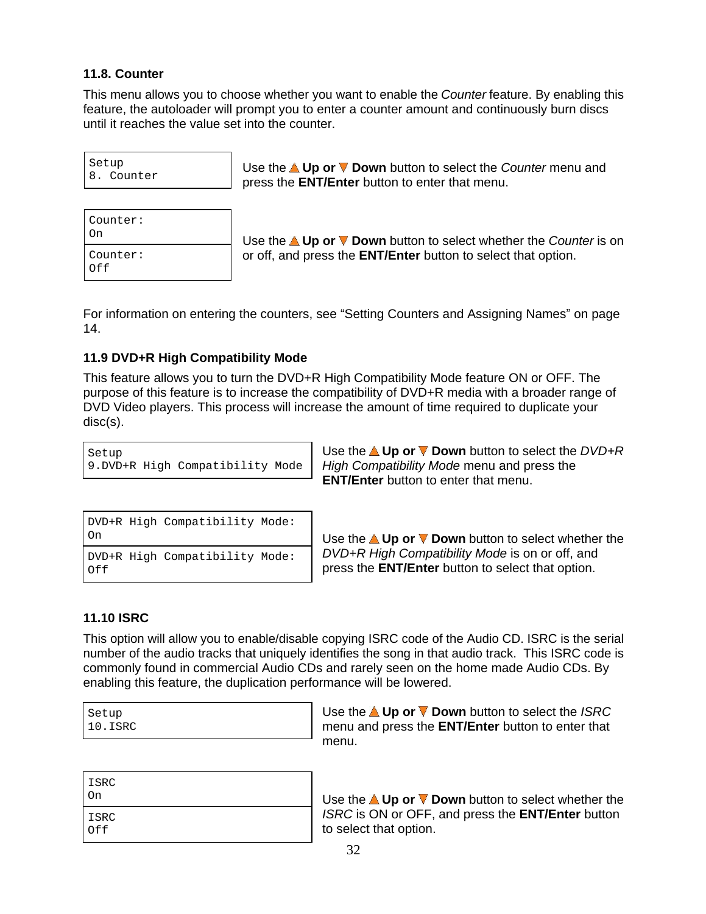### 11.8. Counter

This menu allows you to choose whether you want to enable the *Counter* feature. By enabling this feature, the autoloader will prompt you to enter a counter amount and continuously burn discs until it reaches the value set into the counter.

```
Setup
8. Counter
```

Use the ▲ **Up or** ▼ **Down** button to select the *Counter* menu and press the **ENT/Enter** button to enter that menu.

```
Counter:
On
```

```
Counter:
Off
```

Use the ▲ **Up or** ▼ **Down** button to select whether the *Counter* is on or off, and press the **ENT/Enter** button to select that option.

For information on entering the counters, see “Setting Counters and Assigning Names” on page 14.

### 11.9 DVD+R High Compatibility Mode

This feature allows you to turn the DVD+R High Compatibility Mode feature ON or OFF. The purpose of this feature is to increase the compatibility of DVD+R media with a broader range of DVD Video players. This process will increase the amount of time required to duplicate your disc(s).

```
Setup
9.DVD+R High Compatibility Mode
```

Use the ▲ **Up or** ▼ **Down** button to select the *DVD+R High Compatibility Mode* menu and press the **ENT/Enter** button to enter that menu.

```
DVD+R High Compatibility Mode:
On
```

```
DVD+R High Compatibility Mode:
Off
```

Use the ▲ **Up or** ▼ **Down** button to select whether the *DVD+R High Compatibility Mode* is on or off, and press the **ENT/Enter** button to select that option.

### 11.10 ISRC

This option will allow you to enable/disable copying ISRC code of the Audio CD. ISRC is the serial number of the audio tracks that uniquely identifies the song in that audio track. This ISRC code is commonly found in commercial Audio CDs and rarely seen on the home made Audio CDs. By enabling this feature, the duplication performance will be lowered.

```
Setup
10.ISRC
```

Use the ▲ **Up or** ▼ **Down** button to select the *ISRC* menu and press the **ENT/Enter** button to enter that menu.

```
ISRC
On
```

```
ISRC
Off
```

Use the ▲ **Up or** ▼ **Down** button to select whether the *ISRC* is ON or OFF, and press the **ENT/Enter** button to select that option.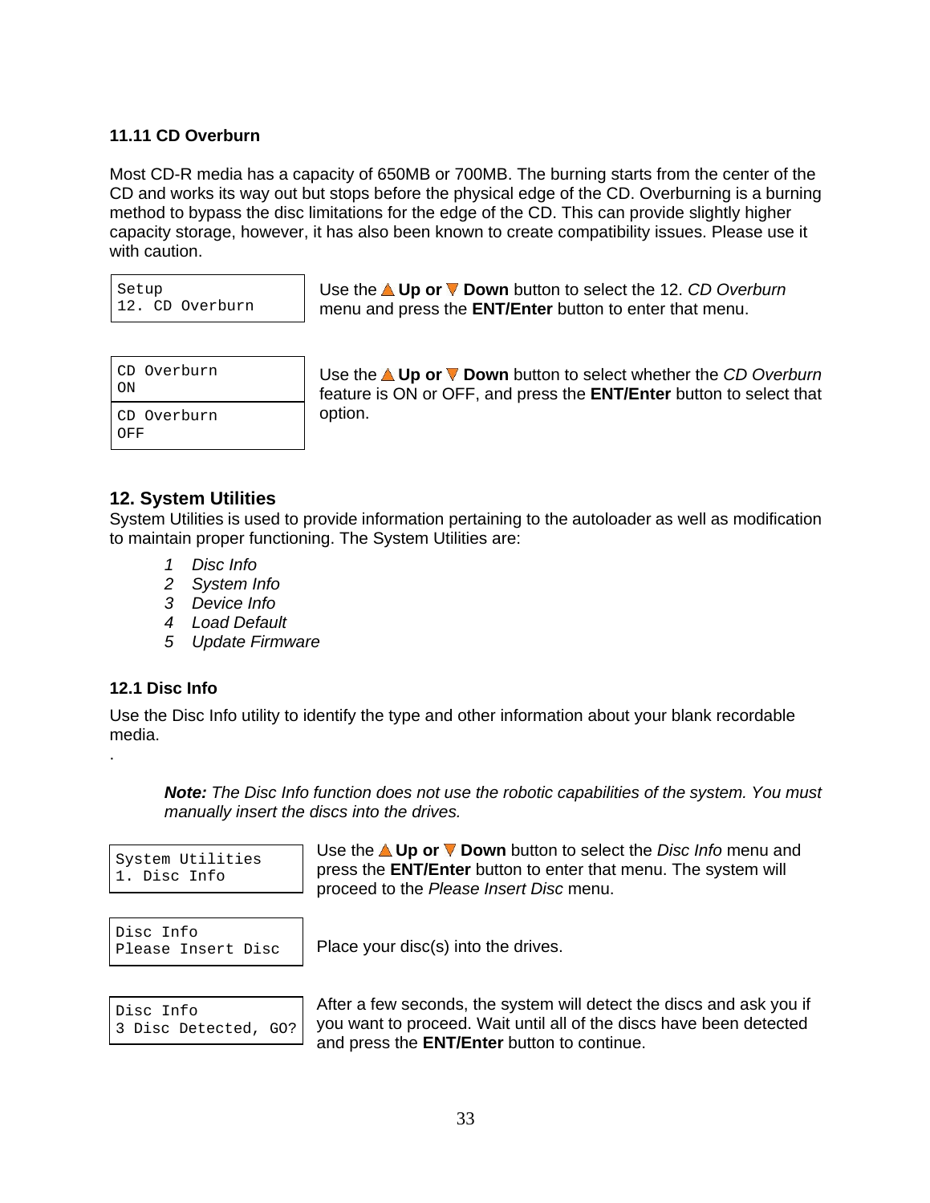### 11.11 CD Overburn

Most CD-R media has a capacity of 650MB or 700MB. The burning starts from the center of the CD and works its way out but stops before the physical edge of the CD. Overburning is a burning method to bypass the disc limitations for the edge of the CD. This can provide slightly higher capacity storage, however, it has also been known to create compatibility issues. Please use it with caution.

```
Setup
12. CD Overburn
```

Use the ▲ **Up or** ▼ **Down** button to select the 12. *CD Overburn* menu and press the **ENT/Enter** button to enter that menu.

```
CD Overburn
ON
```

```
CD Overburn
OFF
```

Use the ▲ **Up or** ▼ **Down** button to select whether the *CD Overburn* feature is ON or OFF, and press the **ENT/Enter** button to select that option.

## 12. System Utilities

System Utilities is used to provide information pertaining to the autoloader as well as modification to maintain proper functioning. The System Utilities are:

1. *Disc Info*
2. *System Info*
3. *Device Info*
4. *Load Default*
5. *Update Firmware*

### 12.1 Disc Info

Use the Disc Info utility to identify the type and other information about your blank recordable media.

.

> ***Note:*** *The Disc Info function does not use the robotic capabilities of the system. You must manually insert the discs into the drives.*

```
System Utilities
1. Disc Info
```

Use the ▲ **Up or** ▼ **Down** button to select the *Disc Info* menu and press the **ENT/Enter** button to enter that menu. The system will proceed to the *Please Insert Disc* menu.

```
Disc Info
Please Insert Disc
```

Place your disc(s) into the drives.

```
Disc Info
3 Disc Detected, GO?
```

After a few seconds, the system will detect the discs and ask you if you want to proceed. Wait until all of the discs have been detected and press the **ENT/Enter** button to continue.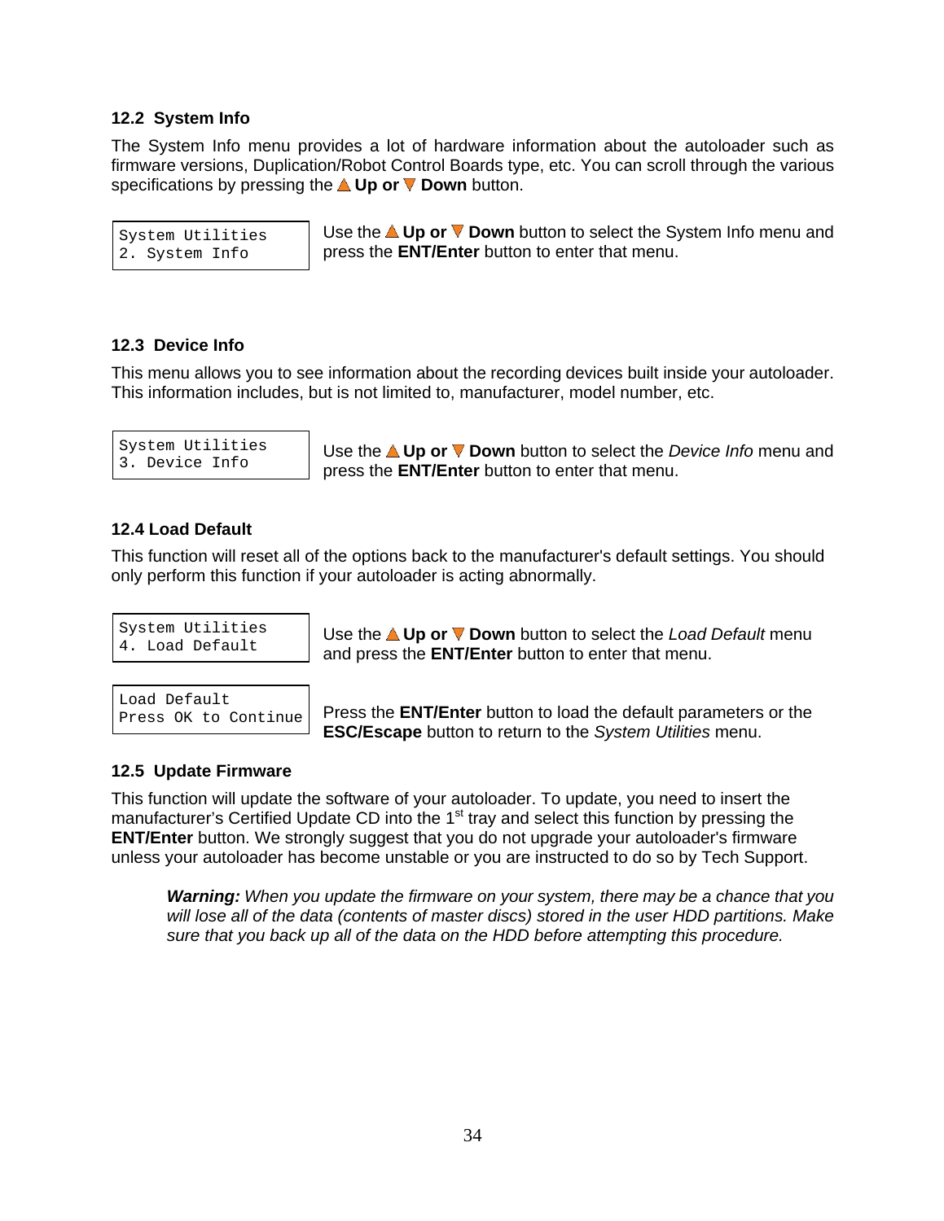### 12.2 System Info

The System Info menu provides a lot of hardware information about the autoloader such as firmware versions, Duplication/Robot Control Boards type, etc. You can scroll through the various specifications by pressing the ▲ **Up or** ▼ **Down** button.

```
System Utilities
2. System Info
```

Use the ▲ **Up or** ▼ **Down** button to select the System Info menu and press the **ENT/Enter** button to enter that menu.

### 12.3 Device Info

This menu allows you to see information about the recording devices built inside your autoloader. This information includes, but is not limited to, manufacturer, model number, etc.

```
System Utilities
3. Device Info
```

Use the ▲ **Up or** ▼ **Down** button to select the *Device Info* menu and press the **ENT/Enter** button to enter that menu.

### 12.4 Load Default

This function will reset all of the options back to the manufacturer's default settings. You should only perform this function if your autoloader is acting abnormally.

```
System Utilities
4. Load Default
```

Use the ▲ **Up or** ▼ **Down** button to select the *Load Default* menu and press the **ENT/Enter** button to enter that menu.

```
Load Default
Press OK to Continue
```

Press the **ENT/Enter** button to load the default parameters or the **ESC/Escape** button to return to the *System Utilities* menu.

### 12.5 Update Firmware

This function will update the software of your autoloader. To update, you need to insert the manufacturer's Certified Update CD into the 1st tray and select this function by pressing the **ENT/Enter** button. We strongly suggest that you do not upgrade your autoloader's firmware unless your autoloader has become unstable or you are instructed to do so by Tech Support.

> ***Warning:*** *When you update the firmware on your system, there may be a chance that you will lose all of the data (contents of master discs) stored in the user HDD partitions. Make sure that you back up all of the data on the HDD before attempting this procedure.*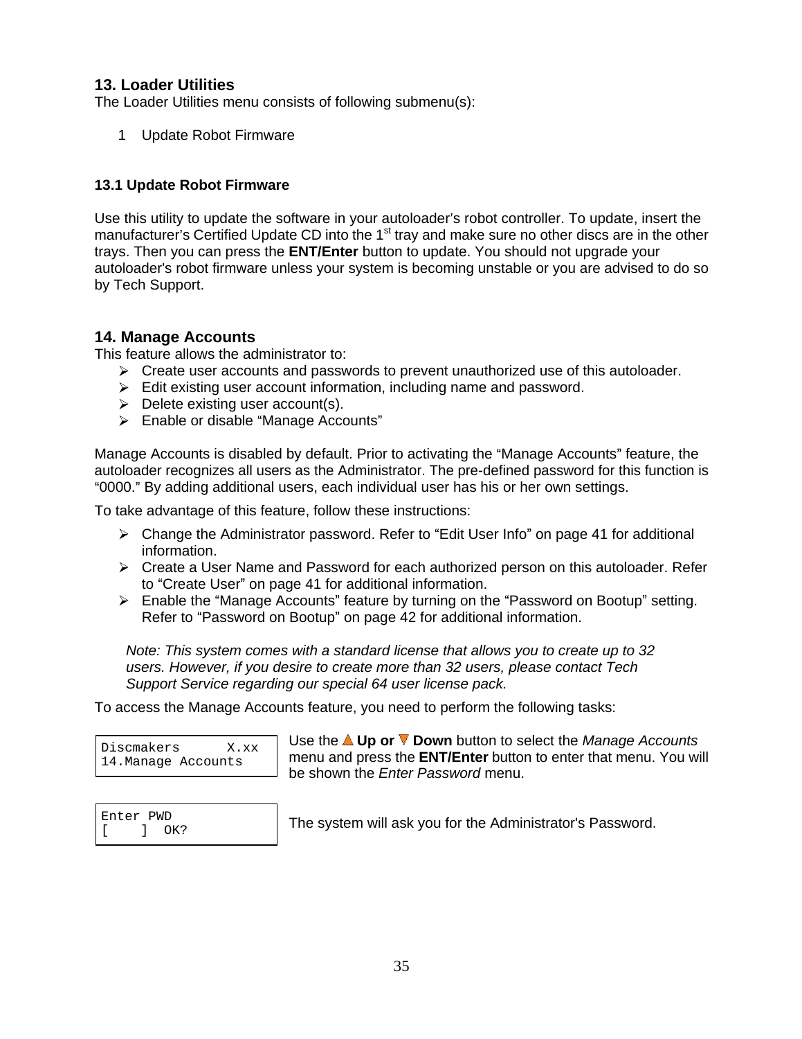## 13. Loader Utilities

The Loader Utilities menu consists of following submenu(s):

1. Update Robot Firmware

### 13.1 Update Robot Firmware

Use this utility to update the software in your autoloader's robot controller. To update, insert the manufacturer's Certified Update CD into the 1st tray and make sure no other discs are in the other trays. Then you can press the **ENT/Enter** button to update. You should not upgrade your autoloader's robot firmware unless your system is becoming unstable or you are advised to do so by Tech Support.

## 14. Manage Accounts

This feature allows the administrator to:

- Create user accounts and passwords to prevent unauthorized use of this autoloader.
- Edit existing user account information, including name and password.
- Delete existing user account(s).
- Enable or disable "Manage Accounts"

Manage Accounts is disabled by default. Prior to activating the "Manage Accounts" feature, the autoloader recognizes all users as the Administrator. The pre-defined password for this function is "0000." By adding additional users, each individual user has his or her own settings.

To take advantage of this feature, follow these instructions:

- Change the Administrator password. Refer to "Edit User Info" on page 41 for additional information.
- Create a User Name and Password for each authorized person on this autoloader. Refer to "Create User" on page 41 for additional information.
- Enable the "Manage Accounts" feature by turning on the "Password on Bootup" setting. Refer to "Password on Bootup" on page 42 for additional information.

*Note: This system comes with a standard license that allows you to create up to 32 users. However, if you desire to create more than 32 users, please contact Tech Support Service regarding our special 64 user license pack.*

To access the Manage Accounts feature, you need to perform the following tasks:

```
Discmakers      X.xx
14.Manage Accounts
```

Use the **Up or Down** button to select the *Manage Accounts* menu and press the **ENT/Enter** button to enter that menu. You will be shown the *Enter Password* menu.

```
Enter PWD
[    ]  OK?
```

The system will ask you for the Administrator's Password.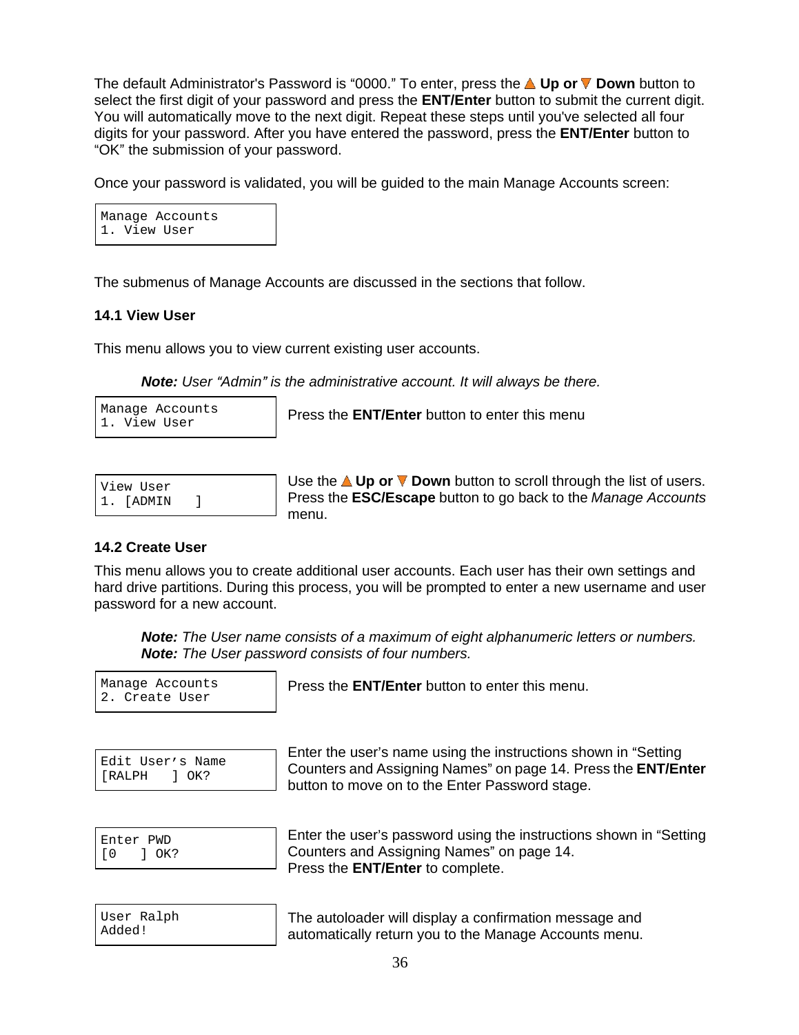The default Administrator's Password is “0000.” To enter, press the ▲ **Up or** ▼ **Down** button to select the first digit of your password and press the **ENT/Enter** button to submit the current digit. You will automatically move to the next digit. Repeat these steps until you've selected all four digits for your password. After you have entered the password, press the **ENT/Enter** button to “OK” the submission of your password.

Once your password is validated, you will be guided to the main Manage Accounts screen:

```
Manage Accounts
1. View User
```

The submenus of Manage Accounts are discussed in the sections that follow.

### 14.1 View User

This menu allows you to view current existing user accounts.

> ***Note:*** *User “Admin” is the administrative account. It will always be there.*

```
Manage Accounts
1. View User
```

Press the **ENT/Enter** button to enter this menu

```
View User
1. [ADMIN   ]
```

Use the ▲ **Up or** ▼ **Down** button to scroll through the list of users. Press the **ESC/Escape** button to go back to the *Manage Accounts* menu.

### 14.2 Create User

This menu allows you to create additional user accounts. Each user has their own settings and hard drive partitions. During this process, you will be prompted to enter a new username and user password for a new account.

> ***Note:*** *The User name consists of a maximum of eight alphanumeric letters or numbers.*
> ***Note:*** *The User password consists of four numbers.*

```
Manage Accounts
2. Create User
```

Press the **ENT/Enter** button to enter this menu.

```
Edit User’s Name
[RALPH   ] OK?
```

Enter the user’s name using the instructions shown in “Setting Counters and Assigning Names” on page 14. Press the **ENT/Enter** button to move on to the Enter Password stage.

```
Enter PWD
[0   ] OK?
```

Enter the user’s password using the instructions shown in “Setting Counters and Assigning Names” on page 14.
Press the **ENT/Enter** to complete.

```
User Ralph
Added!
```

The autoloader will display a confirmation message and automatically return you to the Manage Accounts menu.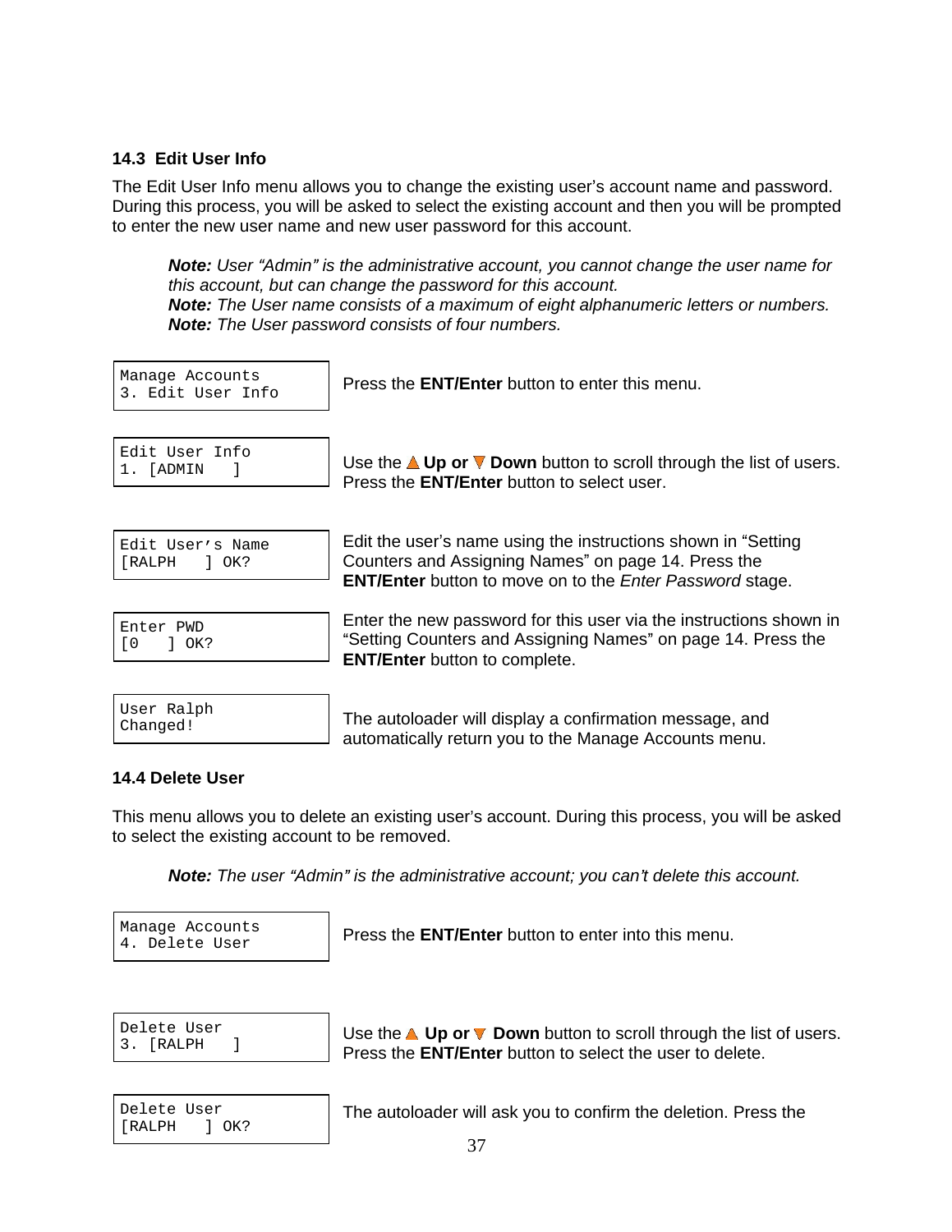### 14.3 Edit User Info

The Edit User Info menu allows you to change the existing user's account name and password. During this process, you will be asked to select the existing account and then you will be prompted to enter the new user name and new user password for this account.

> ***Note:*** *User "Admin" is the administrative account, you cannot change the user name for this account, but can change the password for this account.*
> ***Note:*** *The User name consists of a maximum of eight alphanumeric letters or numbers.*
> ***Note:*** *The User password consists of four numbers.*

| LCD Display | Instructions |
|---|---|
| Manage Accounts<br>3. Edit User Info | Press the **ENT/Enter** button to enter this menu. |
| Edit User Info<br>1. [ADMIN ] | Use the ▲ **Up or** ▼ **Down** button to scroll through the list of users. Press the **ENT/Enter** button to select user. |
| Edit User's Name<br>[RALPH ] OK? | Edit the user's name using the instructions shown in "Setting Counters and Assigning Names" on page 14. Press the **ENT/Enter** button to move on to the *Enter Password* stage. |
| Enter PWD<br>[0 ] OK? | Enter the new password for this user via the instructions shown in "Setting Counters and Assigning Names" on page 14. Press the **ENT/Enter** button to complete. |
| User Ralph<br>Changed! | The autoloader will display a confirmation message, and automatically return you to the Manage Accounts menu. |

### 14.4 Delete User

This menu allows you to delete an existing user's account. During this process, you will be asked to select the existing account to be removed.

> ***Note:*** *The user "Admin" is the administrative account; you can't delete this account.*

| LCD Display | Instructions |
|---|---|
| Manage Accounts<br>4. Delete User | Press the **ENT/Enter** button to enter into this menu. |
| Delete User<br>3. [RALPH ] | Use the ▲ **Up or** ▼ **Down** button to scroll through the list of users. Press the **ENT/Enter** button to select the user to delete. |
| Delete User<br>[RALPH ] OK? | The autoloader will ask you to confirm the deletion. Press the |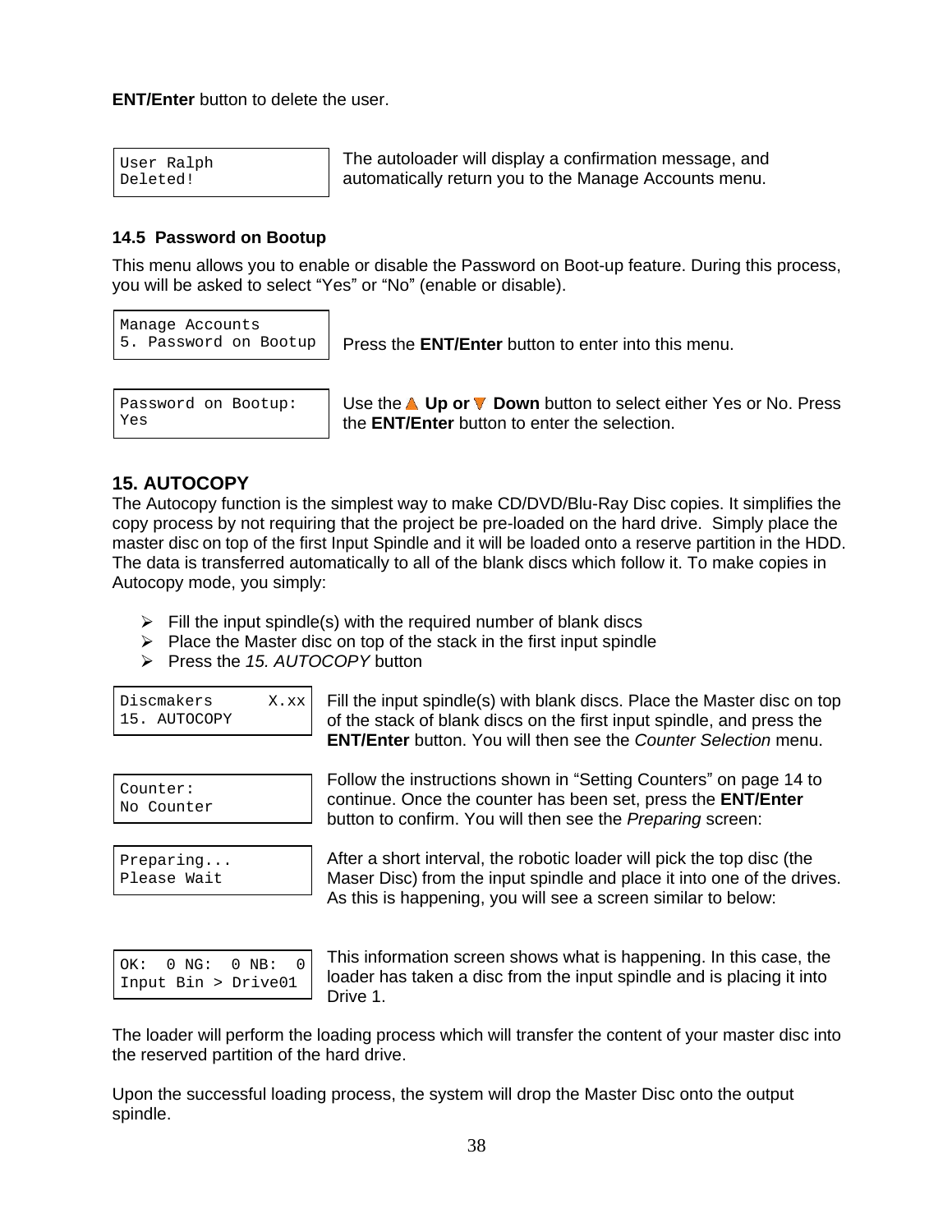**ENT/Enter** button to delete the user.

```
User Ralph
Deleted!
```

The autoloader will display a confirmation message, and automatically return you to the Manage Accounts menu.

### 14.5 Password on Bootup

This menu allows you to enable or disable the Password on Boot-up feature. During this process, you will be asked to select "Yes" or "No" (enable or disable).

```
Manage Accounts
5. Password on Bootup
```

Press the **ENT/Enter** button to enter into this menu.

```
Password on Bootup:
Yes
```

Use the ▲ **Up or** ▼ **Down** button to select either Yes or No. Press the **ENT/Enter** button to enter the selection.

## 15. AUTOCOPY

The Autocopy function is the simplest way to make CD/DVD/Blu-Ray Disc copies. It simplifies the copy process by not requiring that the project be pre-loaded on the hard drive. Simply place the master disc on top of the first Input Spindle and it will be loaded onto a reserve partition in the HDD. The data is transferred automatically to all of the blank discs which follow it. To make copies in Autocopy mode, you simply:

- Fill the input spindle(s) with the required number of blank discs
- Place the Master disc on top of the stack in the first input spindle
- Press the *15. AUTOCOPY* button

```
Discmakers      X.xx
15. AUTOCOPY
```

Fill the input spindle(s) with blank discs. Place the Master disc on top of the stack of blank discs on the first input spindle, and press the **ENT/Enter** button. You will then see the *Counter Selection* menu.

```
Counter:
No Counter
```

Follow the instructions shown in "Setting Counters" on page 14 to continue. Once the counter has been set, press the **ENT/Enter** button to confirm. You will then see the *Preparing* screen:

```
Preparing...
Please Wait
```

After a short interval, the robotic loader will pick the top disc (the Maser Disc) from the input spindle and place it into one of the drives. As this is happening, you will see a screen similar to below:

```
OK:  0 NG:  0 NB:  0
Input Bin > Drive01
```

This information screen shows what is happening. In this case, the loader has taken a disc from the input spindle and is placing it into Drive 1.

The loader will perform the loading process which will transfer the content of your master disc into the reserved partition of the hard drive.

Upon the successful loading process, the system will drop the Master Disc onto the output spindle.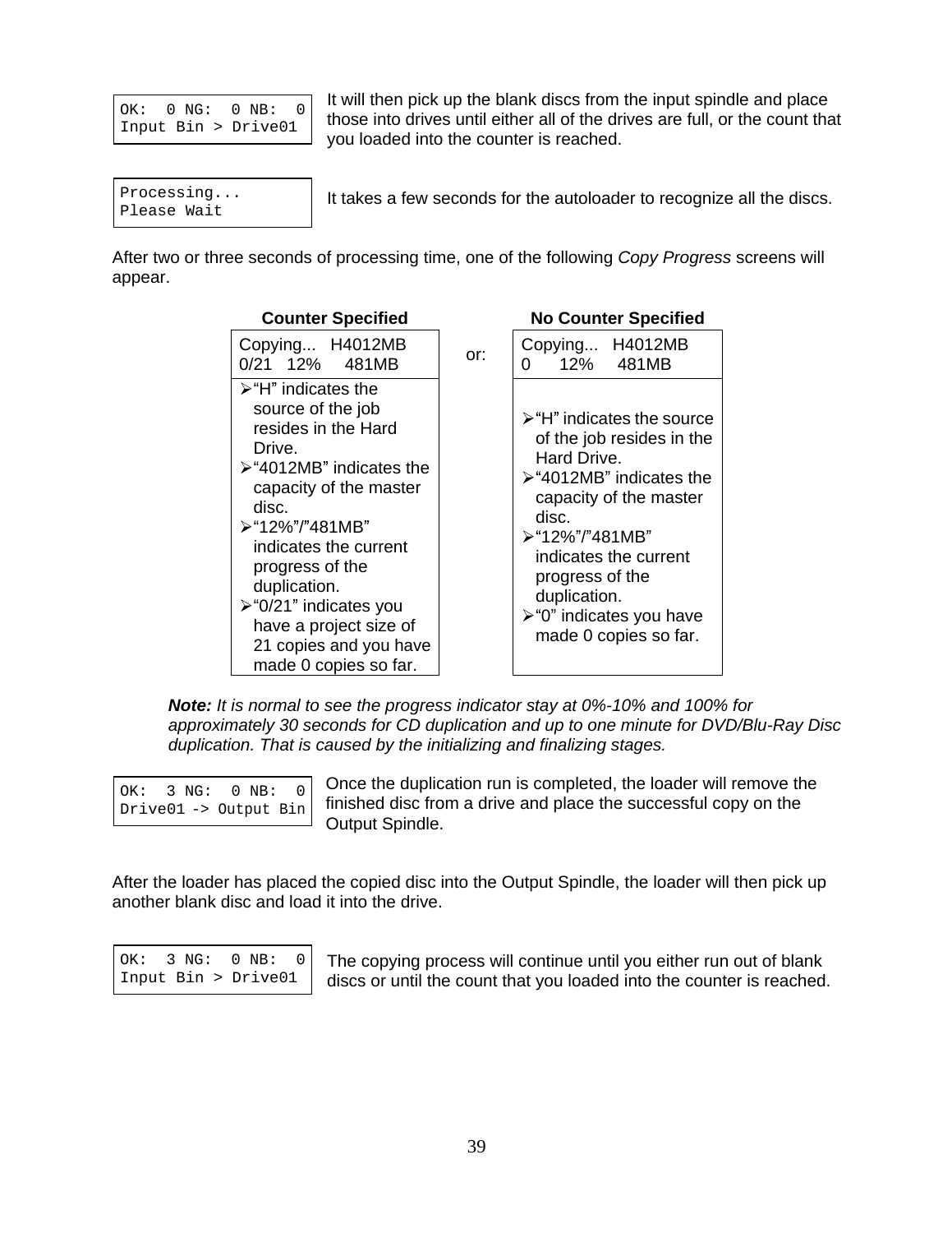```
OK:  0 NG:  0 NB:  0
Input Bin > Drive01
```

It will then pick up the blank discs from the input spindle and place those into drives until either all of the drives are full, or the count that you loaded into the counter is reached.

```
Processing...
Please Wait
```

It takes a few seconds for the autoloader to recognize all the discs.

After two or three seconds of processing time, one of the following *Copy Progress* screens will appear.

| **Counter Specified** | | **No Counter Specified** |
|---|---|---|
| Copying... H4012MB<br>0/21 12% 481MB | or: | Copying... H4012MB<br>0 12% 481MB |
| ➢"H" indicates the source of the job resides in the Hard Drive.<br>➢"4012MB" indicates the capacity of the master disc.<br>➢"12%"/"481MB" indicates the current progress of the duplication.<br>➢"0/21" indicates you have a project size of 21 copies and you have made 0 copies so far. | | ➢"H" indicates the source of the job resides in the Hard Drive.<br>➢"4012MB" indicates the capacity of the master disc.<br>➢"12%"/"481MB" indicates the current progress of the duplication.<br>➢"0" indicates you have made 0 copies so far. |

***Note:*** *It is normal to see the progress indicator stay at 0%-10% and 100% for approximately 30 seconds for CD duplication and up to one minute for DVD/Blu-Ray Disc duplication. That is caused by the initializing and finalizing stages.*

```
OK:  3 NG:  0 NB:  0
Drive01 -> Output Bin
```

Once the duplication run is completed, the loader will remove the finished disc from a drive and place the successful copy on the Output Spindle.

After the loader has placed the copied disc into the Output Spindle, the loader will then pick up another blank disc and load it into the drive.

```
OK:  3 NG:  0 NB:  0
Input Bin > Drive01
```

The copying process will continue until you either run out of blank discs or until the count that you loaded into the counter is reached.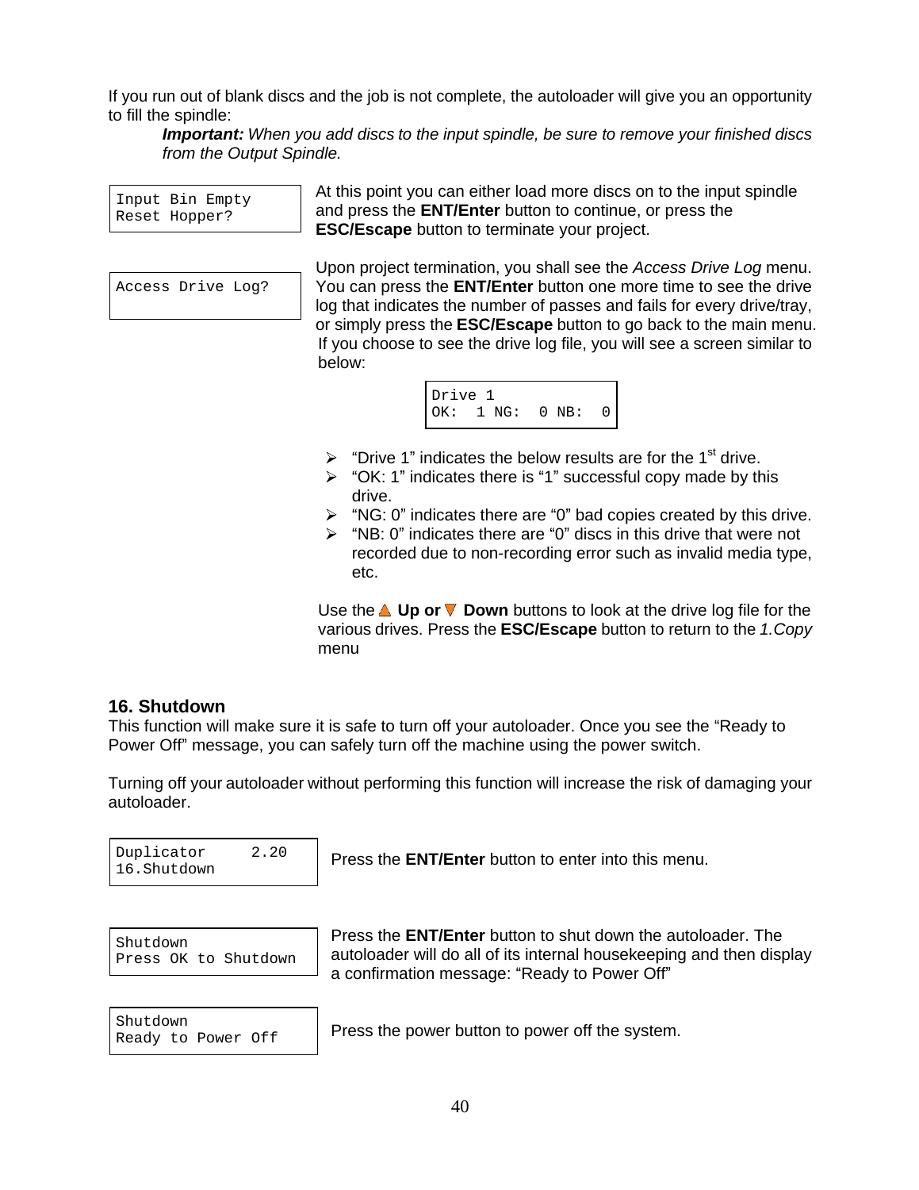If you run out of blank discs and the job is not complete, the autoloader will give you an opportunity to fill the spindle:

> ***Important:*** *When you add discs to the input spindle, be sure to remove your finished discs from the Output Spindle.*

```
Input Bin Empty
Reset Hopper?
```

At this point you can either load more discs on to the input spindle and press the **ENT/Enter** button to continue, or press the **ESC/Escape** button to terminate your project.

```
Access Drive Log?
```

Upon project termination, you shall see the *Access Drive Log* menu. You can press the **ENT/Enter** button one more time to see the drive log that indicates the number of passes and fails for every drive/tray, or simply press the **ESC/Escape** button to go back to the main menu. If you choose to see the drive log file, you will see a screen similar to below:

```
Drive 1
OK:  1 NG:  0 NB:  0
```

- "Drive 1" indicates the below results are for the 1st drive.
- "OK: 1" indicates there is "1" successful copy made by this drive.
- "NG: 0" indicates there are "0" bad copies created by this drive.
- "NB: 0" indicates there are "0" discs in this drive that were not recorded due to non-recording error such as invalid media type, etc.

Use the **Up or Down** buttons to look at the drive log file for the various drives. Press the **ESC/Escape** button to return to the *1.Copy* menu

### 16. Shutdown

This function will make sure it is safe to turn off your autoloader. Once you see the "Ready to Power Off" message, you can safely turn off the machine using the power switch.

Turning off your autoloader without performing this function will increase the risk of damaging your autoloader.

```
Duplicator     2.20
16.Shutdown
```

Press the **ENT/Enter** button to enter into this menu.

```
Shutdown
Press OK to Shutdown
```

Press the **ENT/Enter** button to shut down the autoloader. The autoloader will do all of its internal housekeeping and then display a confirmation message: "Ready to Power Off"

```
Shutdown
Ready to Power Off
```

Press the power button to power off the system.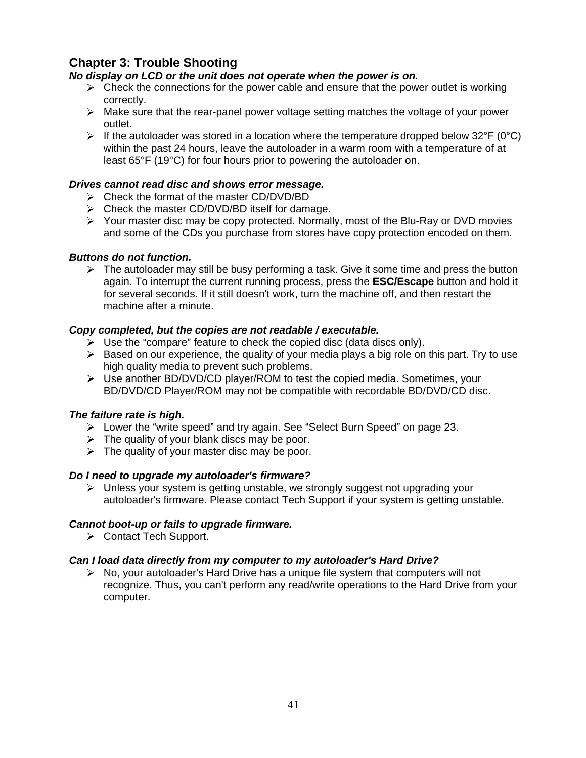# Chapter 3: Trouble Shooting

***No display on LCD or the unit does not operate when the power is on.***

- Check the connections for the power cable and ensure that the power outlet is working correctly.
- Make sure that the rear-panel power voltage setting matches the voltage of your power outlet.
- If the autoloader was stored in a location where the temperature dropped below 32°F (0°C) within the past 24 hours, leave the autoloader in a warm room with a temperature of at least 65°F (19°C) for four hours prior to powering the autoloader on.

***Drives cannot read disc and shows error message.***

- Check the format of the master CD/DVD/BD
- Check the master CD/DVD/BD itself for damage.
- Your master disc may be copy protected. Normally, most of the Blu-Ray or DVD movies and some of the CDs you purchase from stores have copy protection encoded on them.

***Buttons do not function.***

- The autoloader may still be busy performing a task. Give it some time and press the button again. To interrupt the current running process, press the **ESC/Escape** button and hold it for several seconds. If it still doesn't work, turn the machine off, and then restart the machine after a minute.

***Copy completed, but the copies are not readable / executable.***

- Use the “compare” feature to check the copied disc (data discs only).
- Based on our experience, the quality of your media plays a big role on this part. Try to use high quality media to prevent such problems.
- Use another BD/DVD/CD player/ROM to test the copied media. Sometimes, your BD/DVD/CD Player/ROM may not be compatible with recordable BD/DVD/CD disc.

***The failure rate is high.***

- Lower the “write speed” and try again. See “Select Burn Speed” on page 23.
- The quality of your blank discs may be poor.
- The quality of your master disc may be poor.

***Do I need to upgrade my autoloader's firmware?***

- Unless your system is getting unstable, we strongly suggest not upgrading your autoloader's firmware. Please contact Tech Support if your system is getting unstable.

***Cannot boot-up or fails to upgrade firmware.***

- Contact Tech Support.

***Can I load data directly from my computer to my autoloader's Hard Drive?***

- No, your autoloader's Hard Drive has a unique file system that computers will not recognize. Thus, you can't perform any read/write operations to the Hard Drive from your computer.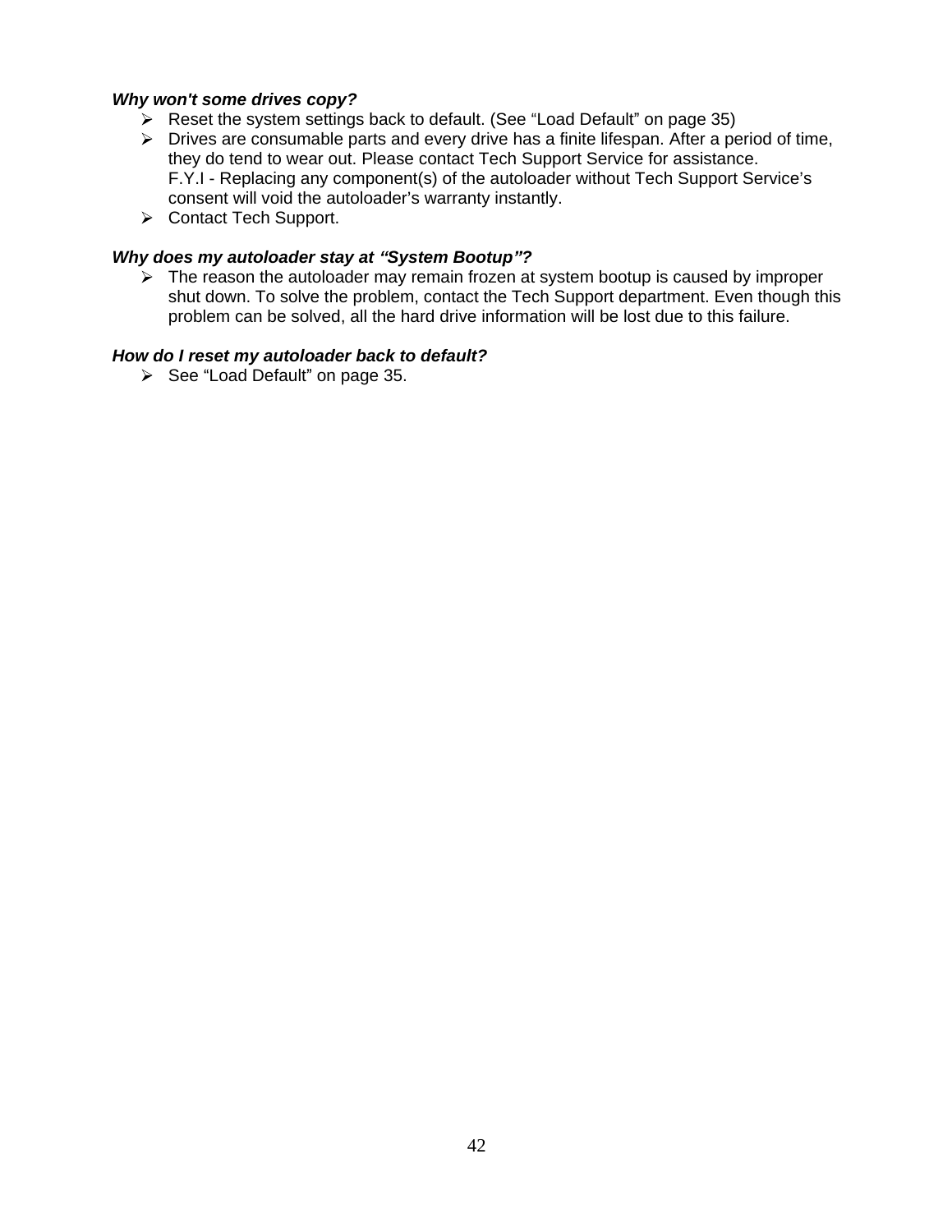***Why won't some drives copy?***

- Reset the system settings back to default. (See “Load Default” on page 35)
- Drives are consumable parts and every drive has a finite lifespan. After a period of time, they do tend to wear out. Please contact Tech Support Service for assistance.
  F.Y.I - Replacing any component(s) of the autoloader without Tech Support Service’s consent will void the autoloader’s warranty instantly.
- Contact Tech Support.

***Why does my autoloader stay at “System Bootup”?***

- The reason the autoloader may remain frozen at system bootup is caused by improper shut down. To solve the problem, contact the Tech Support department. Even though this problem can be solved, all the hard drive information will be lost due to this failure.

***How do I reset my autoloader back to default?***

- See “Load Default” on page 35.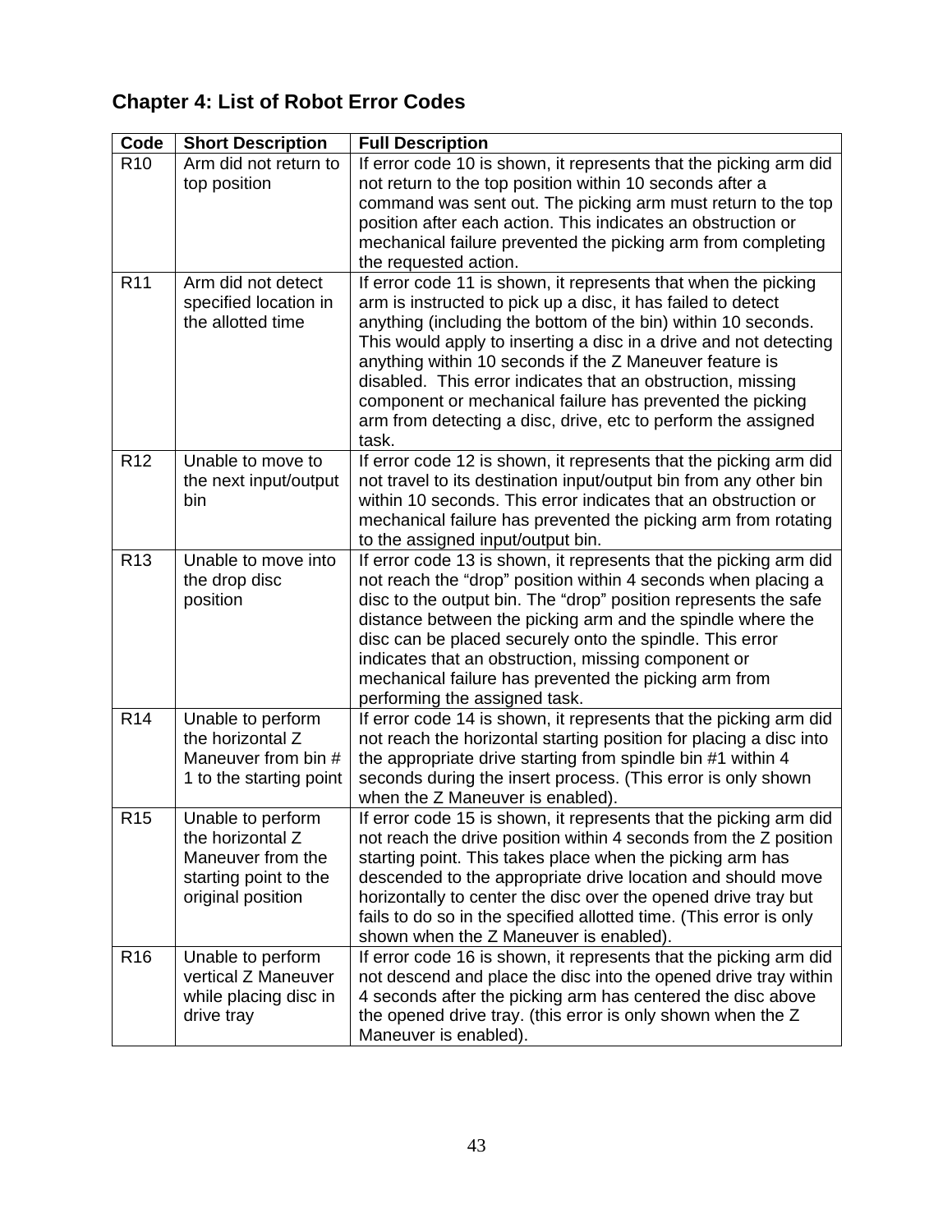## Chapter 4: List of Robot Error Codes

| Code | Short Description | Full Description |
|---|---|---|
| R10 | Arm did not return to top position | If error code 10 is shown, it represents that the picking arm did not return to the top position within 10 seconds after a command was sent out. The picking arm must return to the top position after each action. This indicates an obstruction or mechanical failure prevented the picking arm from completing the requested action. |
| R11 | Arm did not detect specified location in the allotted time | If error code 11 is shown, it represents that when the picking arm is instructed to pick up a disc, it has failed to detect anything (including the bottom of the bin) within 10 seconds. This would apply to inserting a disc in a drive and not detecting anything within 10 seconds if the Z Maneuver feature is disabled. This error indicates that an obstruction, missing component or mechanical failure has prevented the picking arm from detecting a disc, drive, etc to perform the assigned task. |
| R12 | Unable to move to the next input/output bin | If error code 12 is shown, it represents that the picking arm did not travel to its destination input/output bin from any other bin within 10 seconds. This error indicates that an obstruction or mechanical failure has prevented the picking arm from rotating to the assigned input/output bin. |
| R13 | Unable to move into the drop disc position | If error code 13 is shown, it represents that the picking arm did not reach the "drop" position within 4 seconds when placing a disc to the output bin. The "drop" position represents the safe distance between the picking arm and the spindle where the disc can be placed securely onto the spindle. This error indicates that an obstruction, missing component or mechanical failure has prevented the picking arm from performing the assigned task. |
| R14 | Unable to perform the horizontal Z Maneuver from bin # 1 to the starting point | If error code 14 is shown, it represents that the picking arm did not reach the horizontal starting position for placing a disc into the appropriate drive starting from spindle bin #1 within 4 seconds during the insert process. (This error is only shown when the Z Maneuver is enabled). |
| R15 | Unable to perform the horizontal Z Maneuver from the starting point to the original position | If error code 15 is shown, it represents that the picking arm did not reach the drive position within 4 seconds from the Z position starting point. This takes place when the picking arm has descended to the appropriate drive location and should move horizontally to center the disc over the opened drive tray but fails to do so in the specified allotted time. (This error is only shown when the Z Maneuver is enabled). |
| R16 | Unable to perform vertical Z Maneuver while placing disc in drive tray | If error code 16 is shown, it represents that the picking arm did not descend and place the disc into the opened drive tray within 4 seconds after the picking arm has centered the disc above the opened drive tray. (this error is only shown when the Z Maneuver is enabled). |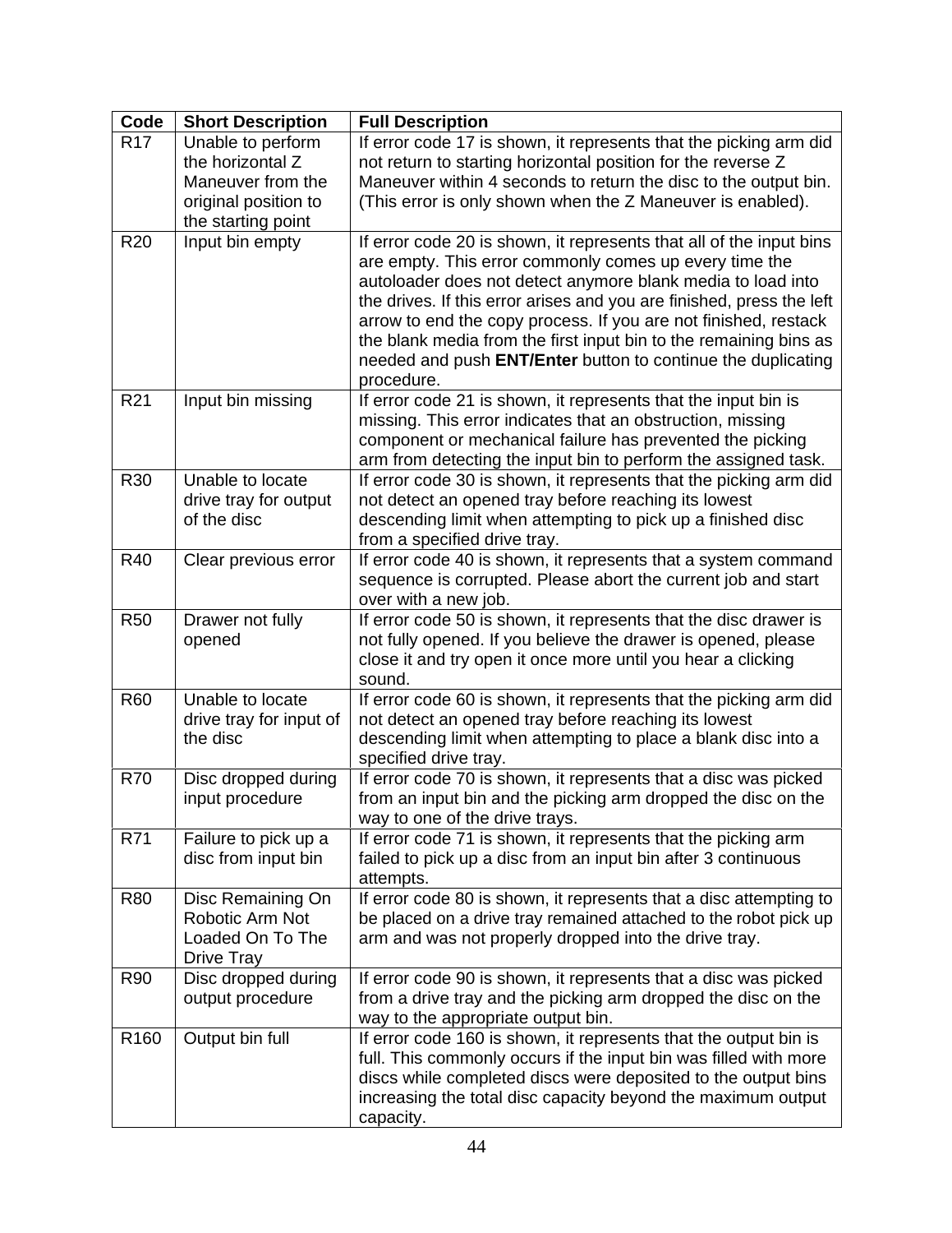| Code | Short Description | Full Description |
| --- | --- | --- |
| R17 | Unable to perform the horizontal Z Maneuver from the original position to the starting point | If error code 17 is shown, it represents that the picking arm did not return to starting horizontal position for the reverse Z Maneuver within 4 seconds to return the disc to the output bin. (This error is only shown when the Z Maneuver is enabled). |
| R20 | Input bin empty | If error code 20 is shown, it represents that all of the input bins are empty. This error commonly comes up every time the autoloader does not detect anymore blank media to load into the drives. If this error arises and you are finished, press the left arrow to end the copy process. If you are not finished, restack the blank media from the first input bin to the remaining bins as needed and push **ENT/Enter** button to continue the duplicating procedure. |
| R21 | Input bin missing | If error code 21 is shown, it represents that the input bin is missing. This error indicates that an obstruction, missing component or mechanical failure has prevented the picking arm from detecting the input bin to perform the assigned task. |
| R30 | Unable to locate drive tray for output of the disc | If error code 30 is shown, it represents that the picking arm did not detect an opened tray before reaching its lowest descending limit when attempting to pick up a finished disc from a specified drive tray. |
| R40 | Clear previous error | If error code 40 is shown, it represents that a system command sequence is corrupted. Please abort the current job and start over with a new job. |
| R50 | Drawer not fully opened | If error code 50 is shown, it represents that the disc drawer is not fully opened. If you believe the drawer is opened, please close it and try open it once more until you hear a clicking sound. |
| R60 | Unable to locate drive tray for input of the disc | If error code 60 is shown, it represents that the picking arm did not detect an opened tray before reaching its lowest descending limit when attempting to place a blank disc into a specified drive tray. |
| R70 | Disc dropped during input procedure | If error code 70 is shown, it represents that a disc was picked from an input bin and the picking arm dropped the disc on the way to one of the drive trays. |
| R71 | Failure to pick up a disc from input bin | If error code 71 is shown, it represents that the picking arm failed to pick up a disc from an input bin after 3 continuous attempts. |
| R80 | Disc Remaining On Robotic Arm Not Loaded On To The Drive Tray | If error code 80 is shown, it represents that a disc attempting to be placed on a drive tray remained attached to the robot pick up arm and was not properly dropped into the drive tray. |
| R90 | Disc dropped during output procedure | If error code 90 is shown, it represents that a disc was picked from a drive tray and the picking arm dropped the disc on the way to the appropriate output bin. |
| R160 | Output bin full | If error code 160 is shown, it represents that the output bin is full. This commonly occurs if the input bin was filled with more discs while completed discs were deposited to the output bins increasing the total disc capacity beyond the maximum output capacity. |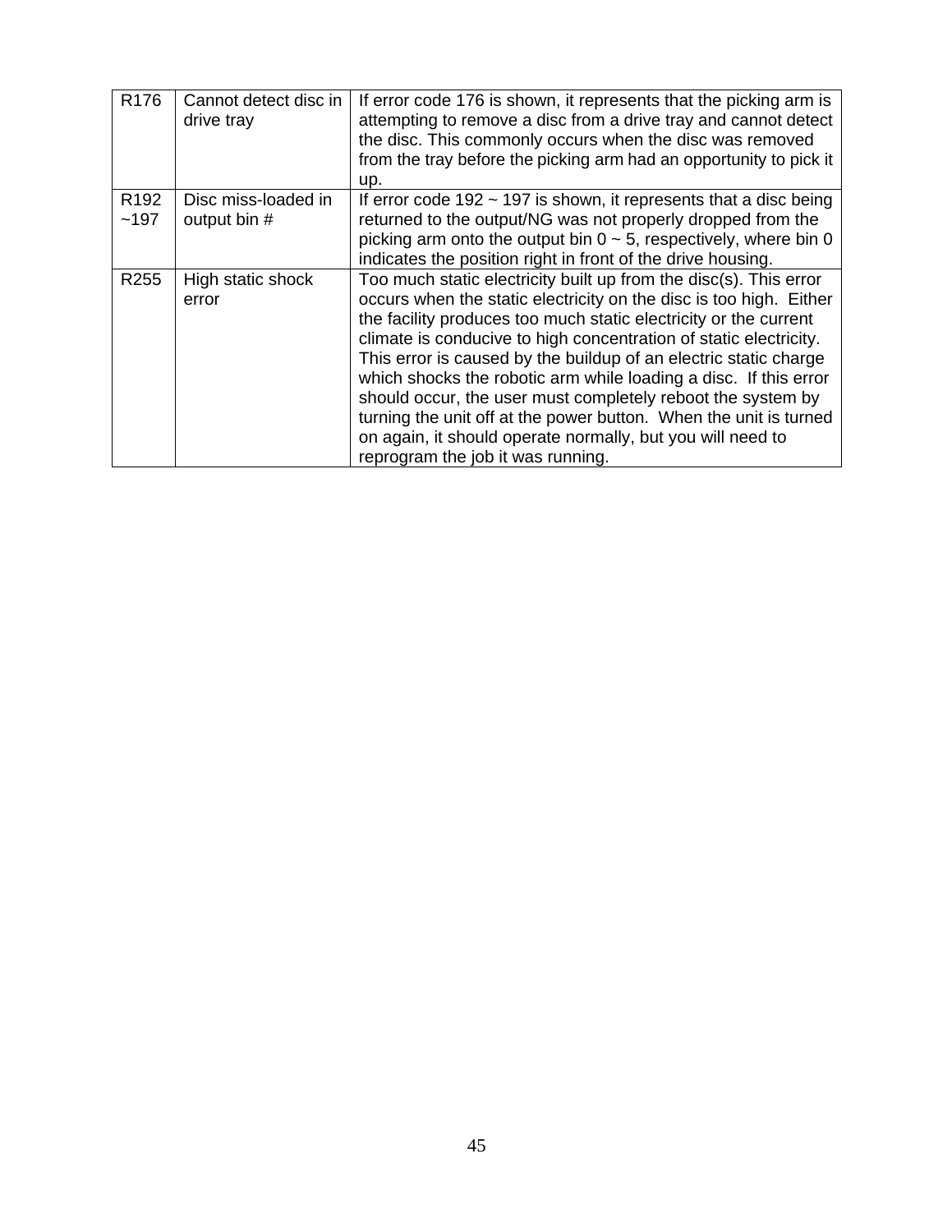| R176 | Cannot detect disc in drive tray | If error code 176 is shown, it represents that the picking arm is attempting to remove a disc from a drive tray and cannot detect the disc. This commonly occurs when the disc was removed from the tray before the picking arm had an opportunity to pick it up. |
|---|---|---|
| R192 ~197 | Disc miss-loaded in output bin # | If error code 192 ~ 197 is shown, it represents that a disc being returned to the output/NG was not properly dropped from the picking arm onto the output bin 0 ~ 5, respectively, where bin 0 indicates the position right in front of the drive housing. |
| R255 | High static shock error | Too much static electricity built up from the disc(s). This error occurs when the static electricity on the disc is too high. Either the facility produces too much static electricity or the current climate is conducive to high concentration of static electricity. This error is caused by the buildup of an electric static charge which shocks the robotic arm while loading a disc. If this error should occur, the user must completely reboot the system by turning the unit off at the power button. When the unit is turned on again, it should operate normally, but you will need to reprogram the job it was running. |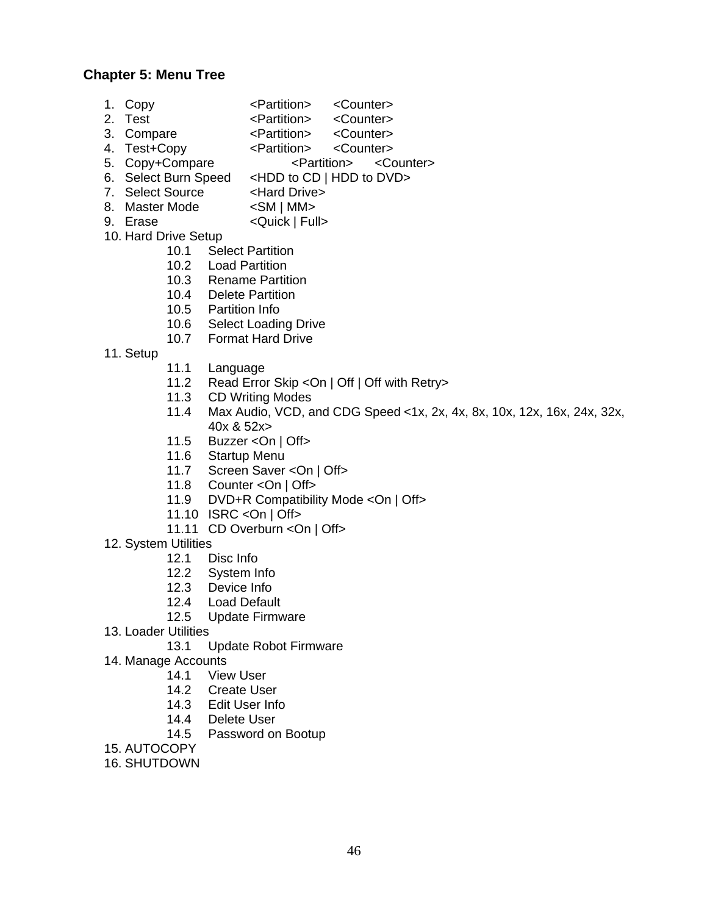## Chapter 5: Menu Tree

1. Copy <Partition> <Counter>
2. Test <Partition> <Counter>
3. Compare <Partition> <Counter>
4. Test+Copy <Partition> <Counter>
5. Copy+Compare <Partition> <Counter>
6. Select Burn Speed <HDD to CD | HDD to DVD>
7. Select Source <Hard Drive>
8. Master Mode <SM | MM>
9. Erase <Quick | Full>
10. Hard Drive Setup
    - 10.1 Select Partition
    - 10.2 Load Partition
    - 10.3 Rename Partition
    - 10.4 Delete Partition
    - 10.5 Partition Info
    - 10.6 Select Loading Drive
    - 10.7 Format Hard Drive
11. Setup
    - 11.1 Language
    - 11.2 Read Error Skip <On | Off | Off with Retry>
    - 11.3 CD Writing Modes
    - 11.4 Max Audio, VCD, and CDG Speed <1x, 2x, 4x, 8x, 10x, 12x, 16x, 24x, 32x, 40x & 52x>
    - 11.5 Buzzer <On | Off>
    - 11.6 Startup Menu
    - 11.7 Screen Saver <On | Off>
    - 11.8 Counter <On | Off>
    - 11.9 DVD+R Compatibility Mode <On | Off>
    - 11.10 ISRC <On | Off>
    - 11.11 CD Overburn <On | Off>
12. System Utilities
    - 12.1 Disc Info
    - 12.2 System Info
    - 12.3 Device Info
    - 12.4 Load Default
    - 12.5 Update Firmware
13. Loader Utilities
    - 13.1 Update Robot Firmware
14. Manage Accounts
    - 14.1 View User
    - 14.2 Create User
    - 14.3 Edit User Info
    - 14.4 Delete User
    - 14.5 Password on Bootup
15. AUTOCOPY
16. SHUTDOWN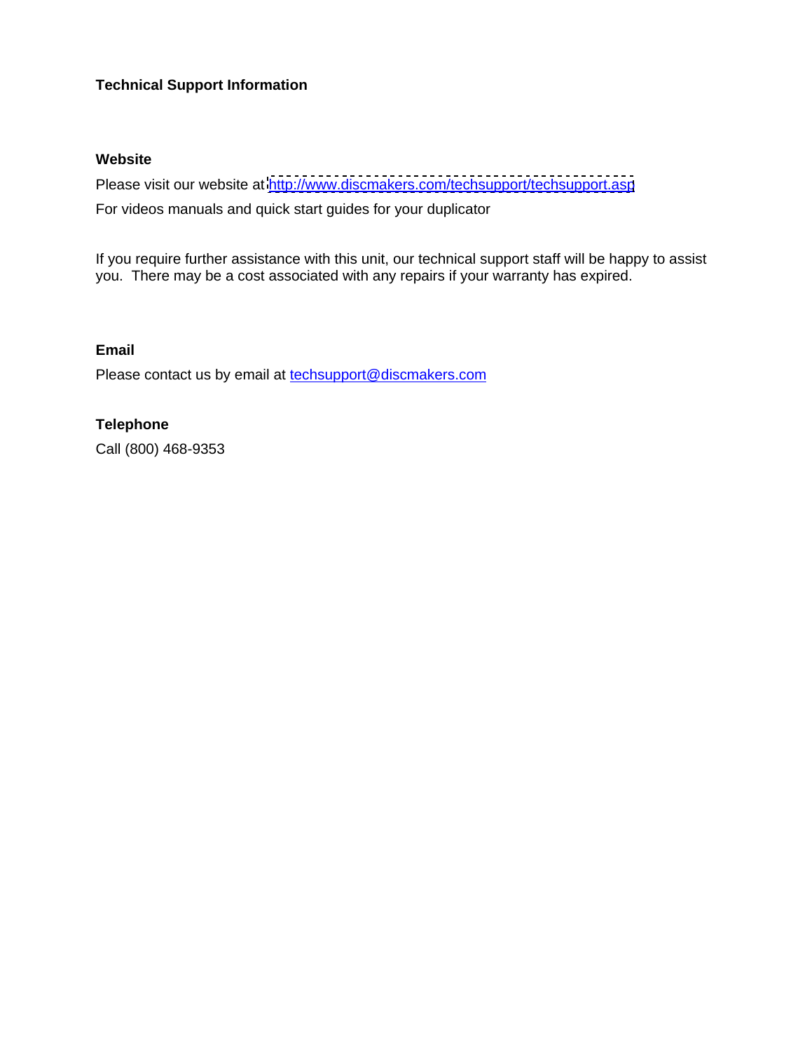## Technical Support Information

### Website

Please visit our website at http://www.discmakers.com/techsupport/techsupport.asp
For videos manuals and quick start guides for your duplicator

If you require further assistance with this unit, our technical support staff will be happy to assist you. There may be a cost associated with any repairs if your warranty has expired.

### Email

Please contact us by email at techsupport@discmakers.com

### Telephone

Call (800) 468-9353